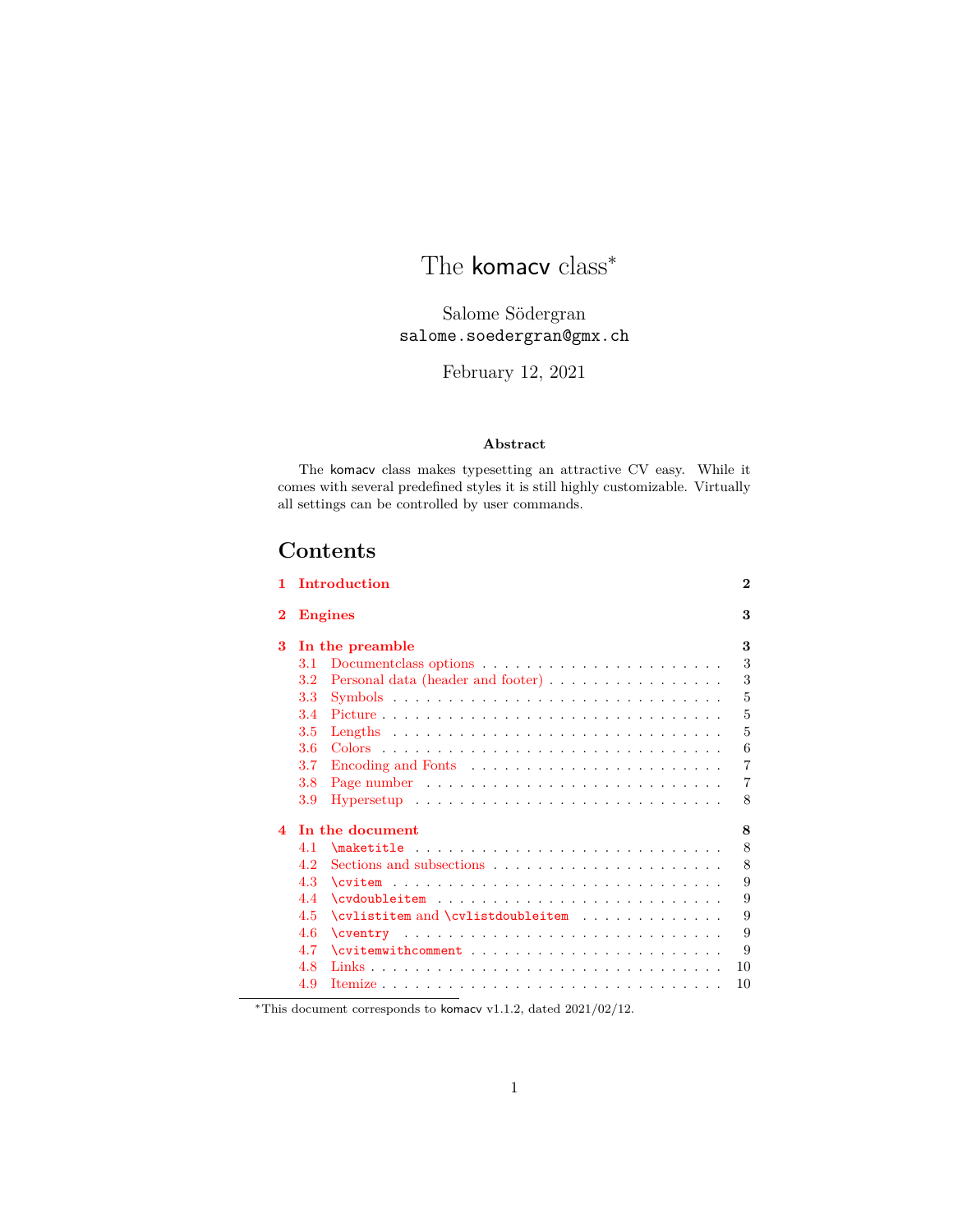# The komacv class*

Salome Södergran
`salome.soedergran@gmx.ch`

February 12, 2021

**Abstract**

The komacv class makes typesetting an attractive CV easy. While it comes with several predefined styles it is still highly customizable. Virtually all settings can be controlled by user commands.

## Contents

- **1 Introduction** — 2
- **2 Engines** — 3
- **3 In the preamble** — 3
  - 3.1 Documentclass options — 3
  - 3.2 Personal data (header and footer) — 3
  - 3.3 Symbols — 5
  - 3.4 Picture — 5
  - 3.5 Lengths — 5
  - 3.6 Colors — 6
  - 3.7 Encoding and Fonts — 7
  - 3.8 Page number — 7
  - 3.9 Hypersetup — 8
- **4 In the document** — 8
  - 4.1 `\maketitle` — 8
  - 4.2 Sections and subsections — 8
  - 4.3 `\cvitem` — 9
  - 4.4 `\cvdoubleitem` — 9
  - 4.5 `\cvlistitem` and `\cvlistdoubleitem` — 9
  - 4.6 `\cventry` — 9
  - 4.7 `\cvitemwithcomment` — 9
  - 4.8 Links — 10
  - 4.9 Itemize — 10

*This document corresponds to komacv v1.1.2, dated 2021/02/12.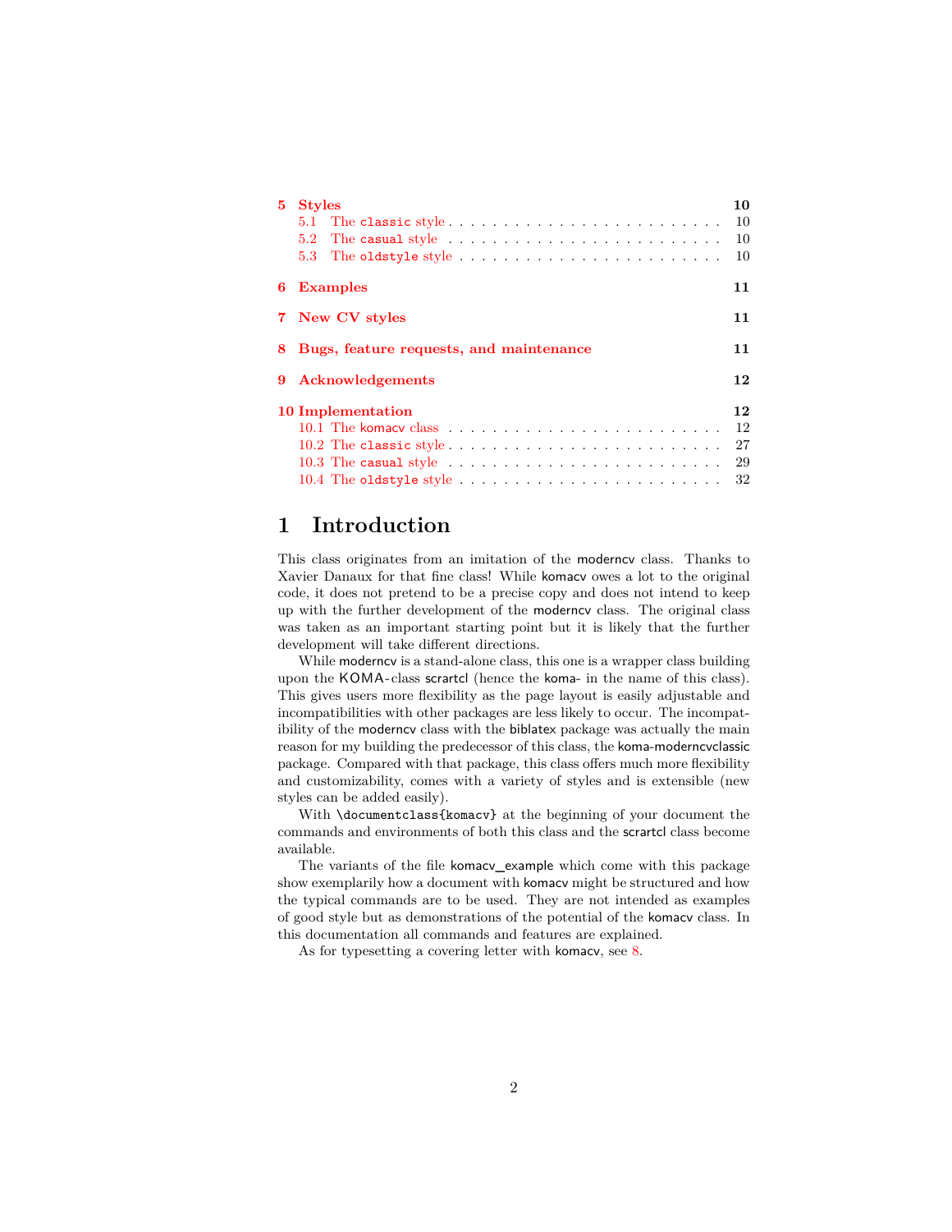| | | |
|---|---|---|
| **5** | **Styles** | **10** |
| 5.1 | The `classic` style | 10 |
| 5.2 | The `casual` style | 10 |
| 5.3 | The `oldstyle` style | 10 |
| **6** | **Examples** | **11** |
| **7** | **New CV styles** | **11** |
| **8** | **Bugs, feature requests, and maintenance** | **11** |
| **9** | **Acknowledgements** | **12** |
| **10** | **Implementation** | **12** |
| 10.1 | The komacv class | 12 |
| 10.2 | The `classic` style | 27 |
| 10.3 | The `casual` style | 29 |
| 10.4 | The `oldstyle` style | 32 |

# 1 Introduction

This class originates from an imitation of the moderncv class. Thanks to Xavier Danaux for that fine class! While komacv owes a lot to the original code, it does not pretend to be a precise copy and does not intend to keep up with the further development of the moderncv class. The original class was taken as an important starting point but it is likely that the further development will take different directions.

While moderncv is a stand-alone class, this one is a wrapper class building upon the KOMA-class scrartcl (hence the koma- in the name of this class). This gives users more flexibility as the page layout is easily adjustable and incompatibilities with other packages are less likely to occur. The incompatibility of the moderncv class with the biblatex package was actually the main reason for my building the predecessor of this class, the koma-moderncvclassic package. Compared with that package, this class offers much more flexibility and customizability, comes with a variety of styles and is extensible (new styles can be added easily).

With `\documentclass{komacv}` at the beginning of your document the commands and environments of both this class and the scrartcl class become available.

The variants of the file komacv_example which come with this package show exemplarily how a document with komacv might be structured and how the typical commands are to be used. They are not intended as examples of good style but as demonstrations of the potential of the komacv class. In this documentation all commands and features are explained.

As for typesetting a covering letter with komacv, see 8.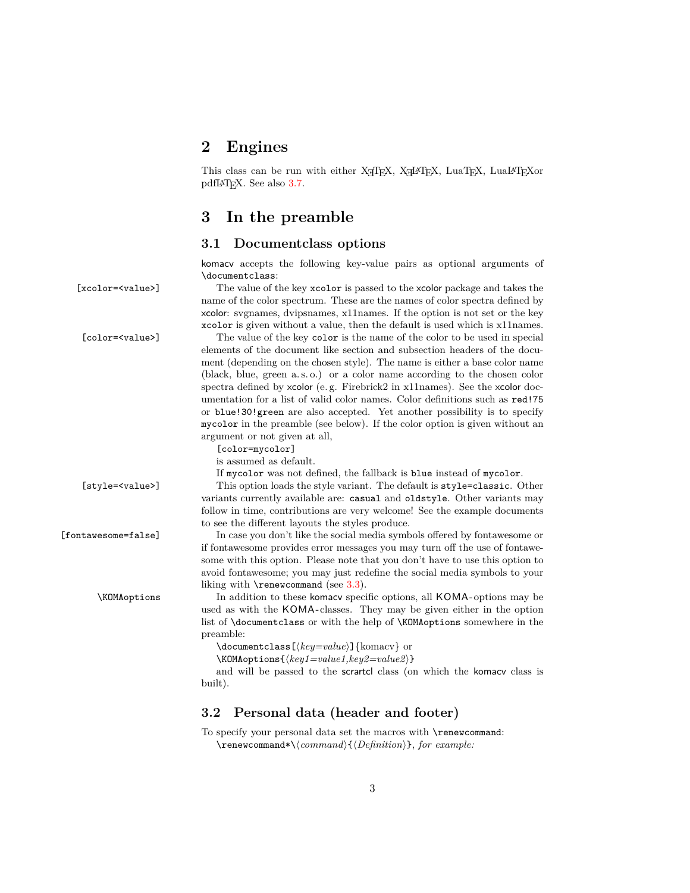## 2 Engines

This class can be run with either XeTeX, XeLaTeX, LuaTeX, LuaLaTeXor pdfLaTeX. See also 3.7.

## 3 In the preamble

### 3.1 Documentclass options

komacv accepts the following key-value pairs as optional arguments of `\documentclass`:

`[xcolor=<value>]` The value of the key `xcolor` is passed to the xcolor package and takes the name of the color spectrum. These are the names of color spectra defined by xcolor: svgnames, dvipsnames, x11names. If the option is not set or the key `xcolor` is given without a value, then the default is used which is x11names.

`[color=<value>]` The value of the key `color` is the name of the color to be used in special elements of the document like section and subsection headers of the document (depending on the chosen style). The name is either a base color name (black, blue, green a. s. o.) or a color name according to the chosen color spectra defined by xcolor (e. g. Firebrick2 in x11names). See the xcolor documentation for a list of valid color names. Color definitions such as `red!75` or `blue!30!green` are also accepted. Yet another possibility is to specify `mycolor` in the preamble (see below). If the color option is given without an argument or not given at all,

`[color=mycolor]`

is assumed as default.

If `mycolor` was not defined, the fallback is `blue` instead of `mycolor`.

`[style=<value>]` This option loads the style variant. The default is `style=classic`. Other variants currently available are: `casual` and `oldstyle`. Other variants may follow in time, contributions are very welcome! See the example documents to see the different layouts the styles produce.

`[fontawesome=false]` In case you don't like the social media symbols offered by fontawesome or if fontawesome provides error messages you may turn off the use of fontawesome with this option. Please note that you don't have to use this option to avoid fontawesome; you may just redefine the social media symbols to your liking with `\renewcommand` (see 3.3).

`\KOMAoptions` In addition to these komacv specific options, all KOMA-options may be used as with the KOMA-classes. They may be given either in the option list of `\documentclass` or with the help of `\KOMAoptions` somewhere in the preamble:

`\documentclass[`⟨*key=value*⟩`]`{komacv} or

`\KOMAoptions{`⟨*key1=value1,key2=value2*⟩`}`

and will be passed to the scrartcl class (on which the komacv class is built).

### 3.2 Personal data (header and footer)

To specify your personal data set the macros with `\renewcommand`:

`\renewcommand*\`⟨*command*⟩`{`⟨*Definition*⟩`}`, *for example:*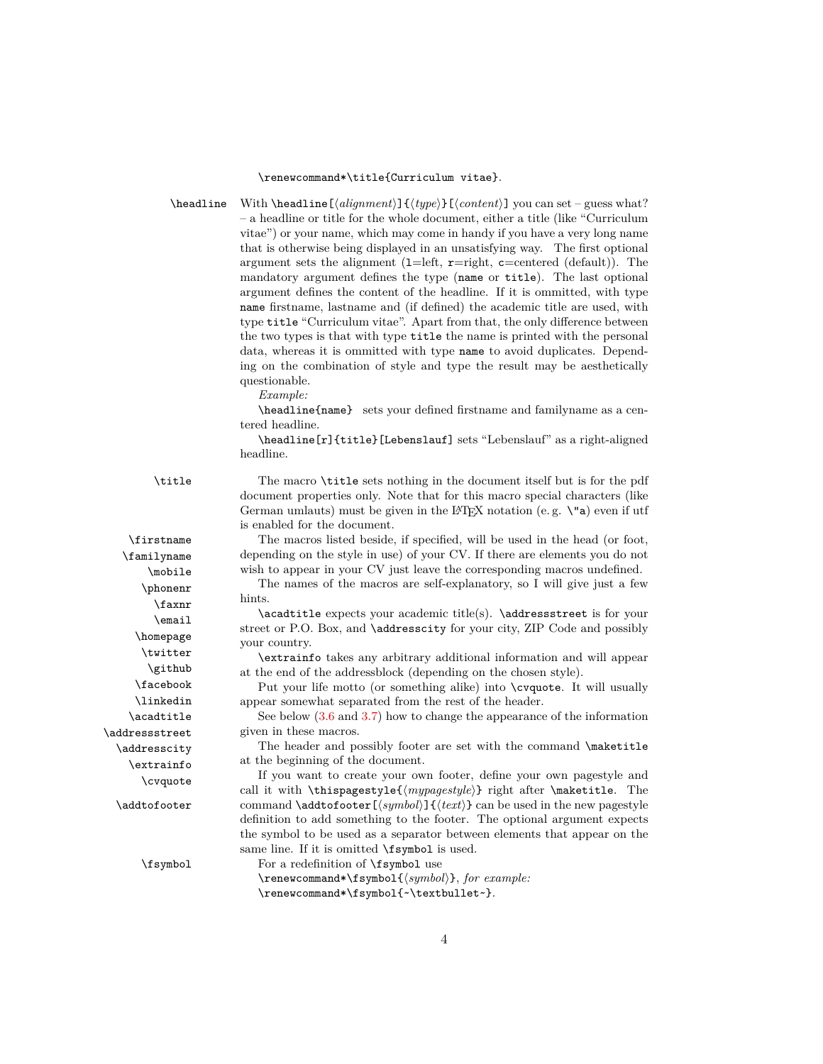`\renewcommand*\title{Curriculum vitae}`.

`\headline` With `\headline[⟨alignment⟩]{⟨type⟩}[⟨content⟩]` you can set – guess what? – a headline or title for the whole document, either a title (like “Curriculum vitae”) or your name, which may come in handy if you have a very long name that is otherwise being displayed in an unsatisfying way. The first optional argument sets the alignment (`l`=left, `r`=right, `c`=centered (default)). The mandatory argument defines the type (`name` or `title`). The last optional argument defines the content of the headline. If it is ommitted, with type `name` firstname, lastname and (if defined) the academic title are used, with type `title` “Curriculum vitae”. Apart from that, the only difference between the two types is that with type `title` the name is printed with the personal data, whereas it is ommitted with type `name` to avoid duplicates. Depending on the combination of style and type the result may be aesthetically questionable.

*Example:*

`\headline{name}` sets your defined firstname and familyname as a centered headline.

`\headline[r]{title}[Lebenslauf]` sets “Lebenslauf” as a right-aligned headline.

`\title` The macro `\title` sets nothing in the document itself but is for the pdf document properties only. Note that for this macro special characters (like German umlauts) must be given in the LaTeX notation (e. g. `\"a`) even if utf is enabled for the document.

`\firstname` `\familyname` `\mobile` `\phonenr` `\faxnr` `\email` `\homepage` `\twitter` `\github` `\facebook` `\linkedin` `\acadtitle` `\addressstreet` `\addresscity` `\extrainfo` `\cvquote`

The macros listed beside, if specified, will be used in the head (or foot, depending on the style in use) of your CV. If there are elements you do not wish to appear in your CV just leave the corresponding macros undefined.

The names of the macros are self-explanatory, so I will give just a few hints.

`\acadtitle` expects your academic title(s). `\addressstreet` is for your street or P.O. Box, and `\addresscity` for your city, ZIP Code and possibly your country.

`\extrainfo` takes any arbitrary additional information and will appear at the end of the addressblock (depending on the chosen style).

Put your life motto (or something alike) into `\cvquote`. It will usually appear somewhat separated from the rest of the header.

See below (3.6 and 3.7) how to change the appearance of the information given in these macros.

The header and possibly footer are set with the command `\maketitle` at the beginning of the document.

`\addtofooter` If you want to create your own footer, define your own pagestyle and call it with `\thispagestyle{⟨mypagestyle⟩}` right after `\maketitle`. The command `\addtofooter[⟨symbol⟩]{⟨text⟩}` can be used in the new pagestyle definition to add something to the footer. The optional argument expects the symbol to be used as a separator between elements that appear on the same line. If it is omitted `\fsymbol` is used.

`\fsymbol` For a redefinition of `\fsymbol` use
`\renewcommand*\fsymbol{⟨symbol⟩}`, *for example:*
`\renewcommand*\fsymbol{~\textbullet~}`.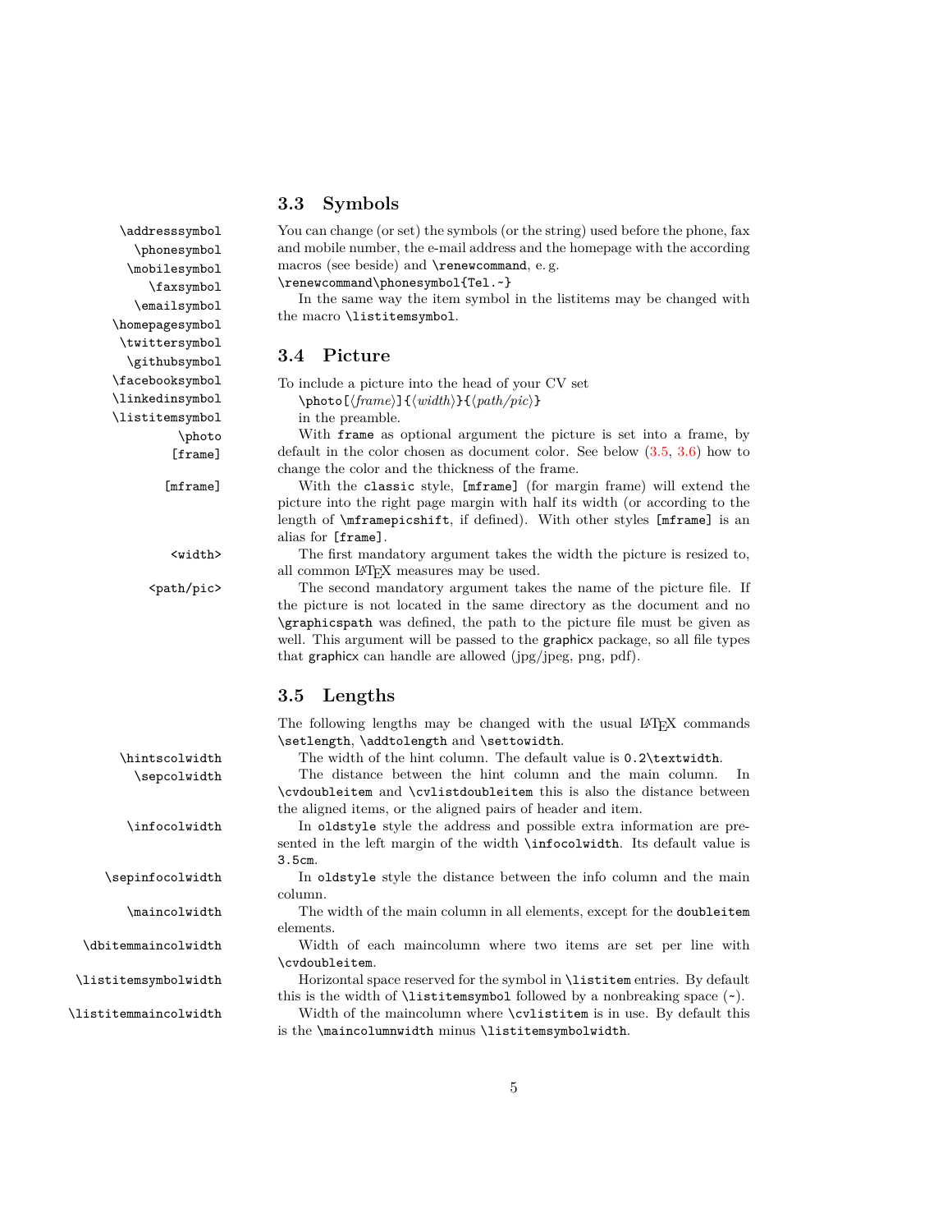### 3.3 Symbols

`\addresssymbol` `\phonesymbol` `\mobilesymbol` `\faxsymbol` `\emailsymbol` `\homepagesymbol` `\twittersymbol` `\githubsymbol` `\facebooksymbol` `\linkedinsymbol` `\listitemsymbol`

You can change (or set) the symbols (or the string) used before the phone, fax and mobile number, the e-mail address and the homepage with the according macros (see beside) and `\renewcommand`, e. g.
`\renewcommand\phonesymbol{Tel.~}`

In the same way the item symbol in the listitems may be changed with the macro `\listitemsymbol`.

### 3.4 Picture

`\photo`

To include a picture into the head of your CV set
`\photo[`⟨*frame*⟩`]{`⟨*width*⟩`}{`⟨*path/pic*⟩`}`
in the preamble.

`[frame]` With `frame` as optional argument the picture is set into a frame, by default in the color chosen as document color. See below (3.5, 3.6) how to change the color and the thickness of the frame.

`[mframe]` With the `classic` style, `[mframe]` (for margin frame) will extend the picture into the right page margin with half its width (or according to the length of `\mframepicshift`, if defined). With other styles `[mframe]` is an alias for `[frame]`.

`<width>` The first mandatory argument takes the width the picture is resized to, all common LaTeX measures may be used.

`<path/pic>` The second mandatory argument takes the name of the picture file. If the picture is not located in the same directory as the document and no `\graphicspath` was defined, the path to the picture file must be given as well. This argument will be passed to the graphicx package, so all file types that graphicx can handle are allowed (jpg/jpeg, png, pdf).

### 3.5 Lengths

The following lengths may be changed with the usual LaTeX commands `\setlength`, `\addtolength` and `\settowidth`.

`\hintscolwidth` The width of the hint column. The default value is `0.2\textwidth`.

`\sepcolwidth` The distance between the hint column and the main column. In `\cvdoubleitem` and `\cvlistdoubleitem` this is also the distance between the aligned items, or the aligned pairs of header and item.

`\infocolwidth` In `oldstyle` style the address and possible extra information are presented in the left margin of the width `\infocolwidth`. Its default value is `3.5cm`.

`\sepinfocolwidth` In `oldstyle` style the distance between the info column and the main column.

`\maincolwidth` The width of the main column in all elements, except for the `doubleitem` elements.

`\dbitemmaincolwidth` Width of each maincolumn where two items are set per line with `\cvdoubleitem`.

`\listitemsymbolwidth` Horizontal space reserved for the symbol in `\listitem` entries. By default this is the width of `\listitemsymbol` followed by a nonbreaking space (`~`).

`\listitemmaincolwidth` Width of the maincolumn where `\cvlistitem` is in use. By default this is the `\maincolumnwidth` minus `\listitemsymbolwidth`.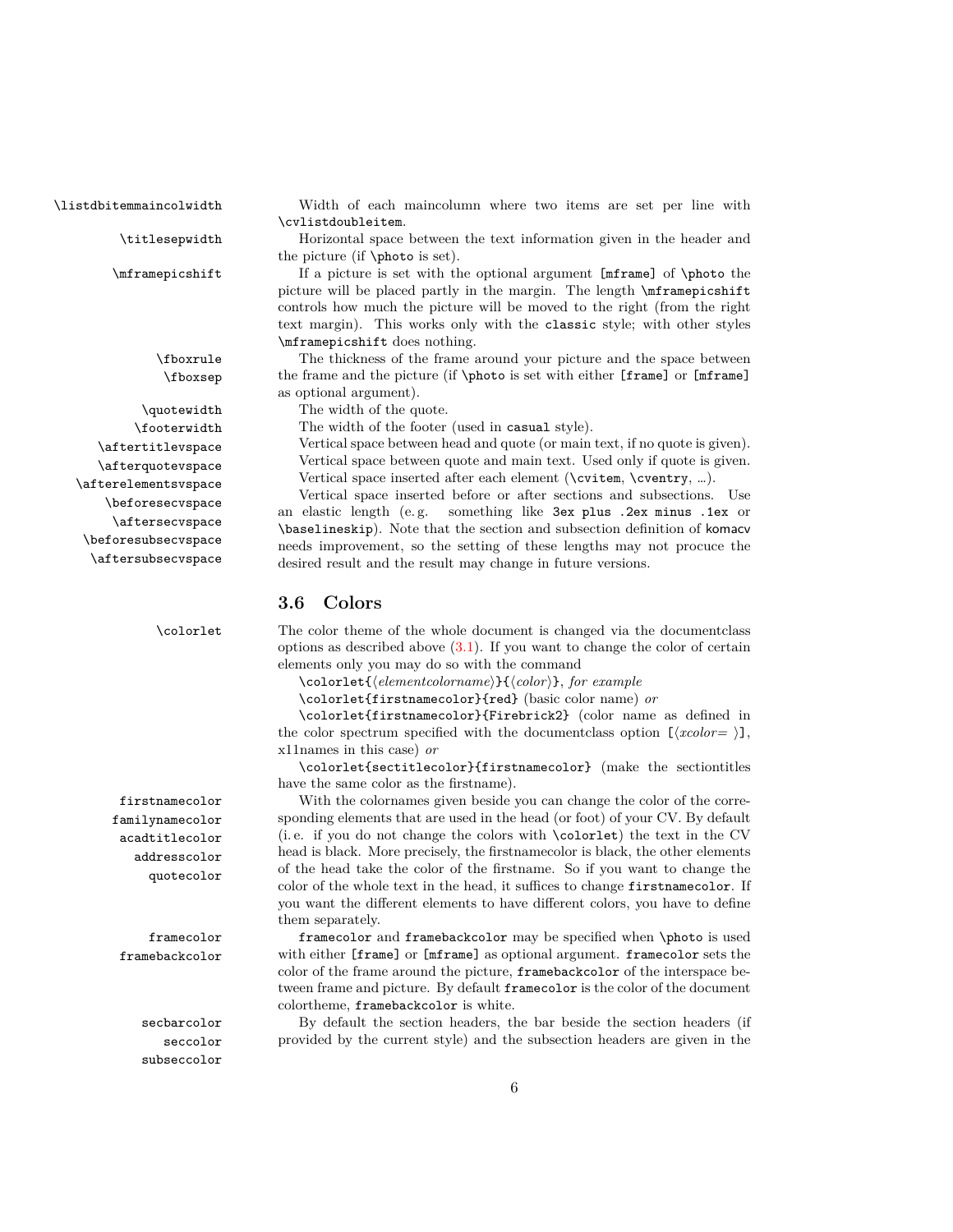`\listdbitemmaincolwidth` Width of each maincolumn where two items are set per line with `\cvlistdoubleitem`.

`\titlesepwidth` Horizontal space between the text information given in the header and the picture (if `\photo` is set).

`\mframepicshift` If a picture is set with the optional argument `[mframe]` of `\photo` the picture will be placed partly in the margin. The length `\mframepicshift` controls how much the picture will be moved to the right (from the right text margin). This works only with the `classic` style; with other styles `\mframepicshift` does nothing.

`\fboxrule`
`\fboxsep` The thickness of the frame around your picture and the space between the frame and the picture (if `\photo` is set with either `[frame]` or `[mframe]` as optional argument).

`\quotewidth` The width of the quote.

`\footerwidth` The width of the footer (used in `casual` style).

`\aftertitlevspace` Vertical space between head and quote (or main text, if no quote is given).

`\afterquotevspace` Vertical space between quote and main text. Used only if quote is given.

`\afterelementsvspace` Vertical space inserted after each element (`\cvitem`, `\cventry`, …).

`\beforesecvspace`
`\aftersecvspace`
`\beforesubsecvspace`
`\aftersubsecvspace` Vertical space inserted before or after sections and subsections. Use an elastic length (e.g. something like `3ex plus .2ex minus .1ex` or `\baselineskip`). Note that the section and subsection definition of komacv needs improvement, so the setting of these lengths may not procuce the desired result and the result may change in future versions.

## 3.6 Colors

`\colorlet` The color theme of the whole document is changed via the documentclass options as described above (3.1). If you want to change the color of certain elements only you may do so with the command

`\colorlet{`⟨*elementcolorname*⟩`}{`⟨*color*⟩`}`, *for example*

`\colorlet{firstnamecolor}{red}` (basic color name) *or*

`\colorlet{firstnamecolor}{Firebrick2}` (color name as defined in the color spectrum specified with the documentclass option `[`⟨*xcolor=* ⟩`]`, x11names in this case) *or*

`\colorlet{sectitlecolor}{firstnamecolor}` (make the sectiontitles have the same color as the firstname).

`firstnamecolor`
`familynamecolor`
`acadtitlecolor`
`addresscolor`
`quotecolor` With the colornames given beside you can change the color of the corresponding elements that are used in the head (or foot) of your CV. By default (i. e. if you do not change the colors with `\colorlet`) the text in the CV head is black. More precisely, the firstnamecolor is black, the other elements of the head take the color of the firstname. So if you want to change the color of the whole text in the head, it suffices to change `firstnamecolor`. If you want the different elements to have different colors, you have to define them separately.

`framecolor`
`framebackcolor` `framecolor` and `framebackcolor` may be specified when `\photo` is used with either `[frame]` or `[mframe]` as optional argument. `framecolor` sets the color of the frame around the picture, `framebackcolor` of the interspace between frame and picture. By default `framecolor` is the color of the document colortheme, `framebackcolor` is white.

`secbarcolor`
`seccolor`
`subseccolor` By default the section headers, the bar beside the section headers (if provided by the current style) and the subsection headers are given in the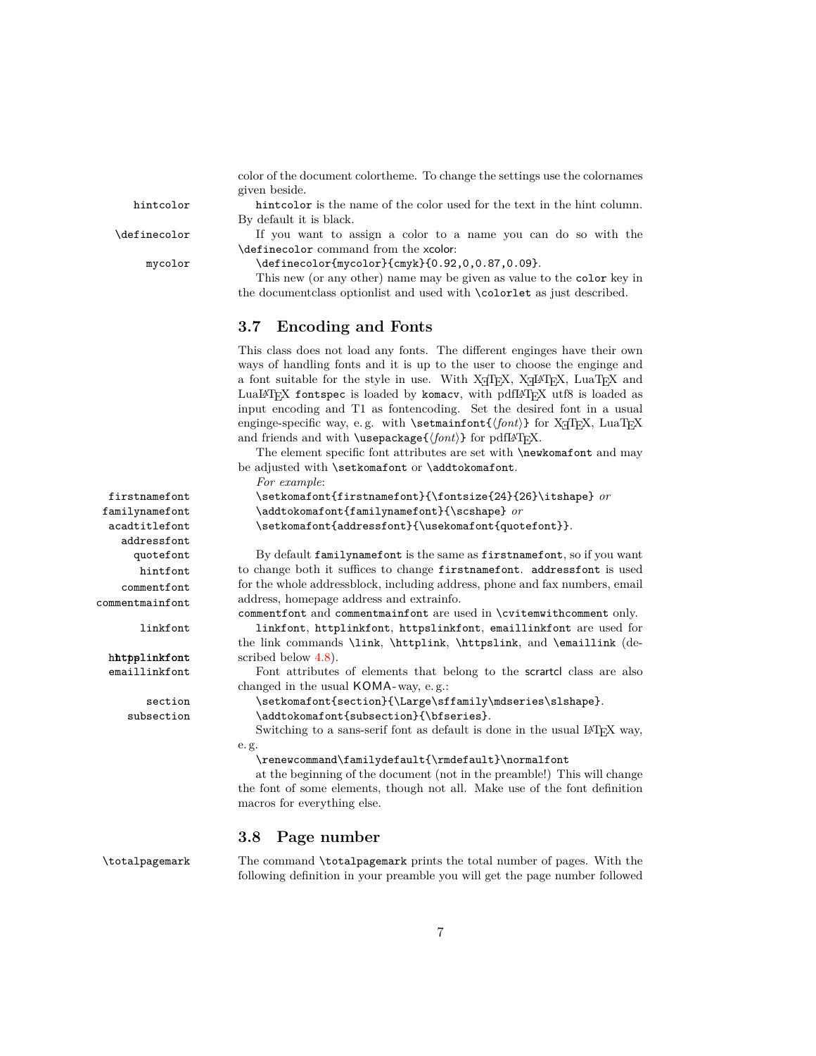color of the document colortheme. To change the settings use the colornames given beside.

`hintcolor` — `hintcolor` is the name of the color used for the text in the hint column. By default it is black.

`\definecolor` — If you want to assign a color to a name you can do so with the `\definecolor` command from the xcolor:

`mycolor` — `\definecolor{mycolor}{cmyk}{0.92,0,0.87,0.09}`.

This new (or any other) name may be given as value to the `color` key in the documentclass optionlist and used with `\colorlet` as just described.

### 3.7 Encoding and Fonts

This class does not load any fonts. The different enginges have their own ways of handling fonts and it is up to the user to choose the enginge and a font suitable for the style in use. With XeTeX, XeLaTeX, LuaTeX and LuaLaTeX `fontspec` is loaded by `komacv`, with pdfLaTeX utf8 is loaded as input encoding and T1 as fontencoding. Set the desired font in a usual enginge-specific way, e. g. with `\setmainfont{`⟨*font*⟩`}` for XeTeX, LuaTeX and friends and with `\usepackage{`⟨*font*⟩`}` for pdfLaTeX.

The element specific font attributes are set with `\newkomafont` and may be adjusted with `\setkomafont` or `\addtokomafont`.

`firstnamefont` `familynamefont` `acadtitlefont` `addressfont` `quotefont` `hintfont` `commentfont` `commentmainfont`

*For example*:
`\setkomafont{firstnamefont}{\fontsize{24}{26}\itshape}` *or*
`\addtokomafont{familynamefont}{\scshape}` *or*
`\setkomafont{addressfont}{\usekomafont{quotefont}}`.

By default `familynamefont` is the same as `firstnamefont`, so if you want to change both it suffices to change `firstnamefont`. `addressfont` is used for the whole addressblock, including address, phone and fax numbers, email address, homepage address and extrainfo.

`commentfont` and `commentmainfont` are used in `\cvitemwithcomment` only.

`linkfont` `httplinkfont` `httpslinkfont` `emaillinkfont` — `linkfont`, `httplinkfont`, `httpslinkfont`, `emaillinkfont` are used for the link commands `\link`, `\httplink`, `\httpslink`, and `\emaillink` (described below 4.8).

`section` `subsection` — Font attributes of elements that belong to the scrartcl class are also changed in the usual KOMA-way, e. g.:

`\setkomafont{section}{\Large\sffamily\mdseries\slshape}`.
`\addtokomafont{subsection}{\bfseries}`.

Switching to a sans-serif font as default is done in the usual LaTeX way, e. g.

`\renewcommand\familydefault{\rmdefault}\normalfont`

at the beginning of the document (not in the preamble!) This will change the font of some elements, though not all. Make use of the font definition macros for everything else.

### 3.8 Page number

`\totalpagemark` — The command `\totalpagemark` prints the total number of pages. With the following definition in your preamble you will get the page number followed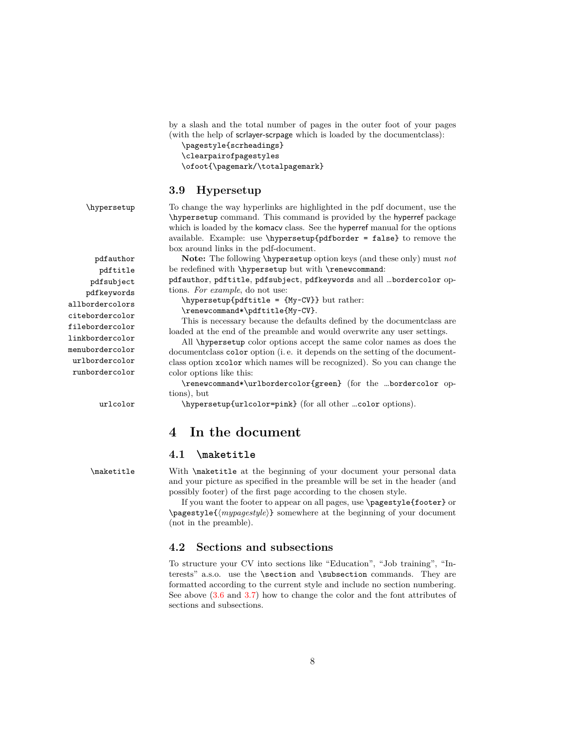by a slash and the total number of pages in the outer foot of your pages (with the help of scrlayer-scrpage which is loaded by the documentclass):

```
\pagestyle{scrheadings}
\clearpairofpagestyles
\ofoot{\pagemark/\totalpagemark}
```

### 3.9 Hypersetup

`\hypersetup`

To change the way hyperlinks are highlighted in the pdf document, use the `\hypersetup` command. This command is provided by the hyperref package which is loaded by the komacv class. See the hyperref manual for the options available. Example: use `\hypersetup{pdfborder = false}` to remove the box around links in the pdf-document.

`pdfauthor` `pdftitle` `pdfsubject` `pdfkeywords` `allbordercolors` `citebordercolor` `filebordercolor` `linkbordercolor` `menubordercolor` `urlbordercolor` `runbordercolor`

**Note:** The following `\hypersetup` option keys (and these only) must *not* be redefined with `\hypersetup` but with `\renewcommand`: `pdfauthor`, `pdftitle`, `pdfsubject`, `pdfkeywords` and all `…bordercolor` options. *For example*, do not use:

`\hypersetup{pdftitle = {My~CV}}` but rather:
`\renewcommand*\pdftitle{My~CV}`.

This is necessary because the defaults defined by the documentclass are loaded at the end of the preamble and would overwrite any user settings.

All `\hypersetup` color options accept the same color names as does the documentclass `color` option (i. e. it depends on the setting of the documentclass option `xcolor` which names will be recognized). So you can change the color options like this:

`\renewcommand*\urlbordercolor{green}` (for the `…bordercolor` options), but

`urlcolor`

`\hypersetup{urlcolor=pink}` (for all other `…color` options).

## 4 In the document

### 4.1 `\maketitle`

`\maketitle`

With `\maketitle` at the beginning of your document your personal data and your picture as specified in the preamble will be set in the header (and possibly footer) of the first page according to the chosen style.

If you want the footer to appear on all pages, use `\pagestyle{footer}` or `\pagestyle{⟨mypagestyle⟩}` somewhere at the beginning of your document (not in the preamble).

### 4.2 Sections and subsections

To structure your CV into sections like "Education", "Job training", "Interests" a.s.o. use the `\section` and `\subsection` commands. They are formatted according to the current style and include no section numbering. See above (3.6 and 3.7) how to change the color and the font attributes of sections and subsections.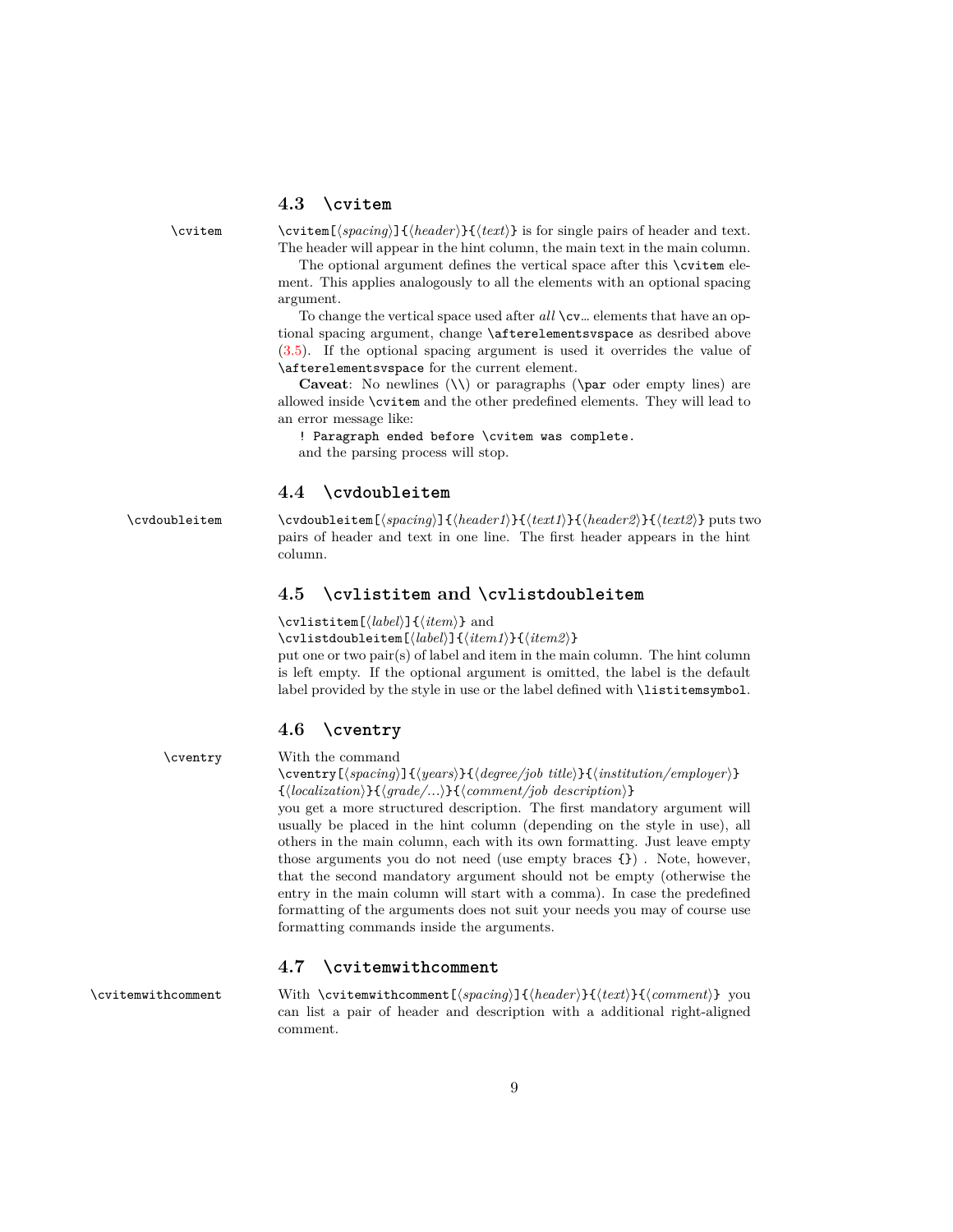### 4.3 `\cvitem`

`\cvitem`

`\cvitem[⟨spacing⟩]{⟨header⟩}{⟨text⟩}` is for single pairs of header and text. The header will appear in the hint column, the main text in the main column.

The optional argument defines the vertical space after this `\cvitem` element. This applies analogously to all the elements with an optional spacing argument.

To change the vertical space used after *all* `\cv`… elements that have an optional spacing argument, change `\afterelementsvspace` as desribed above (3.5). If the optional spacing argument is used it overrides the value of `\afterelementsvspace` for the current element.

**Caveat**: No newlines (`\\`) or paragraphs (`\par` oder empty lines) are allowed inside `\cvitem` and the other predefined elements. They will lead to an error message like:

```
! Paragraph ended before \cvitem was complete.
```

and the parsing process will stop.

### 4.4 `\cvdoubleitem`

`\cvdoubleitem`

`\cvdoubleitem[⟨spacing⟩]{⟨header1⟩}{⟨text1⟩}{⟨header2⟩}{⟨text2⟩}` puts two pairs of header and text in one line. The first header appears in the hint column.

### 4.5 `\cvlistitem` and `\cvlistdoubleitem`

`\cvlistitem[⟨label⟩]{⟨item⟩}` and
`\cvlistdoubleitem[⟨label⟩]{⟨item1⟩}{⟨item2⟩}`
put one or two pair(s) of label and item in the main column. The hint column is left empty. If the optional argument is omitted, the label is the default label provided by the style in use or the label defined with `\listitemsymbol`.

### 4.6 `\cventry`

`\cventry`

With the command
`\cventry[⟨spacing⟩]{⟨years⟩}{⟨degree/job title⟩}{⟨institution/employer⟩}{⟨localization⟩}{⟨grade/...⟩}{⟨comment/job description⟩}`
you get a more structured description. The first mandatory argument will usually be placed in the hint column (depending on the style in use), all others in the main column, each with its own formatting. Just leave empty those arguments you do not need (use empty braces `{}`) . Note, however, that the second mandatory argument should not be empty (otherwise the entry in the main column will start with a comma). In case the predefined formatting of the arguments does not suit your needs you may of course use formatting commands inside the arguments.

### 4.7 `\cvitemwithcomment`

`\cvitemwithcomment`

With `\cvitemwithcomment[⟨spacing⟩]{⟨header⟩}{⟨text⟩}{⟨comment⟩}` you can list a pair of header and description with a additional right-aligned comment.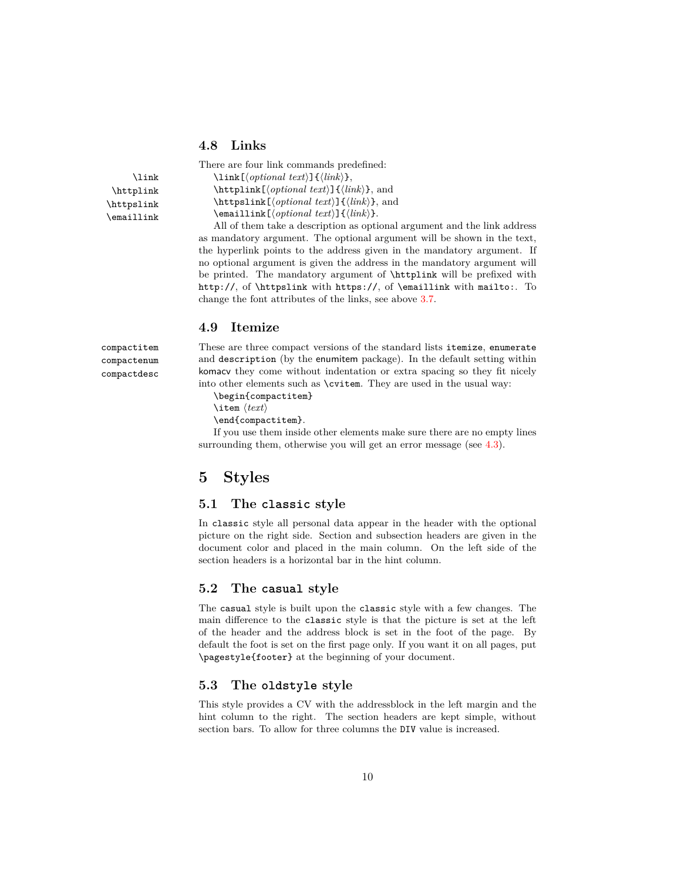### 4.8 Links

There are four link commands predefined:

`\link` `\httplink` `\httpslink` `\emaillink`

`\link[⟨optional text⟩]{⟨link⟩}`,
`\httplink[⟨optional text⟩]{⟨link⟩}`, and
`\httpslink[⟨optional text⟩]{⟨link⟩}`, and
`\emaillink[⟨optional text⟩]{⟨link⟩}`.

All of them take a description as optional argument and the link address as mandatory argument. The optional argument will be shown in the text, the hyperlink points to the address given in the mandatory argument. If no optional argument is given the address in the mandatory argument will be printed. The mandatory argument of `\httplink` will be prefixed with `http://`, of `\httpslink` with `https://`, of `\emaillink` with `mailto:`. To change the font attributes of the links, see above 3.7.

### 4.9 Itemize

`compactitem` `compactenum` `compactdesc`

These are three compact versions of the standard lists `itemize`, `enumerate` and `description` (by the `enumitem` package). In the default setting within `komacv` they come without indentation or extra spacing so they fit nicely into other elements such as `\cvitem`. They are used in the usual way:

`\begin{compactitem}`
`\item ⟨text⟩`
`\end{compactitem}`.

If you use them inside other elements make sure there are no empty lines surrounding them, otherwise you will get an error message (see 4.3).

## 5 Styles

### 5.1 The `classic` style

In `classic` style all personal data appear in the header with the optional picture on the right side. Section and subsection headers are given in the document color and placed in the main column. On the left side of the section headers is a horizontal bar in the hint column.

### 5.2 The `casual` style

The `casual` style is built upon the `classic` style with a few changes. The main difference to the `classic` style is that the picture is set at the left of the header and the address block is set in the foot of the page. By default the foot is set on the first page only. If you want it on all pages, put `\pagestyle{footer}` at the beginning of your document.

### 5.3 The `oldstyle` style

This style provides a CV with the addressblock in the left margin and the hint column to the right. The section headers are kept simple, without section bars. To allow for three columns the `DIV` value is increased.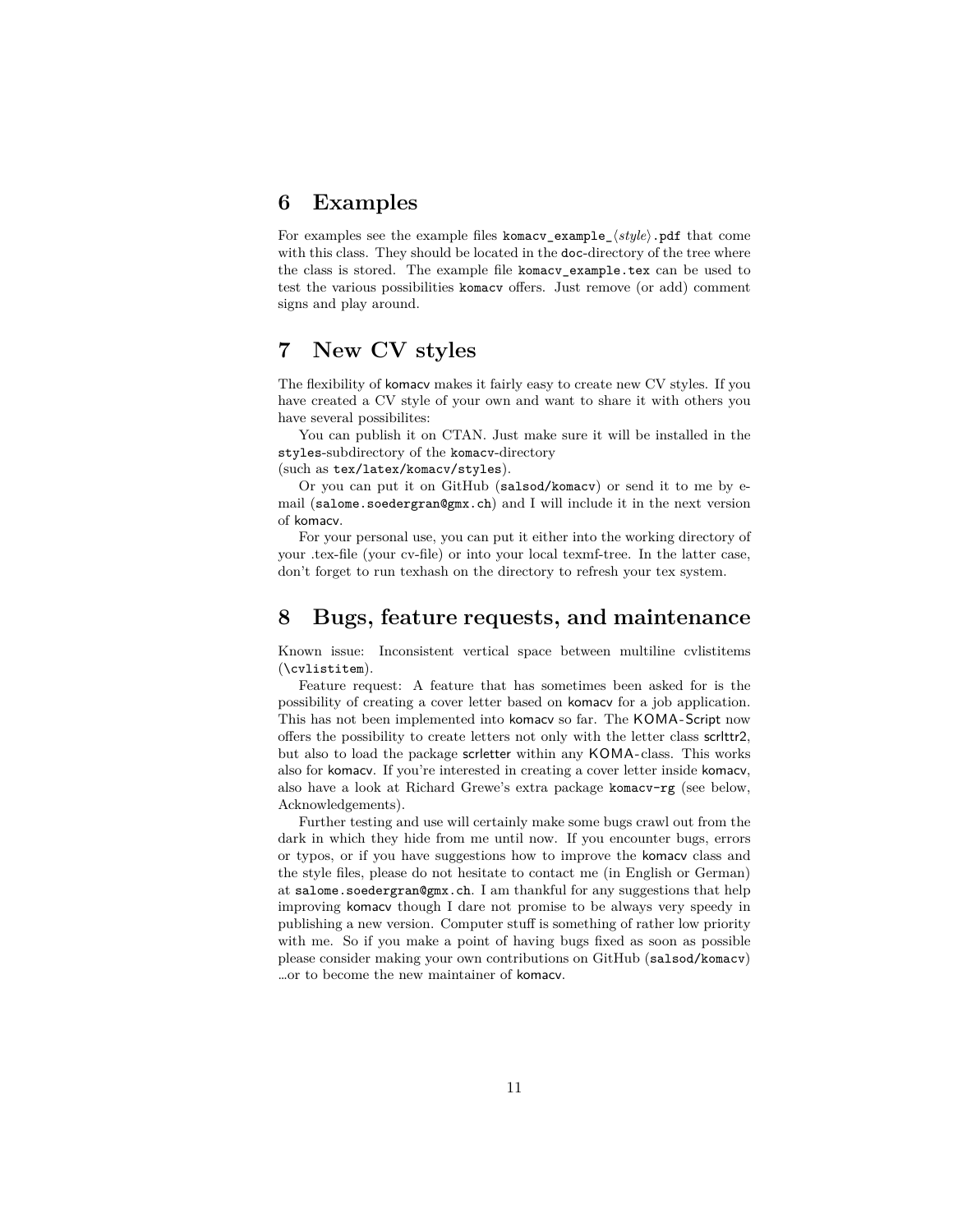## 6 Examples

For examples see the example files `komacv_example_`⟨*style*⟩`.pdf` that come with this class. They should be located in the `doc`-directory of the tree where the class is stored. The example file `komacv_example.tex` can be used to test the various possibilities `komacv` offers. Just remove (or add) comment signs and play around.

## 7 New CV styles

The flexibility of komacv makes it fairly easy to create new CV styles. If you have created a CV style of your own and want to share it with others you have several possibilites:

You can publish it on CTAN. Just make sure it will be installed in the `styles`-subdirectory of the `komacv`-directory
(such as `tex/latex/komacv/styles`).

Or you can put it on GitHub (`salsod/komacv`) or send it to me by e-mail (`salome.soedergran@gmx.ch`) and I will include it in the next version of komacv.

For your personal use, you can put it either into the working directory of your .tex-file (your cv-file) or into your local texmf-tree. In the latter case, don't forget to run texhash on the directory to refresh your tex system.

## 8 Bugs, feature requests, and maintenance

Known issue: Inconsistent vertical space between multiline cvlistitems (`\cvlistitem`).

Feature request: A feature that has sometimes been asked for is the possibility of creating a cover letter based on komacv for a job application. This has not been implemented into komacv so far. The KOMA-Script now offers the possibility to create letters not only with the letter class scrlttr2, but also to load the package scrletter within any KOMA-class. This works also for komacv. If you're interested in creating a cover letter inside komacv, also have a look at Richard Grewe's extra package `komacv-rg` (see below, Acknowledgements).

Further testing and use will certainly make some bugs crawl out from the dark in which they hide from me until now. If you encounter bugs, errors or typos, or if you have suggestions how to improve the komacv class and the style files, please do not hesitate to contact me (in English or German) at `salome.soedergran@gmx.ch`. I am thankful for any suggestions that help improving komacv though I dare not promise to be always very speedy in publishing a new version. Computer stuff is something of rather low priority with me. So if you make a point of having bugs fixed as soon as possible please consider making your own contributions on GitHub (`salsod/komacv`) …or to become the new maintainer of komacv.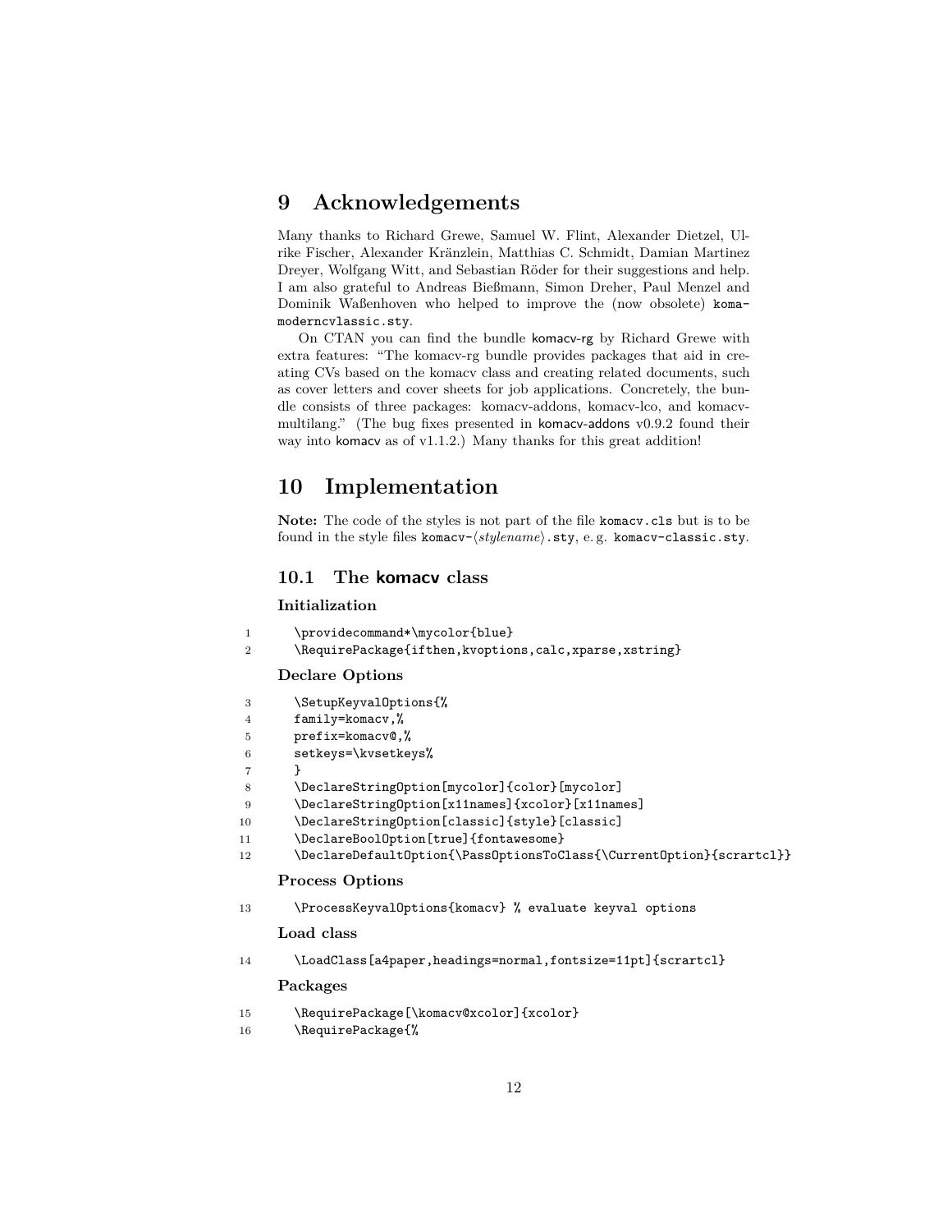# 9 Acknowledgements

Many thanks to Richard Grewe, Samuel W. Flint, Alexander Dietzel, Ulrike Fischer, Alexander Kränzlein, Matthias C. Schmidt, Damian Martinez Dreyer, Wolfgang Witt, and Sebastian Röder for their suggestions and help. I am also grateful to Andreas Bießmann, Simon Dreher, Paul Menzel and Dominik Waßenhoven who helped to improve the (now obsolete) `komamoderncvlassic.sty`.

On CTAN you can find the bundle komacv-rg by Richard Grewe with extra features: "The komacv-rg bundle provides packages that aid in creating CVs based on the komacv class and creating related documents, such as cover letters and cover sheets for job applications. Concretely, the bundle consists of three packages: komacv-addons, komacv-lco, and komacv-multilang." (The bug fixes presented in komacv-addons v0.9.2 found their way into komacv as of v1.1.2.) Many thanks for this great addition!

# 10 Implementation

**Note:** The code of the styles is not part of the file `komacv.cls` but is to be found in the style files `komacv-`⟨*stylename*⟩`.sty`, e. g. `komacv-classic.sty`.

## 10.1 The komacv class

### Initialization

```
1   \providecommand*\mycolor{blue}
2   \RequirePackage{ifthen,kvoptions,calc,xparse,xstring}
```

### Declare Options

```
3   \SetupKeyvalOptions{%
4   family=komacv,%
5   prefix=komacv@,%
6   setkeys=\kvsetkeys%
7   }
8   \DeclareStringOption[mycolor]{color}[mycolor]
9   \DeclareStringOption[x11names]{xcolor}[x11names]
10  \DeclareStringOption[classic]{style}[classic]
11  \DeclareBoolOption[true]{fontawesome}
12  \DeclareDefaultOption{\PassOptionsToClass{\CurrentOption}{scrartcl}}
```

### Process Options

```
13  \ProcessKeyvalOptions{komacv} % evaluate keyval options
```

### Load class

```
14  \LoadClass[a4paper,headings=normal,fontsize=11pt]{scrartcl}
```

### Packages

```
15  \RequirePackage[\komacv@xcolor]{xcolor}
16  \RequirePackage{%
```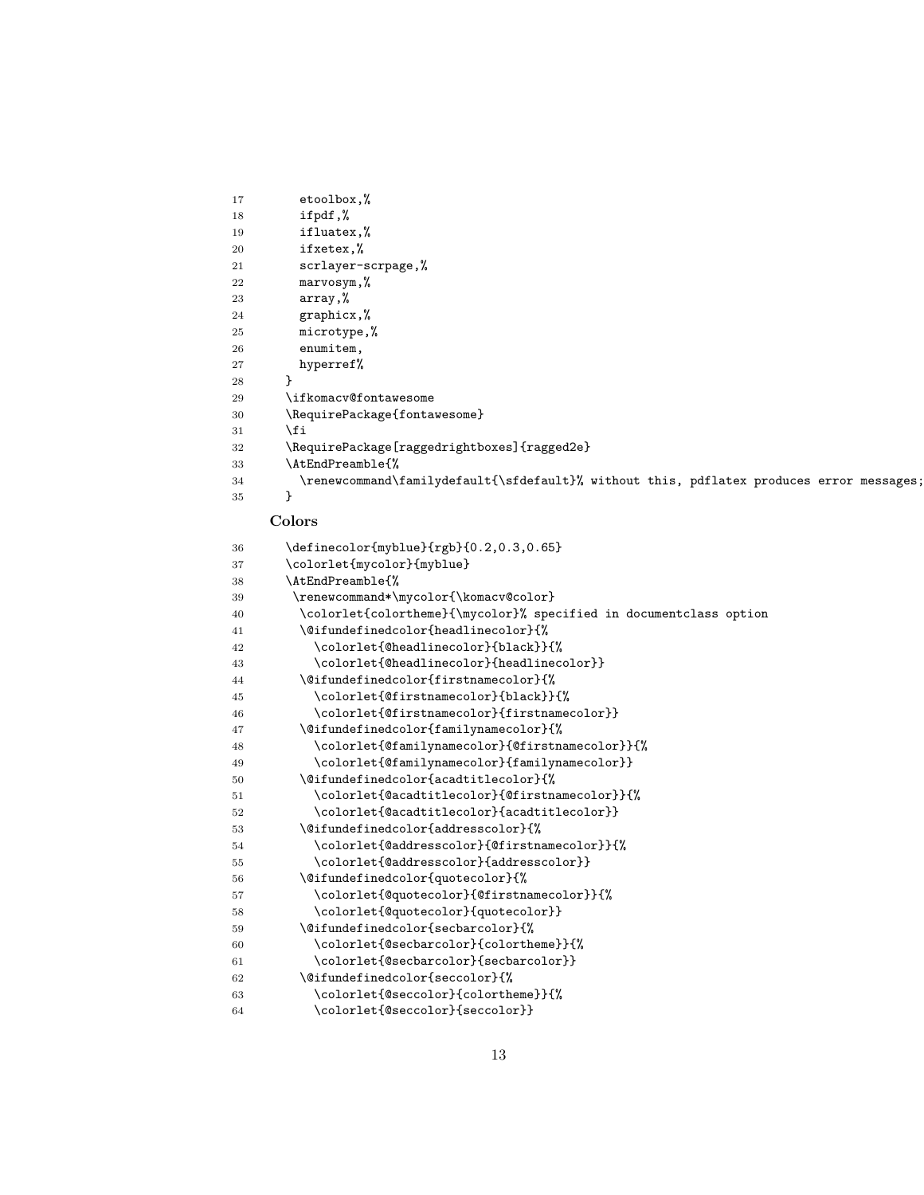```
17      etoolbox,%
18      ifpdf,%
19      ifluatex,%
20      ifxetex,%
21      scrlayer-scrpage,%
22      marvosym,%
23      array,%
24      graphicx,%
25      microtype,%
26      enumitem,
27      hyperref%
28    }
29    \ifkomacv@fontawesome
30    \RequirePackage{fontawesome}
31    \fi
32    \RequirePackage[raggedrightboxes]{ragged2e}
33    \AtEndPreamble{%
34      \renewcommand\familydefault{\sfdefault}% without this, pdflatex produces error messages;
35    }
```

**Colors**

```
36    \definecolor{myblue}{rgb}{0.2,0.3,0.65}
37    \colorlet{mycolor}{myblue}
38    \AtEndPreamble{%
39     \renewcommand*\mycolor{\komacv@color}
40      \colorlet{colortheme}{\mycolor}% specified in documentclass option
41      \@ifundefinedcolor{headlinecolor}{%
42        \colorlet{@headlinecolor}{black}}{%
43        \colorlet{@headlinecolor}{headlinecolor}}
44      \@ifundefinedcolor{firstnamecolor}{%
45        \colorlet{@firstnamecolor}{black}}{%
46        \colorlet{@firstnamecolor}{firstnamecolor}}
47      \@ifundefinedcolor{familynamecolor}{%
48        \colorlet{@familynamecolor}{@firstnamecolor}}{%
49        \colorlet{@familynamecolor}{familynamecolor}}
50      \@ifundefinedcolor{acadtitlecolor}{%
51        \colorlet{@acadtitlecolor}{@firstnamecolor}}{%
52        \colorlet{@acadtitlecolor}{acadtitlecolor}}
53      \@ifundefinedcolor{addresscolor}{%
54        \colorlet{@addresscolor}{@firstnamecolor}}{%
55        \colorlet{@addresscolor}{addresscolor}}
56      \@ifundefinedcolor{quotecolor}{%
57        \colorlet{@quotecolor}{@firstnamecolor}}{%
58        \colorlet{@quotecolor}{quotecolor}}
59      \@ifundefinedcolor{secbarcolor}{%
60        \colorlet{@secbarcolor}{colortheme}}{%
61        \colorlet{@secbarcolor}{secbarcolor}}
62      \@ifundefinedcolor{seccolor}{%
63        \colorlet{@seccolor}{colortheme}}{%
64        \colorlet{@seccolor}{seccolor}}
```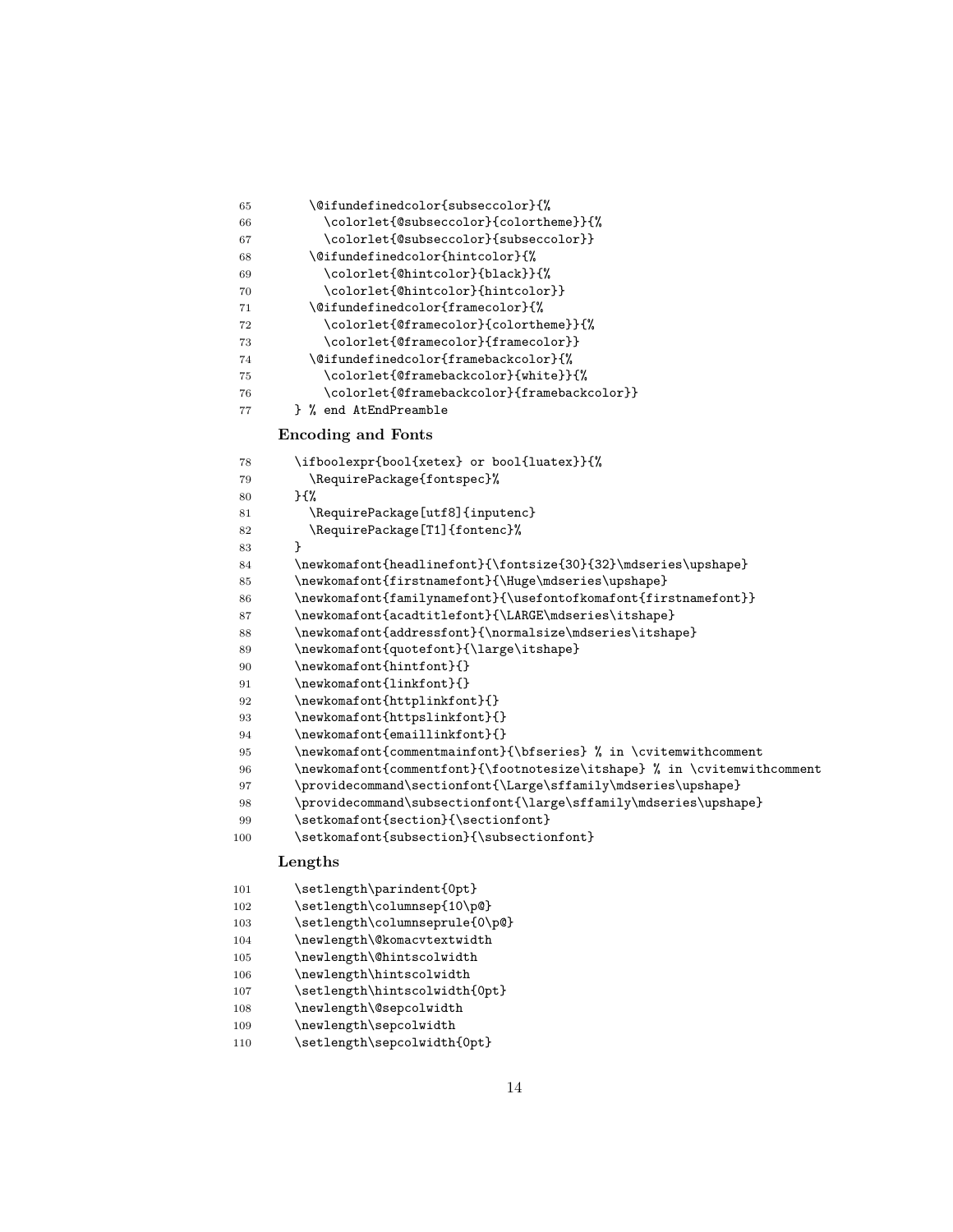```
65      \@ifundefinedcolor{subseccolor}{%
66        \colorlet{@subseccolor}{colortheme}}{%
67        \colorlet{@subseccolor}{subseccolor}}
68      \@ifundefinedcolor{hintcolor}{%
69        \colorlet{@hintcolor}{black}}{%
70        \colorlet{@hintcolor}{hintcolor}}
71      \@ifundefinedcolor{framecolor}{%
72        \colorlet{@framecolor}{colortheme}}{%
73        \colorlet{@framecolor}{framecolor}}
74      \@ifundefinedcolor{framebackcolor}{%
75        \colorlet{@framebackcolor}{white}}{%
76        \colorlet{@framebackcolor}{framebackcolor}}
77    } % end AtEndPreamble
```

**Encoding and Fonts**

```
78      \ifboolexpr{bool{xetex} or bool{luatex}}{%
79        \RequirePackage{fontspec}%
80      }{%
81        \RequirePackage[utf8]{inputenc}
82        \RequirePackage[T1]{fontenc}%
83      }
84      \newkomafont{headlinefont}{\fontsize{30}{32}\mdseries\upshape}
85      \newkomafont{firstnamefont}{\Huge\mdseries\upshape}
86      \newkomafont{familynamefont}{\usefontofkomafont{firstnamefont}}
87      \newkomafont{acadtitlefont}{\LARGE\mdseries\itshape}
88      \newkomafont{addressfont}{\normalsize\mdseries\itshape}
89      \newkomafont{quotefont}{\large\itshape}
90      \newkomafont{hintfont}{}
91      \newkomafont{linkfont}{}
92      \newkomafont{httplinkfont}{}
93      \newkomafont{httpslinkfont}{}
94      \newkomafont{emaillinkfont}{}
95      \newkomafont{commentmainfont}{\bfseries} % in \cvitemwithcomment
96      \newkomafont{commentfont}{\footnotesize\itshape} % in \cvitemwithcomment
97      \providecommand\sectionfont{\Large\sffamily\mdseries\upshape}
98      \providecommand\subsectionfont{\large\sffamily\mdseries\upshape}
99      \setkomafont{section}{\sectionfont}
100     \setkomafont{subsection}{\subsectionfont}
```

**Lengths**

```
101     \setlength\parindent{0pt}
102     \setlength\columnsep{10\p@}
103     \setlength\columnseprule{0\p@}
104     \newlength\@komacvtextwidth
105     \newlength\@hintscolwidth
106     \newlength\hintscolwidth
107     \setlength\hintscolwidth{0pt}
108     \newlength\@sepcolwidth
109     \newlength\sepcolwidth
110     \setlength\sepcolwidth{0pt}
```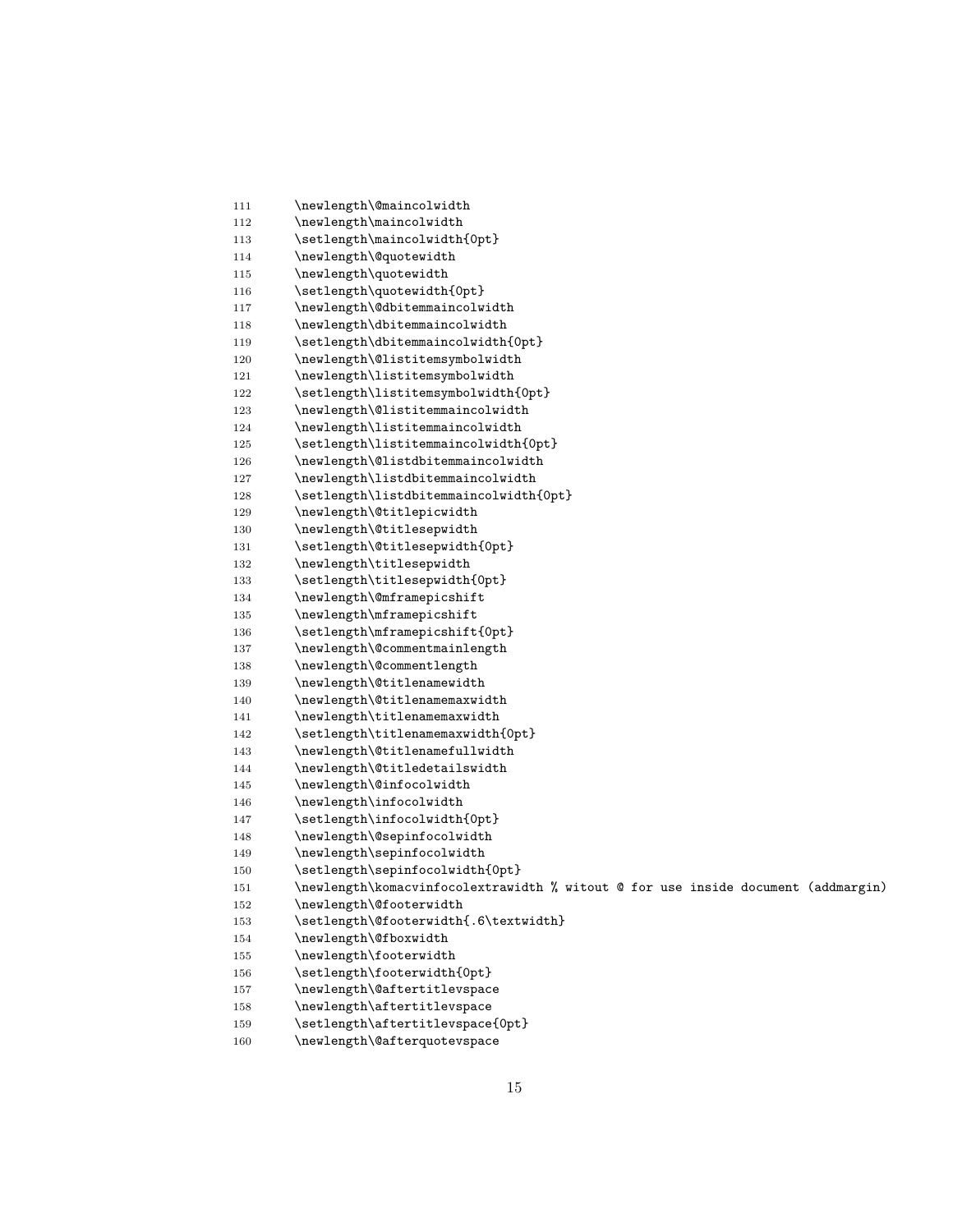```
111 \newlength\@maincolwidth
112 \newlength\maincolwidth
113 \setlength\maincolwidth{0pt}
114 \newlength\@quotewidth
115 \newlength\quotewidth
116 \setlength\quotewidth{0pt}
117 \newlength\@dbitemmaincolwidth
118 \newlength\dbitemmaincolwidth
119 \setlength\dbitemmaincolwidth{0pt}
120 \newlength\@listitemsymbolwidth
121 \newlength\listitemsymbolwidth
122 \setlength\listitemsymbolwidth{0pt}
123 \newlength\@listitemmaincolwidth
124 \newlength\listitemmaincolwidth
125 \setlength\listitemmaincolwidth{0pt}
126 \newlength\@listdbitemmaincolwidth
127 \newlength\listdbitemmaincolwidth
128 \setlength\listdbitemmaincolwidth{0pt}
129 \newlength\@titlepicwidth
130 \newlength\@titlesepwidth
131 \setlength\@titlesepwidth{0pt}
132 \newlength\titlesepwidth
133 \setlength\titlesepwidth{0pt}
134 \newlength\@mframepicshift
135 \newlength\mframepicshift
136 \setlength\mframepicshift{0pt}
137 \newlength\@commentmainlength
138 \newlength\@commentlength
139 \newlength\@titlenamewidth
140 \newlength\@titlenamemaxwidth
141 \newlength\titlenamemaxwidth
142 \setlength\titlenamemaxwidth{0pt}
143 \newlength\@titlenamefullwidth
144 \newlength\@titledetailswidth
145 \newlength\@infocolwidth
146 \newlength\infocolwidth
147 \setlength\infocolwidth{0pt}
148 \newlength\@sepinfocolwidth
149 \newlength\sepinfocolwidth
150 \setlength\sepinfocolwidth{0pt}
151 \newlength\komacvinfocolextrawidth % witout @ for use inside document (addmargin)
152 \newlength\@footerwidth
153 \setlength\@footerwidth{.6\textwidth}
154 \newlength\@fboxwidth
155 \newlength\footerwidth
156 \setlength\footerwidth{0pt}
157 \newlength\@aftertitlevspace
158 \newlength\aftertitlevspace
159 \setlength\aftertitlevspace{0pt}
160 \newlength\@afterquotevspace
```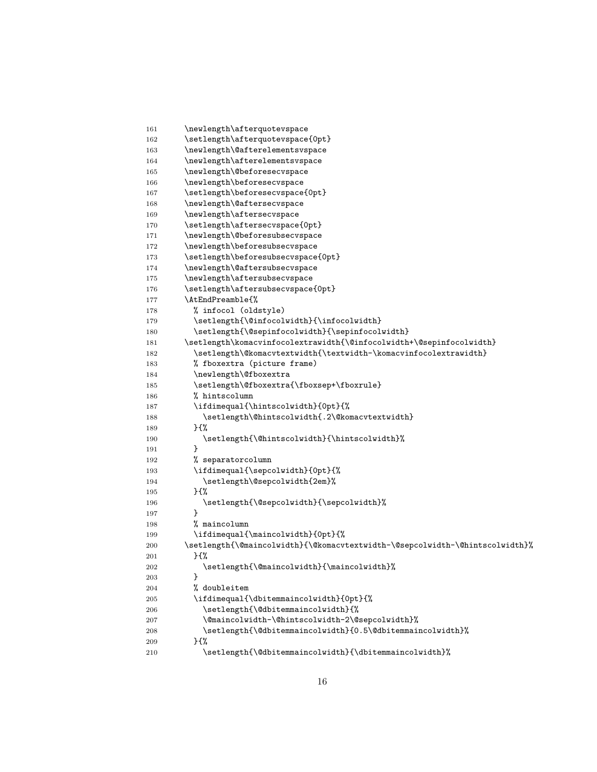```
161   \newlength\afterquotevspace
162   \setlength\afterquotevspace{0pt}
163   \newlength\@afterelementsvspace
164   \newlength\afterelementsvspace
165   \newlength\@beforesecvspace
166   \newlength\beforesecvspace
167   \setlength\beforesecvspace{0pt}
168   \newlength\@aftersecvspace
169   \newlength\aftersecvspace
170   \setlength\aftersecvspace{0pt}
171   \newlength\@beforesubsecvspace
172   \newlength\beforesubsecvspace
173   \setlength\beforesubsecvspace{0pt}
174   \newlength\@aftersubsecvspace
175   \newlength\aftersubsecvspace
176   \setlength\aftersubsecvspace{0pt}
177   \AtEndPreamble{%
178     % infocol (oldstyle)
179     \setlength{\@infocolwidth}{\infocolwidth}
180     \setlength{\@sepinfocolwidth}{\sepinfocolwidth}
181   \setlength\komacvinfocolextrawidth{\@infocolwidth+\@sepinfocolwidth}
182     \setlength\@komacvtextwidth{\textwidth-\komacvinfocolextrawidth}
183     % fboxextra (picture frame)
184     \newlength\@fboxextra
185     \setlength\@fboxextra{\fboxsep+\fboxrule}
186     % hintscolumn
187     \ifdimequal{\hintscolwidth}{0pt}{%
188       \setlength\@hintscolwidth{.2\@komacvtextwidth}
189     }{%
190       \setlength{\@hintscolwidth}{\hintscolwidth}%
191     }
192     % separatorcolumn
193     \ifdimequal{\sepcolwidth}{0pt}{%
194       \setlength\@sepcolwidth{2em}%
195     }{%
196       \setlength{\@sepcolwidth}{\sepcolwidth}%
197     }
198     % maincolumn
199     \ifdimequal{\maincolwidth}{0pt}{%
200   \setlength{\@maincolwidth}{\@komacvtextwidth-\@sepcolwidth-\@hintscolwidth}%
201     }{%
202       \setlength{\@maincolwidth}{\maincolwidth}%
203     }
204     % doubleitem
205     \ifdimequal{\dbitemmaincolwidth}{0pt}{%
206       \setlength{\@dbitemmaincolwidth}{%
207       \@maincolwidth-\@hintscolwidth-2\@sepcolwidth}%
208       \setlength{\@dbitemmaincolwidth}{0.5\@dbitemmaincolwidth}%
209     }{%
210       \setlength{\@dbitemmaincolwidth}{\dbitemmaincolwidth}%
```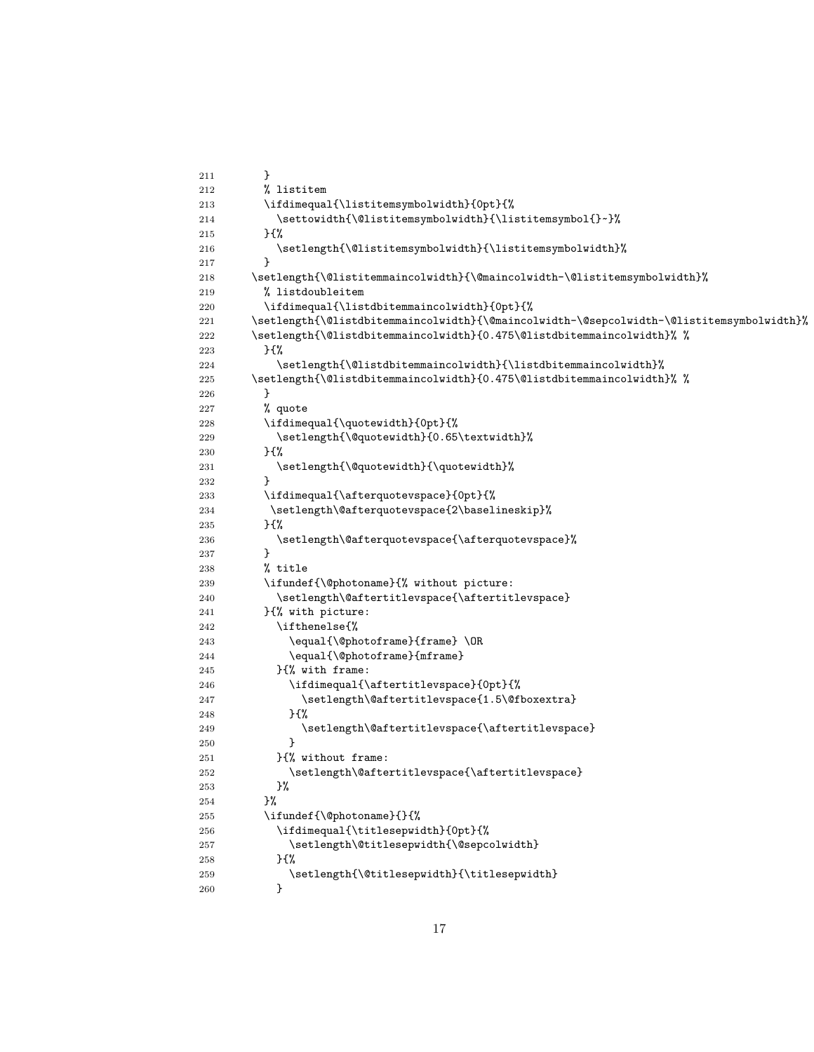```
211       }
212       % listitem
213       \ifdimequal{\listitemsymbolwidth}{0pt}{%
214         \settowidth{\@listitemsymbolwidth}{\listitemsymbol{}~}%
215       }{%
216         \setlength{\@listitemsymbolwidth}{\listitemsymbolwidth}%
217       }
218     \setlength{\@listitemmaincolwidth}{\@maincolwidth-\@listitemsymbolwidth}%
219       % listdoubleitem
220       \ifdimequal{\listdbitemmaincolwidth}{0pt}{%
221     \setlength{\@listdbitemmaincolwidth}{\@maincolwidth-\@sepcolwidth-\@listitemsymbolwidth}%
222     \setlength{\@listdbitemmaincolwidth}{0.475\@listdbitemmaincolwidth}% %
223       }{%
224         \setlength{\@listdbitemmaincolwidth}{\listdbitemmaincolwidth}%
225     \setlength{\@listdbitemmaincolwidth}{0.475\@listdbitemmaincolwidth}% %
226       }
227       % quote
228       \ifdimequal{\quotewidth}{0pt}{%
229         \setlength{\@quotewidth}{0.65\textwidth}%
230       }{%
231         \setlength{\@quotewidth}{\quotewidth}%
232       }
233       \ifdimequal{\afterquotevspace}{0pt}{%
234        \setlength\@afterquotevspace{2\baselineskip}%
235       }{%
236         \setlength\@afterquotevspace{\afterquotevspace}%
237       }
238       % title
239       \ifundef{\@photoname}{% without picture:
240         \setlength\@aftertitlevspace{\aftertitlevspace}
241       }{% with picture:
242         \ifthenelse{%
243           \equal{\@photoframe}{frame} \OR
244           \equal{\@photoframe}{mframe}
245         }{% with frame:
246           \ifdimequal{\aftertitlevspace}{0pt}{%
247             \setlength\@aftertitlevspace{1.5\@fboxextra}
248           }{%
249             \setlength\@aftertitlevspace{\aftertitlevspace}
250           }
251         }{% without frame:
252           \setlength\@aftertitlevspace{\aftertitlevspace}
253         }%
254       }%
255       \ifundef{\@photoname}{}{%
256         \ifdimequal{\titlesepwidth}{0pt}{%
257           \setlength\@titlesepwidth{\@sepcolwidth}
258         }{%
259           \setlength{\@titlesepwidth}{\titlesepwidth}
260         }
```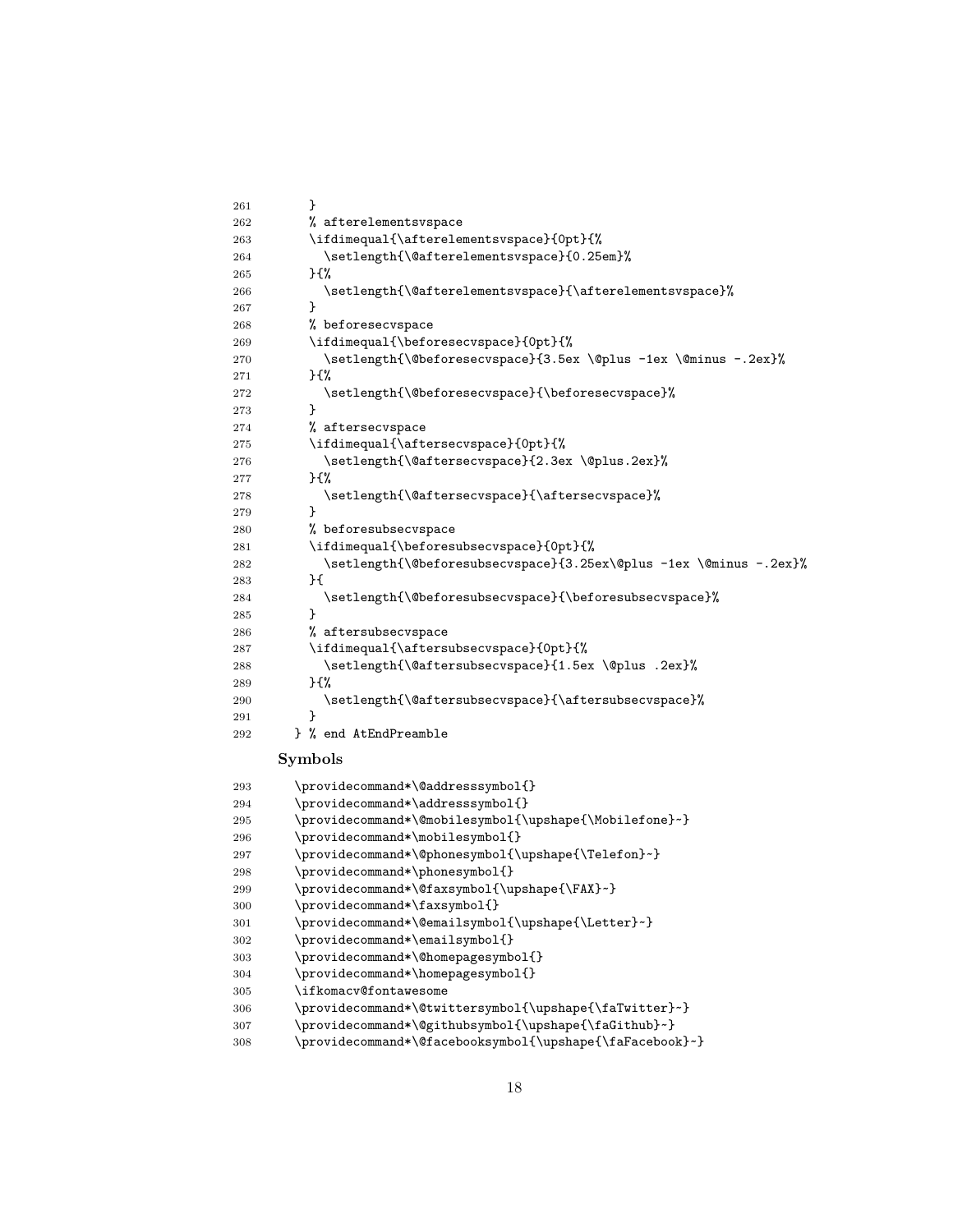```
261     }
262     % afterelementsvspace
263     \ifdimequal{\afterelementsvspace}{0pt}{%
264       \setlength{\@afterelementsvspace}{0.25em}%
265     }{%
266       \setlength{\@afterelementsvspace}{\afterelementsvspace}%
267     }
268     % beforesecvspace
269     \ifdimequal{\beforesecvspace}{0pt}{%
270       \setlength{\@beforesecvspace}{3.5ex \@plus -1ex \@minus -.2ex}%
271     }{%
272       \setlength{\@beforesecvspace}{\beforesecvspace}%
273     }
274     % aftersecvspace
275     \ifdimequal{\aftersecvspace}{0pt}{%
276       \setlength{\@aftersecvspace}{2.3ex \@plus.2ex}%
277     }{%
278       \setlength{\@aftersecvspace}{\aftersecvspace}%
279     }
280     % beforesubsecvspace
281     \ifdimequal{\beforesubsecvspace}{0pt}{%
282       \setlength{\@beforesubsecvspace}{3.25ex\@plus -1ex \@minus -.2ex}%
283     }{
284       \setlength{\@beforesubsecvspace}{\beforesubsecvspace}%
285     }
286     % aftersubsecvspace
287     \ifdimequal{\aftersubsecvspace}{0pt}{%
288       \setlength{\@aftersubsecvspace}{1.5ex \@plus .2ex}%
289     }{%
290       \setlength{\@aftersubsecvspace}{\aftersubsecvspace}%
291     }
292   } % end AtEndPreamble
```

**Symbols**

```
293   \providecommand*\@addresssymbol{}
294   \providecommand*\addresssymbol{}
295   \providecommand*\@mobilesymbol{\upshape{\Mobilefone}~}
296   \providecommand*\mobilesymbol{}
297   \providecommand*\@phonesymbol{\upshape{\Telefon}~}
298   \providecommand*\phonesymbol{}
299   \providecommand*\@faxsymbol{\upshape{\FAX}~}
300   \providecommand*\faxsymbol{}
301   \providecommand*\@emailsymbol{\upshape{\Letter}~}
302   \providecommand*\emailsymbol{}
303   \providecommand*\@homepagesymbol{}
304   \providecommand*\homepagesymbol{}
305   \ifkomacv@fontawesome
306   \providecommand*\@twittersymbol{\upshape{\faTwitter}~}
307   \providecommand*\@githubsymbol{\upshape{\faGithub}~}
308   \providecommand*\@facebooksymbol{\upshape{\faFacebook}~}
```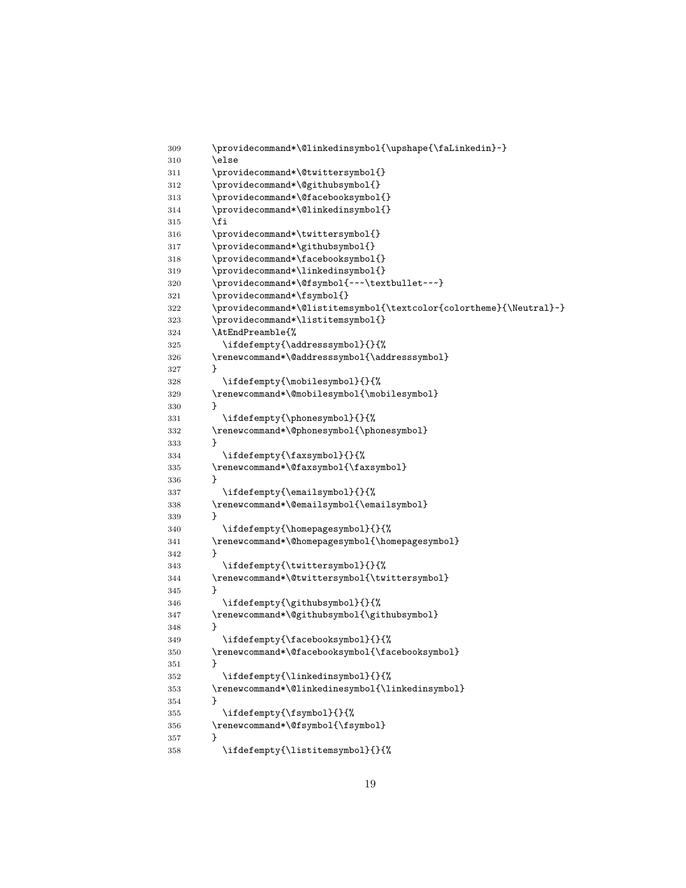```
309   \providecommand*\@linkedinsymbol{\upshape{\faLinkedin}~}
310   \else
311   \providecommand*\@twittersymbol{}
312   \providecommand*\@githubsymbol{}
313   \providecommand*\@facebooksymbol{}
314   \providecommand*\@linkedinsymbol{}
315   \fi
316   \providecommand*\twittersymbol{}
317   \providecommand*\githubsymbol{}
318   \providecommand*\facebooksymbol{}
319   \providecommand*\linkedinsymbol{}
320   \providecommand*\@fsymbol{~~~\textbullet~~~}
321   \providecommand*\fsymbol{}
322   \providecommand*\@listitemsymbol{\textcolor{colortheme}{\Neutral}~}
323   \providecommand*\listitemsymbol{}
324   \AtEndPreamble{%
325     \ifdefempty{\addresssymbol}{}{%
326   \renewcommand*\@addresssymbol{\addresssymbol}
327   }
328     \ifdefempty{\mobilesymbol}{}{%
329   \renewcommand*\@mobilesymbol{\mobilesymbol}
330   }
331     \ifdefempty{\phonesymbol}{}{%
332   \renewcommand*\@phonesymbol{\phonesymbol}
333   }
334     \ifdefempty{\faxsymbol}{}{%
335   \renewcommand*\@faxsymbol{\faxsymbol}
336   }
337     \ifdefempty{\emailsymbol}{}{%
338   \renewcommand*\@emailsymbol{\emailsymbol}
339   }
340     \ifdefempty{\homepagesymbol}{}{%
341   \renewcommand*\@homepagesymbol{\homepagesymbol}
342   }
343     \ifdefempty{\twittersymbol}{}{%
344   \renewcommand*\@twittersymbol{\twittersymbol}
345   }
346     \ifdefempty{\githubsymbol}{}{%
347   \renewcommand*\@githubsymbol{\githubsymbol}
348   }
349     \ifdefempty{\facebooksymbol}{}{%
350   \renewcommand*\@facebooksymbol{\facebooksymbol}
351   }
352     \ifdefempty{\linkedinsymbol}{}{%
353   \renewcommand*\@linkedinesymbol{\linkedinsymbol}
354   }
355     \ifdefempty{\fsymbol}{}{%
356   \renewcommand*\@fsymbol{\fsymbol}
357   }
358     \ifdefempty{\listitemsymbol}{}{%
```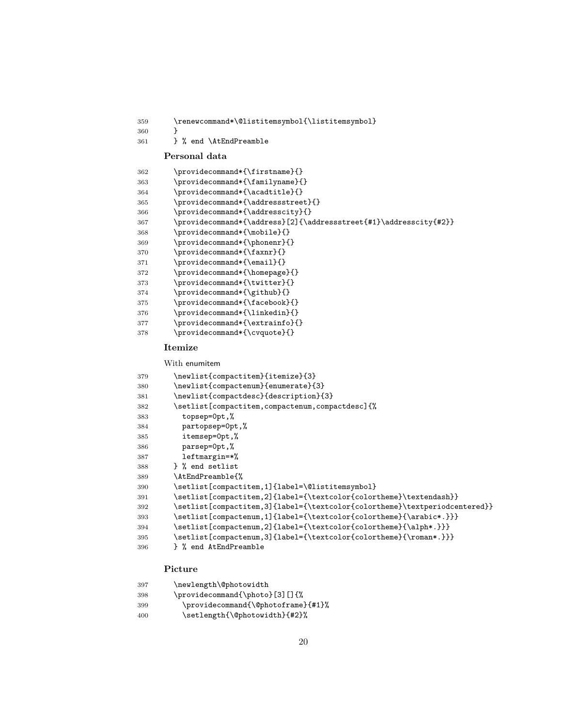```
359    \renewcommand*\@listitemsymbol{\listitemsymbol}
360    }
361    } % end \AtEndPreamble
```

### Personal data

```
362    \providecommand*{\firstname}{}
363    \providecommand*{\familyname}{}
364    \providecommand*{\acadtitle}{}
365    \providecommand*{\addressstreet}{}
366    \providecommand*{\addresscity}{}
367    \providecommand*{\address}[2]{\addressstreet{#1}\addresscity{#2}}
368    \providecommand*{\mobile}{}
369    \providecommand*{\phonenr}{}
370    \providecommand*{\faxnr}{}
371    \providecommand*{\email}{}
372    \providecommand*{\homepage}{}
373    \providecommand*{\twitter}{}
374    \providecommand*{\github}{}
375    \providecommand*{\facebook}{}
376    \providecommand*{\linkedin}{}
377    \providecommand*{\extrainfo}{}
378    \providecommand*{\cvquote}{}
```

### Itemize

With enumitem

```
379    \newlist{compactitem}{itemize}{3}
380    \newlist{compactenum}{enumerate}{3}
381    \newlist{compactdesc}{description}{3}
382    \setlist[compactitem,compactenum,compactdesc]{%
383      topsep=0pt,%
384      partopsep=0pt,%
385      itemsep=0pt,%
386      parsep=0pt,%
387      leftmargin=*%
388    } % end setlist
389    \AtEndPreamble{%
390    \setlist[compactitem,1]{label=\@listitemsymbol}
391    \setlist[compactitem,2]{label={\textcolor{colortheme}\textendash}}
392    \setlist[compactitem,3]{label={\textcolor{colortheme}\textperiodcentered}}
393    \setlist[compactenum,1]{label={\textcolor{colortheme}{\arabic*.}}}
394    \setlist[compactenum,2]{label={\textcolor{colortheme}{\alph*.}}}
395    \setlist[compactenum,3]{label={\textcolor{colortheme}{\roman*.}}}
396    } % end AtEndPreamble
```

### Picture

```
397    \newlength\@photowidth
398    \providecommand{\photo}[3][]{%
399      \providecommand{\@photoframe}{#1}%
400      \setlength{\@photowidth}{#2}%
```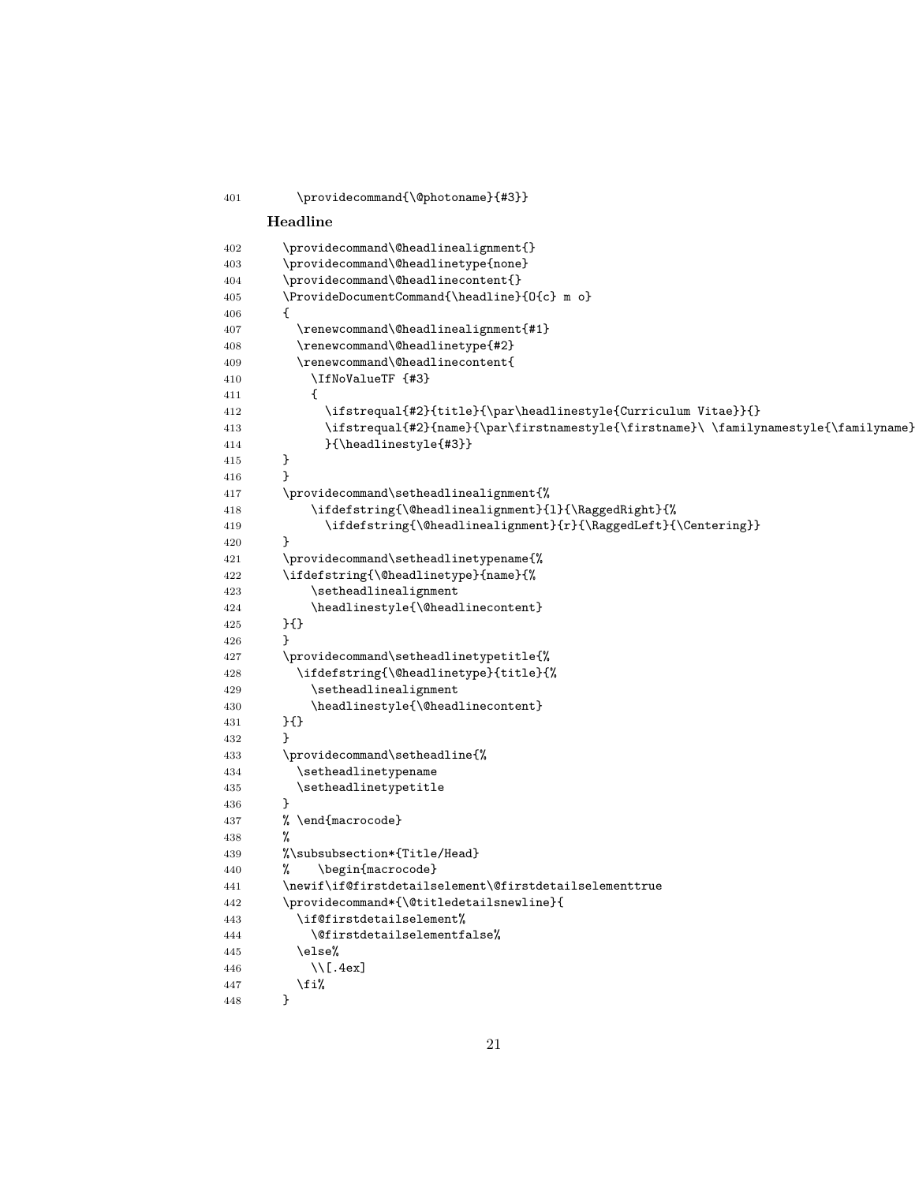```
401     \providecommand{\@photoname}{#3}}
```

**Headline**

```
402   \providecommand\@headlinealignment{}
403   \providecommand\@headlinetype{none}
404   \providecommand\@headlinecontent{}
405   \ProvideDocumentCommand{\headline}{O{c} m o}
406   {
407     \renewcommand\@headlinealignment{#1}
408     \renewcommand\@headlinetype{#2}
409     \renewcommand\@headlinecontent{
410       \IfNoValueTF {#3}
411       {
412         \ifstrequal{#2}{title}{\par\headlinestyle{Curriculum Vitae}}{}
413         \ifstrequal{#2}{name}{\par\firstnamestyle{\firstname}\ \familynamestyle{\familyname}
414         }{\headlinestyle{#3}}
415   }
416   }
417   \providecommand\setheadlinealignment{%
418       \ifdefstring{\@headlinealignment}{l}{\RaggedRight}{%
419         \ifdefstring{\@headlinealignment}{r}{\RaggedLeft}{\Centering}}
420   }
421   \providecommand\setheadlinetypename{%
422   \ifdefstring{\@headlinetype}{name}{%
423       \setheadlinealignment
424       \headlinestyle{\@headlinecontent}
425   }{}
426   }
427   \providecommand\setheadlinetypetitle{%
428     \ifdefstring{\@headlinetype}{title}{%
429       \setheadlinealignment
430       \headlinestyle{\@headlinecontent}
431   }{}
432   }
433   \providecommand\setheadline{%
434     \setheadlinetypename
435     \setheadlinetypetitle
436   }
437   % \end{macrocode}
438   %
439   %\subsubsection*{Title/Head}
440   %    \begin{macrocode}
441   \newif\if@firstdetailselement\@firstdetailselementtrue
442   \providecommand*{\@titledetailsnewline}{
443     \if@firstdetailselement%
444       \@firstdetailselementfalse%
445     \else%
446       \\[.4ex]
447     \fi%
448   }
```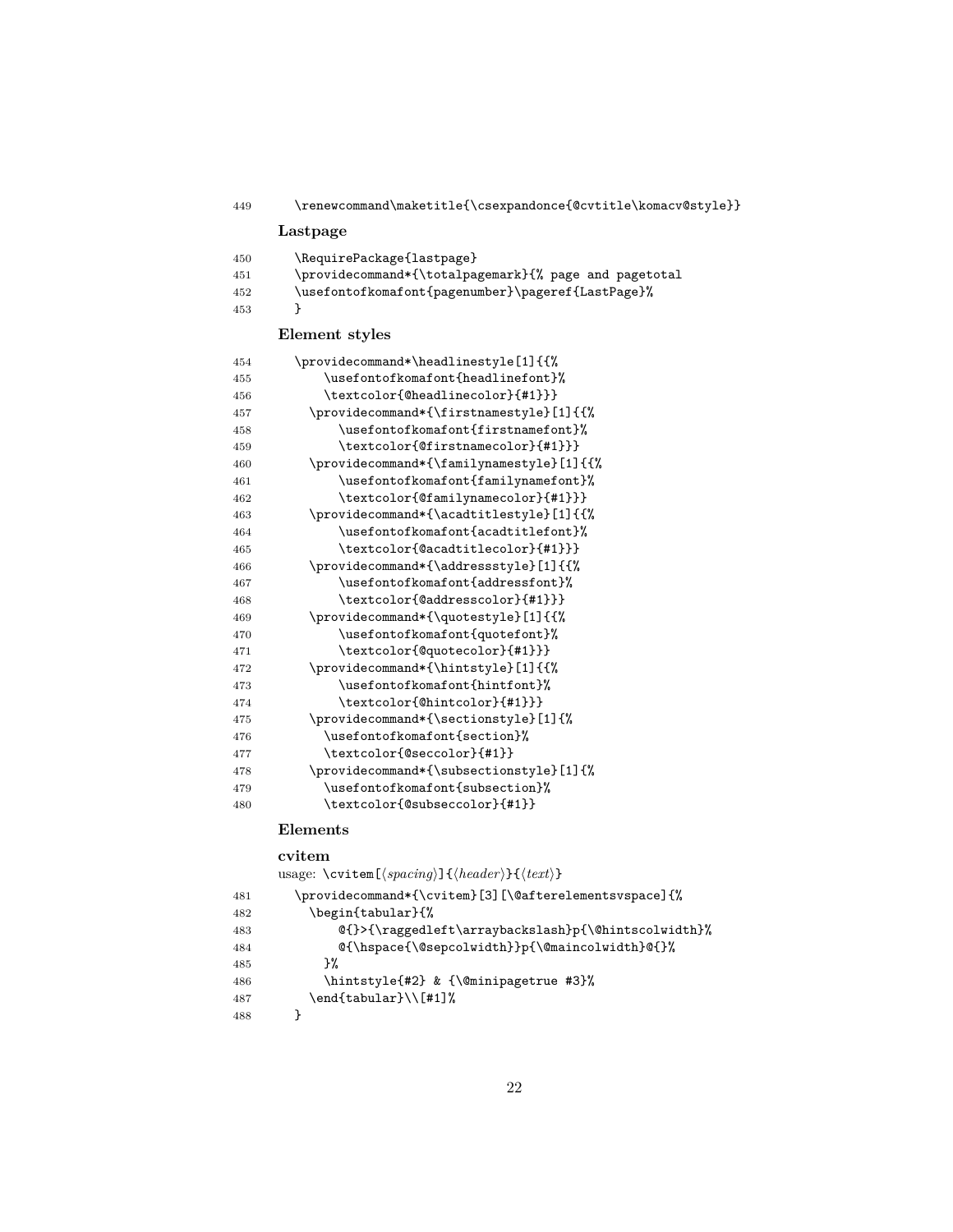```
449   \renewcommand\maketitle{\csexpandonce{@cvtitle\komacv@style}}
```

**Lastpage**

```
450   \RequirePackage{lastpage}
451   \providecommand*{\totalpagemark}{% page and pagetotal
452   \usefontofkomafont{pagenumber}\pageref{LastPage}%
453   }
```

**Element styles**

```
454   \providecommand*\headlinestyle[1]{{%
455       \usefontofkomafont{headlinefont}%
456       \textcolor{@headlinecolor}{#1}}}
457     \providecommand*{\firstnamestyle}[1]{{%
458         \usefontofkomafont{firstnamefont}%
459         \textcolor{@firstnamecolor}{#1}}}
460     \providecommand*{\familynamestyle}[1]{{%
461         \usefontofkomafont{familynamefont}%
462         \textcolor{@familynamecolor}{#1}}}
463     \providecommand*{\acadtitlestyle}[1]{{%
464         \usefontofkomafont{acadtitlefont}%
465         \textcolor{@acadtitlecolor}{#1}}}
466     \providecommand*{\addressstyle}[1]{{%
467         \usefontofkomafont{addressfont}%
468         \textcolor{@addresscolor}{#1}}}
469     \providecommand*{\quotestyle}[1]{{%
470         \usefontofkomafont{quotefont}%
471         \textcolor{@quotecolor}{#1}}}
472     \providecommand*{\hintstyle}[1]{{%
473         \usefontofkomafont{hintfont}%
474         \textcolor{@hintcolor}{#1}}}
475     \providecommand*{\sectionstyle}[1]{%
476       \usefontofkomafont{section}%
477       \textcolor{@seccolor}{#1}}
478     \providecommand*{\subsectionstyle}[1]{%
479       \usefontofkomafont{subsection}%
480       \textcolor{@subseccolor}{#1}}
```

**Elements**

**cvitem**

usage: `\cvitem[`⟨*spacing*⟩`]{`⟨*header*⟩`}{`⟨*text*⟩`}`

```
481   \providecommand*{\cvitem}[3][\@afterelementsvspace]{%
482     \begin{tabular}{%
483         @{}>{\raggedleft\arraybackslash}p{\@hintscolwidth}%
484         @{\hspace{\@sepcolwidth}}p{\@maincolwidth}@{}%
485       }%
486       \hintstyle{#2} & {\@minipagetrue #3}%
487     \end{tabular}\\[#1]%
488   }
```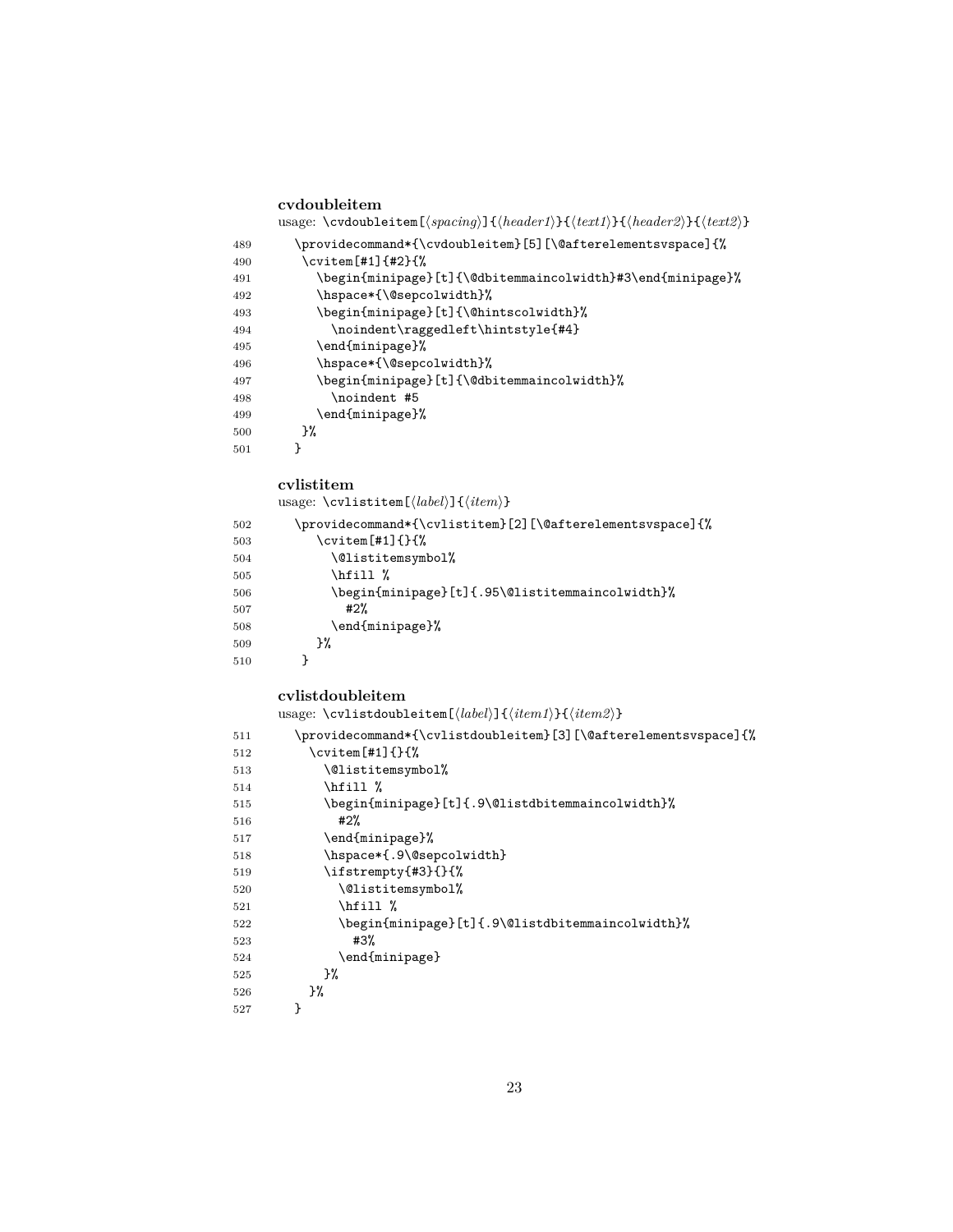**cvdoubleitem**

usage: \cvdoubleitem[⟨spacing⟩]{⟨header1⟩}{⟨text1⟩}{⟨header2⟩}{⟨text2⟩}

```
489   \providecommand*{\cvdoubleitem}[5][\@afterelementsvspace]{%
490    \cvitem[#1]{#2}{%
491      \begin{minipage}[t]{\@dbitemmaincolwidth}#3\end{minipage}%
492      \hspace*{\@sepcolwidth}%
493      \begin{minipage}[t]{\@hintscolwidth}%
494        \noindent\raggedleft\hintstyle{#4}
495      \end{minipage}%
496      \hspace*{\@sepcolwidth}%
497      \begin{minipage}[t]{\@dbitemmaincolwidth}%
498        \noindent #5
499      \end{minipage}%
500    }%
501   }
```

**cvlistitem**

usage: \cvlistitem[⟨label⟩]{⟨item⟩}

```
502   \providecommand*{\cvlistitem}[2][\@afterelementsvspace]{%
503      \cvitem[#1]{}{%
504        \@listitemsymbol%
505        \hfill %
506        \begin{minipage}[t]{.95\@listitemmaincolwidth}%
507          #2%
508        \end{minipage}%
509      }%
510    }
```

**cvlistdoubleitem**

usage: \cvlistdoubleitem[⟨label⟩]{⟨item1⟩}{⟨item2⟩}

```
511   \providecommand*{\cvlistdoubleitem}[3][\@afterelementsvspace]{%
512     \cvitem[#1]{}{%
513       \@listitemsymbol%
514       \hfill %
515       \begin{minipage}[t]{.9\@listdbitemmaincolwidth}%
516         #2%
517       \end{minipage}%
518       \hspace*{.9\@sepcolwidth}
519       \ifstrempty{#3}{}{%
520         \@listitemsymbol%
521         \hfill %
522         \begin{minipage}[t]{.9\@listdbitemmaincolwidth}%
523           #3%
524         \end{minipage}
525       }%
526     }%
527   }
```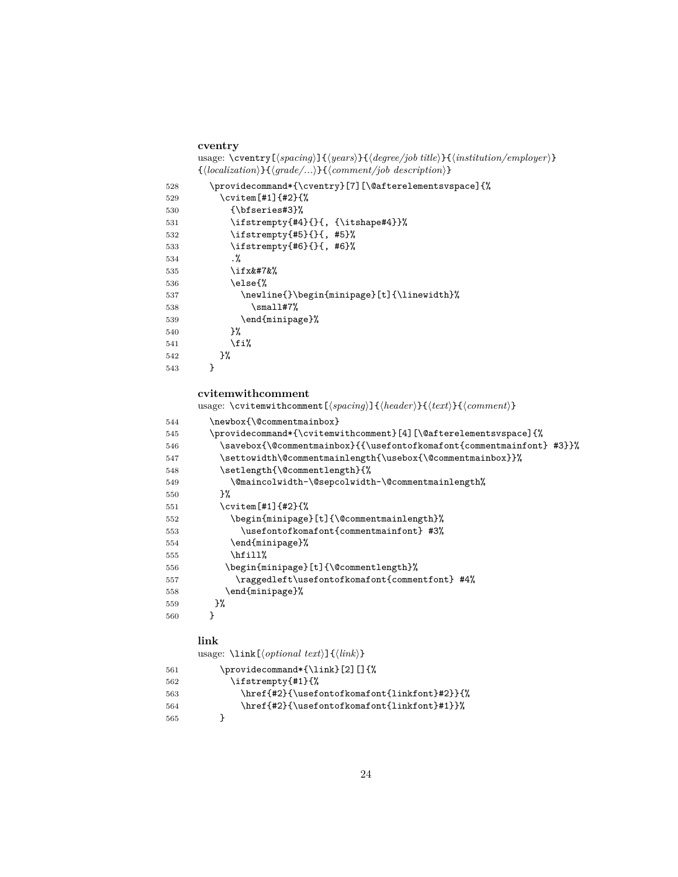**cventry**

usage: `\cventry[⟨spacing⟩]{⟨years⟩}{⟨degree/job title⟩}{⟨institution/employer⟩}{⟨localization⟩}{⟨grade/...⟩}{⟨comment/job description⟩}`

```
528   \providecommand*{\cventry}[7][\@afterelementsvspace]{%
529     \cvitem[#1]{#2}{%
530       {\bfseries#3}%
531       \ifstrempty{#4}{}{, {\itshape#4}}%
532       \ifstrempty{#5}{}{, #5}%
533       \ifstrempty{#6}{}{, #6}%
534       .%
535       \ifx&#7&%
536       \else{%
537         \newline{}\begin{minipage}[t]{\linewidth}%
538           \small#7%
539         \end{minipage}%
540       }%
541       \fi%
542     }%
543   }
```

**cvitemwithcomment**

usage: `\cvitemwithcomment[⟨spacing⟩]{⟨header⟩}{⟨text⟩}{⟨comment⟩}`

```
544   \newbox{\@commentmainbox}
545   \providecommand*{\cvitemwithcomment}[4][\@afterelementsvspace]{%
546     \savebox{\@commentmainbox}{{\usefontofkomafont{commentmainfont} #3}}%
547     \settowidth\@commentmainlength{\usebox{\@commentmainbox}}%
548     \setlength{\@commentlength}{%
549       \@maincolwidth-\@sepcolwidth-\@commentmainlength%
550     }%
551     \cvitem[#1]{#2}{%
552       \begin{minipage}[t]{\@commentmainlength}%
553         \usefontofkomafont{commentmainfont} #3%
554       \end{minipage}%
555       \hfill%
556      \begin{minipage}[t]{\@commentlength}%
557        \raggedleft\usefontofkomafont{commentfont} #4%
558      \end{minipage}%
559    }%
560   }
```

**link**

usage: `\link[⟨optional text⟩]{⟨link⟩}`

```
561    \providecommand*{\link}[2][]{%
562      \ifstrempty{#1}{%
563        \href{#2}{\usefontofkomafont{linkfont}#2}}{%
564        \href{#2}{\usefontofkomafont{linkfont}#1}}%
565    }
```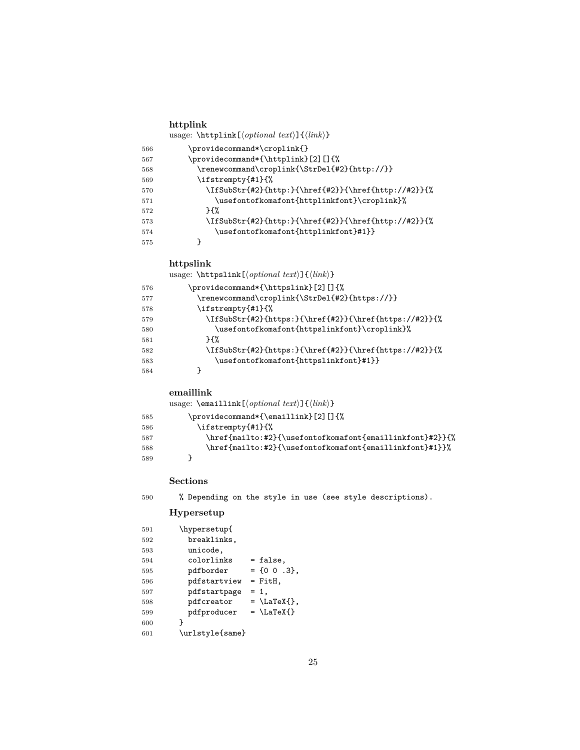**httplink**

usage: `\httplink[⟨optional text⟩]{⟨link⟩}`

```
566     \providecommand*\croplink{}
567     \providecommand*{\httplink}[2][]{%
568       \renewcommand\croplink{\StrDel{#2}{http://}}
569       \ifstrempty{#1}{%
570         \IfSubStr{#2}{http:}{\href{#2}}{\href{http://#2}}{%
571           \usefontofkomafont{httplinkfont}\croplink}%
572         }{%
573         \IfSubStr{#2}{http:}{\href{#2}}{\href{http://#2}}{%
574           \usefontofkomafont{httplinkfont}#1}}
575       }
```

**httpslink**

usage: `\httpslink[⟨optional text⟩]{⟨link⟩}`

```
576     \providecommand*{\httpslink}[2][]{%
577       \renewcommand\croplink{\StrDel{#2}{https://}}
578       \ifstrempty{#1}{%
579         \IfSubStr{#2}{https:}{\href{#2}}{\href{https://#2}}{%
580           \usefontofkomafont{httpslinkfont}\croplink}%
581         }{%
582         \IfSubStr{#2}{https:}{\href{#2}}{\href{https://#2}}{%
583           \usefontofkomafont{httpslinkfont}#1}}
584       }
```

**emaillink**

usage: `\emaillink[⟨optional text⟩]{⟨link⟩}`

```
585     \providecommand*{\emaillink}[2][]{%
586       \ifstrempty{#1}{%
587         \href{mailto:#2}{\usefontofkomafont{emaillinkfont}#2}}{%
588         \href{mailto:#2}{\usefontofkomafont{emaillinkfont}#1}}%
589     }
```

**Sections**

```
590   % Depending on the style in use (see style descriptions).
```

**Hypersetup**

```
591   \hypersetup{
592     breaklinks,
593     unicode,
594     colorlinks    = false,
595     pdfborder     = {0 0 .3},
596     pdfstartview  = FitH,
597     pdfstartpage  = 1,
598     pdfcreator    = \LaTeX{},
599     pdfproducer   = \LaTeX{}
600   }
601   \urlstyle{same}
```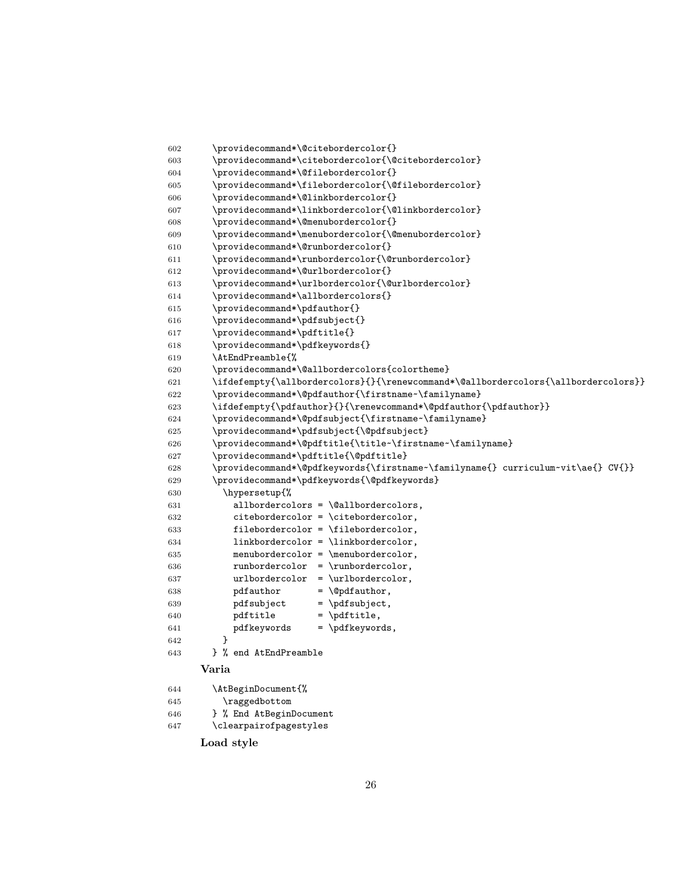```
602   \providecommand*\@citebordercolor{}
603   \providecommand*\citebordercolor{\@citebordercolor}
604   \providecommand*\@filebordercolor{}
605   \providecommand*\filebordercolor{\@filebordercolor}
606   \providecommand*\@linkbordercolor{}
607   \providecommand*\linkbordercolor{\@linkbordercolor}
608   \providecommand*\@menubordercolor{}
609   \providecommand*\menubordercolor{\@menubordercolor}
610   \providecommand*\@runbordercolor{}
611   \providecommand*\runbordercolor{\@runbordercolor}
612   \providecommand*\@urlbordercolor{}
613   \providecommand*\urlbordercolor{\@urlbordercolor}
614   \providecommand*\allbordercolors{}
615   \providecommand*\pdfauthor{}
616   \providecommand*\pdfsubject{}
617   \providecommand*\pdftitle{}
618   \providecommand*\pdfkeywords{}
619   \AtEndPreamble{%
620   \providecommand*\@allbordercolors{colortheme}
621   \ifdefempty{\allbordercolors}{}{\renewcommand*\@allbordercolors{\allbordercolors}}
622   \providecommand*\@pdfauthor{\firstname~\familyname}
623   \ifdefempty{\pdfauthor}{}{\renewcommand*\@pdfauthor{\pdfauthor}}
624   \providecommand*\@pdfsubject{\firstname~\familyname}
625   \providecommand*\pdfsubject{\@pdfsubject}
626   \providecommand*\@pdftitle{\title~\firstname~\familyname}
627   \providecommand*\pdftitle{\@pdftitle}
628   \providecommand*\@pdfkeywords{\firstname~\familyname{} curriculum~vit\ae{} CV{}}
629   \providecommand*\pdfkeywords{\@pdfkeywords}
630     \hypersetup{%
631       allbordercolors = \@allbordercolors,
632       citebordercolor = \citebordercolor,
633       filebordercolor = \filebordercolor,
634       linkbordercolor = \linkbordercolor,
635       menubordercolor = \menubordercolor,
636       runbordercolor  = \runbordercolor,
637       urlbordercolor  = \urlbordercolor,
638       pdfauthor       = \@pdfauthor,
639       pdfsubject      = \pdfsubject,
640       pdftitle        = \pdftitle,
641       pdfkeywords     = \pdfkeywords,
642     }
643   } % end AtEndPreamble
```

**Varia**

```
644   \AtBeginDocument{%
645     \raggedbottom
646   } % End AtBeginDocument
647   \clearpairofpagestyles
```

**Load style**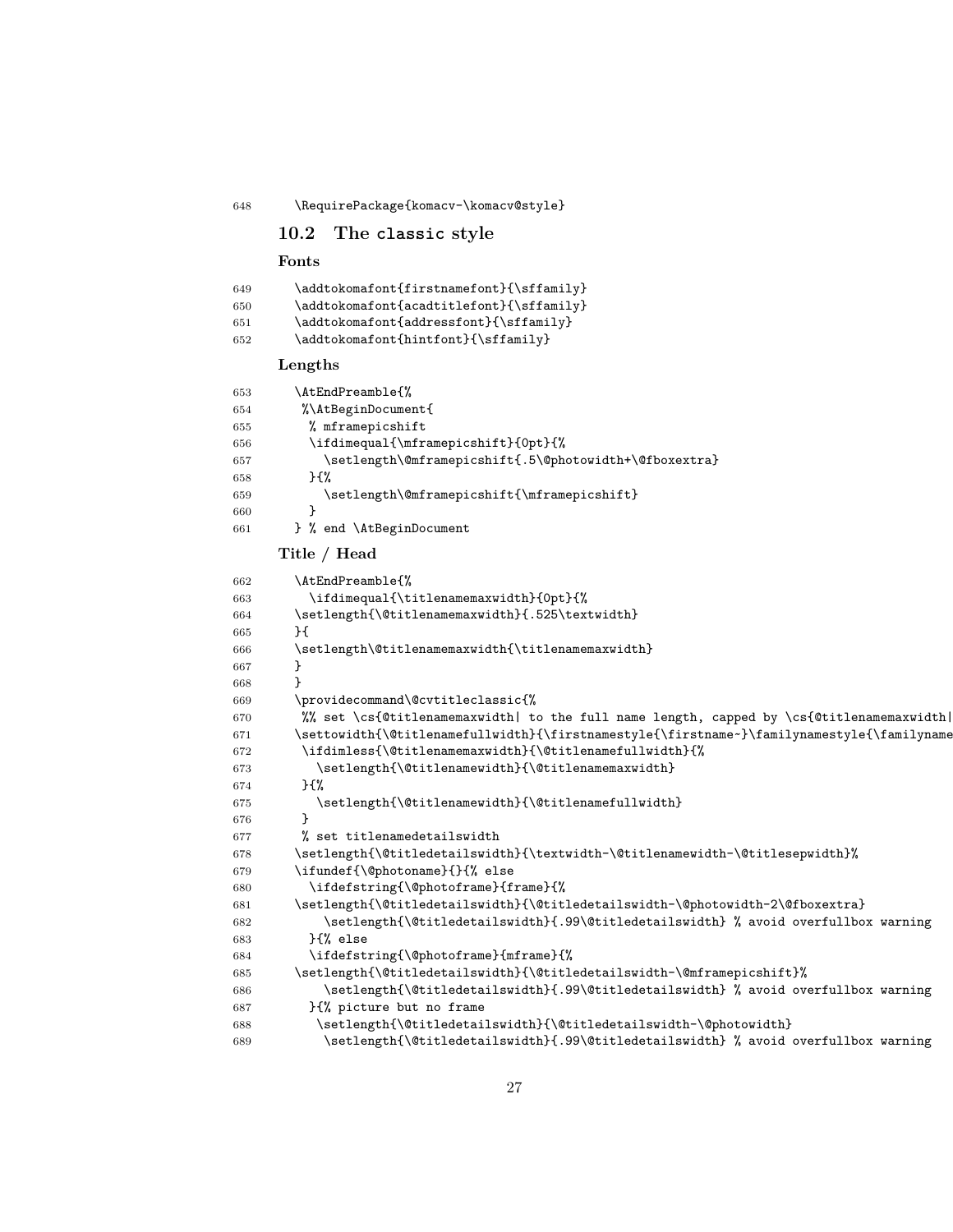```
648   \RequirePackage{komacv-\komacv@style}
```

## 10.2 The classic style

### Fonts

```
649   \addtokomafont{firstnamefont}{\sffamily}
650   \addtokomafont{acadtitlefont}{\sffamily}
651   \addtokomafont{addressfont}{\sffamily}
652   \addtokomafont{hintfont}{\sffamily}
```

### Lengths

```
653   \AtEndPreamble{%
654    %\AtBeginDocument{
655     % mframepicshift
656     \ifdimequal{\mframepicshift}{0pt}{%
657       \setlength\@mframepicshift{.5\@photowidth+\@fboxextra}
658     }{%
659       \setlength\@mframepicshift{\mframepicshift}
660     }
661   } % end \AtBeginDocument
```

### Title / Head

```
662   \AtEndPreamble{%
663     \ifdimequal{\titlenamemaxwidth}{0pt}{%
664     \setlength{\@titlenamemaxwidth}{.525\textwidth}
665     }{
666     \setlength\@titlenamemaxwidth{\titlenamemaxwidth}
667     }
668     }
669   \providecommand\@cvtitleclassic{%
670    %% set \cs{@titlenamemaxwidth| to the full name length, capped by \cs{@titlenamemaxwidth|
671    \settowidth{\@titlenamefullwidth}{\firstnamestyle{\firstname~}\familynamestyle{\familyname
672     \ifdimless{\@titlenamemaxwidth}{\@titlenamefullwidth}{%
673       \setlength{\@titlenamewidth}{\@titlenamemaxwidth}
674     }{%
675       \setlength{\@titlenamewidth}{\@titlenamefullwidth}
676     }
677    % set titlenamedetailswidth
678    \setlength{\@titledetailswidth}{\textwidth-\@titlenamewidth-\@titlesepwidth}%
679    \ifundef{\@photoname}{}{% else
680      \ifdefstring{\@photoframe}{frame}{%
681    \setlength{\@titledetailswidth}{\@titledetailswidth-\@photowidth-2\@fboxextra}
682        \setlength{\@titledetailswidth}{.99\@titledetailswidth} % avoid overfullbox warning
683      }{% else
684      \ifdefstring{\@photoframe}{mframe}{%
685    \setlength{\@titledetailswidth}{\@titledetailswidth-\@mframepicshift}%
686        \setlength{\@titledetailswidth}{.99\@titledetailswidth} % avoid overfullbox warning
687      }{% picture but no frame
688       \setlength{\@titledetailswidth}{\@titledetailswidth-\@photowidth}
689        \setlength{\@titledetailswidth}{.99\@titledetailswidth} % avoid overfullbox warning
```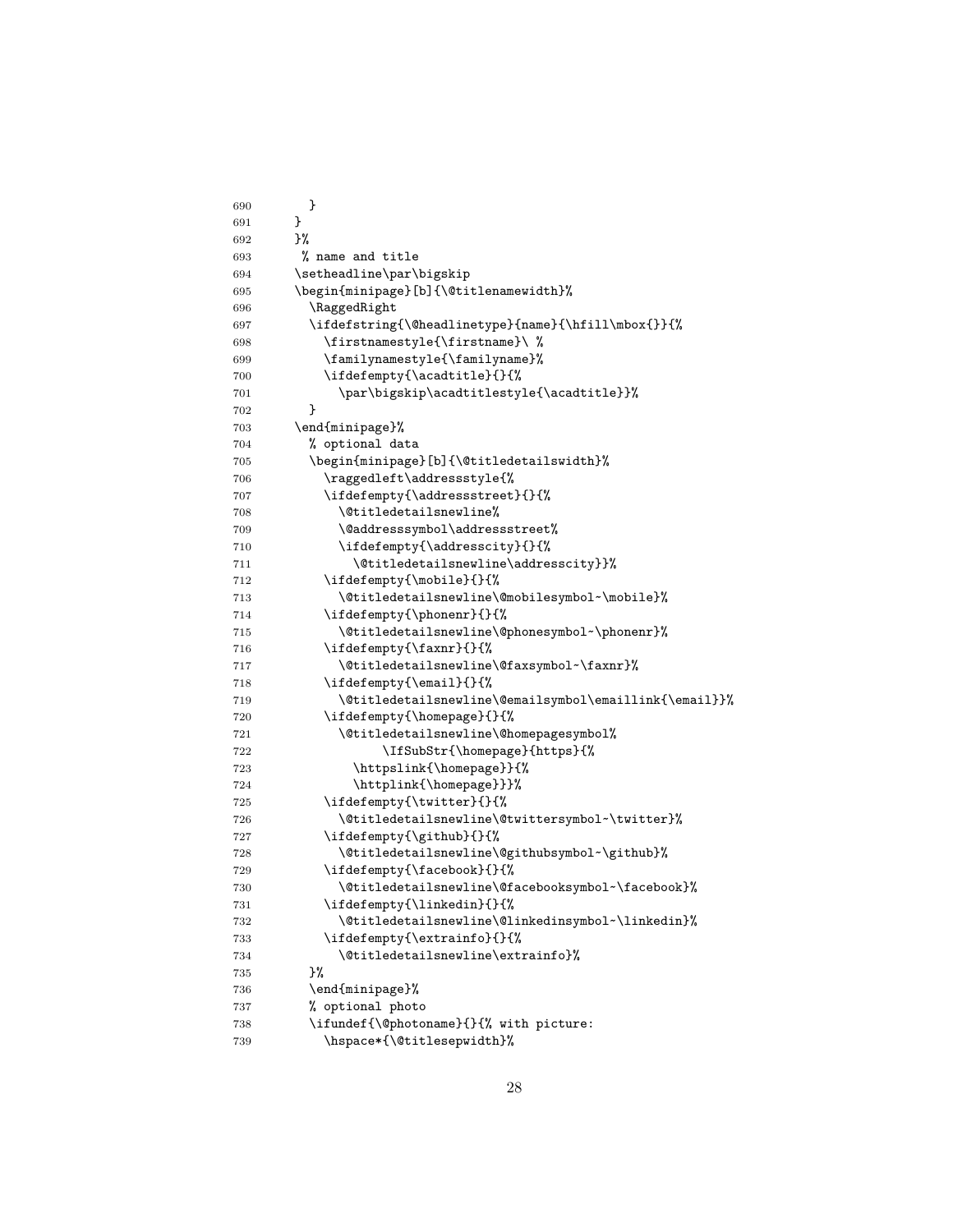```
690        }
691      }
692      }%
693       % name and title
694      \setheadline\par\bigskip
695      \begin{minipage}[b]{\@titlenamewidth}%
696        \RaggedRight
697        \ifdefstring{\@headlinetype}{name}{\hfill\mbox{}}{%
698          \firstnamestyle{\firstname}\ %
699          \familynamestyle{\familyname}%
700          \ifdefempty{\acadtitle}{}{%
701            \par\bigskip\acadtitlestyle{\acadtitle}}%
702        }
703      \end{minipage}%
704        % optional data
705        \begin{minipage}[b]{\@titledetailswidth}%
706          \raggedleft\addressstyle{%
707          \ifdefempty{\addressstreet}{}{%
708            \@titledetailsnewline%
709            \@addresssymbol\addressstreet%
710            \ifdefempty{\addresscity}{}{%
711              \@titledetailsnewline\addresscity}}%
712          \ifdefempty{\mobile}{}{%
713            \@titledetailsnewline\@mobilesymbol~\mobile}%
714          \ifdefempty{\phonenr}{}{%
715            \@titledetailsnewline\@phonesymbol~\phonenr}%
716          \ifdefempty{\faxnr}{}{%
717            \@titledetailsnewline\@faxsymbol~\faxnr}%
718          \ifdefempty{\email}{}{%
719            \@titledetailsnewline\@emailsymbol\emaillink{\email}}%
720          \ifdefempty{\homepage}{}{%
721            \@titledetailsnewline\@homepagesymbol%
722                  \IfSubStr{\homepage}{https}{%
723              \httpslink{\homepage}}{%
724              \httplink{\homepage}}}%
725          \ifdefempty{\twitter}{}{%
726            \@titledetailsnewline\@twittersymbol~\twitter}%
727          \ifdefempty{\github}{}{%
728            \@titledetailsnewline\@githubsymbol~\github}%
729          \ifdefempty{\facebook}{}{%
730            \@titledetailsnewline\@facebooksymbol~\facebook}%
731          \ifdefempty{\linkedin}{}{%
732            \@titledetailsnewline\@linkedinsymbol~\linkedin}%
733          \ifdefempty{\extrainfo}{}{%
734            \@titledetailsnewline\extrainfo}%
735        }%
736        \end{minipage}%
737        % optional photo
738        \ifundef{\@photoname}{}{% with picture:
739          \hspace*{\@titlesepwidth}%
```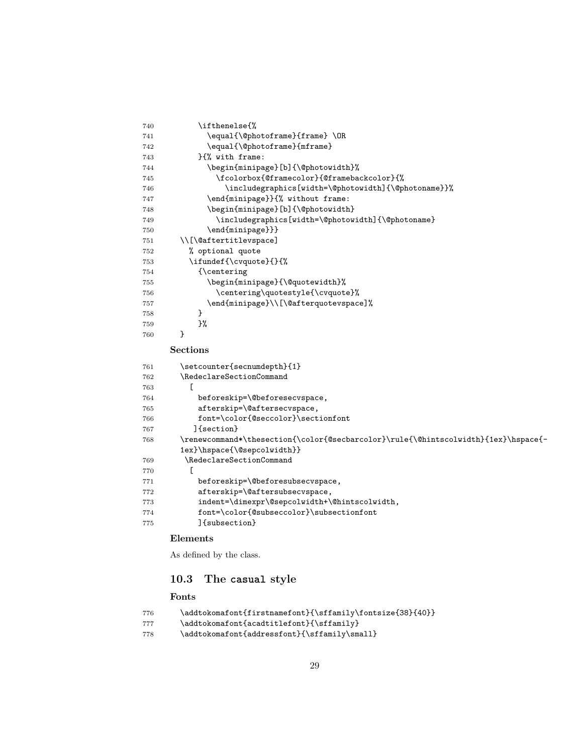```
740        \ifthenelse{%
741          \equal{\@photoframe}{frame} \OR
742          \equal{\@photoframe}{mframe}
743        }{% with frame:
744          \begin{minipage}[b]{\@photowidth}%
745            \fcolorbox{@framecolor}{@framebackcolor}{%
746              \includegraphics[width=\@photowidth]{\@photoname}}%
747          \end{minipage}}{% without frame:
748          \begin{minipage}[b]{\@photowidth}
749            \includegraphics[width=\@photowidth]{\@photoname}
750          \end{minipage}}}
751    \\[\@aftertitlevspace]
752      % optional quote
753      \ifundef{\cvquote}{}{%
754        {\centering
755          \begin{minipage}{\@quotewidth}%
756            \centering\quotestyle{\cvquote}%
757          \end{minipage}\\[\@afterquotevspace]%
758        }
759        }%
760    }
```

### Sections

```
761    \setcounter{secnumdepth}{1}
762    \RedeclareSectionCommand
763      [
764        beforeskip=\@beforesecvspace,
765        afterskip=\@aftersecvspace,
766        font=\color{@seccolor}\sectionfont
767       ]{section}
768    \renewcommand*\thesection{\color{@secbarcolor}\rule{\@hintscolwidth}{1ex}\hspace{-
       1ex}\hspace{\@sepcolwidth}}
769     \RedeclareSectionCommand
770      [
771        beforeskip=\@beforesubsecvspace,
772        afterskip=\@aftersubsecvspace,
773        indent=\dimexpr\@sepcolwidth+\@hintscolwidth,
774        font=\color{@subseccolor}\subsectionfont
775        ]{subsection}
```

### Elements

As defined by the class.

## 10.3 The casual style

### Fonts

```
776    \addtokomafont{firstnamefont}{\sffamily\fontsize{38}{40}}
777    \addtokomafont{acadtitlefont}{\sffamily}
778    \addtokomafont{addressfont}{\sffamily\small}
```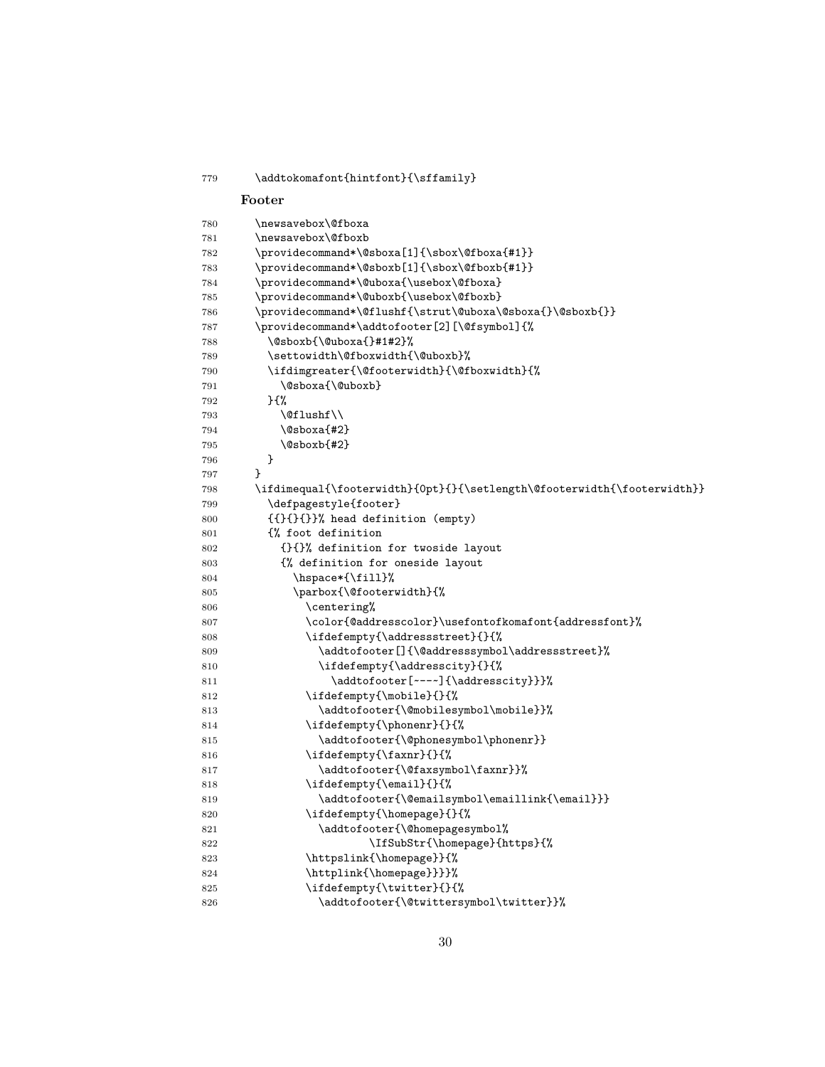```
779 \addtokomafont{hintfont}{\sffamily}
```

**Footer**

```
780 \newsavebox\@fboxa
781 \newsavebox\@fboxb
782 \providecommand*\@sboxa[1]{\sbox\@fboxa{#1}}
783 \providecommand*\@sboxb[1]{\sbox\@fboxb{#1}}
784 \providecommand*\@uboxa{\usebox\@fboxa}
785 \providecommand*\@uboxb{\usebox\@fboxb}
786 \providecommand*\@flushf{\strut\@uboxa\@sboxa{}\@sboxb{}}
787 \providecommand*\addtofooter[2][\@fsymbol]{%
788   \@sboxb{\@uboxa{}#1#2}%
789   \settowidth\@fboxwidth{\@uboxb}%
790   \ifdimgreater{\@footerwidth}{\@fboxwidth}{%
791     \@sboxa{\@uboxb}
792   }{%
793     \@flushf\\
794     \@sboxa{#2}
795     \@sboxb{#2}
796   }
797 }
798 \ifdimequal{\footerwidth}{0pt}{}{\setlength\@footerwidth{\footerwidth}}
799   \defpagestyle{footer}
800   {{}{}{}}% head definition (empty)
801   {% foot definition
802     {}{}% definition for twoside layout
803     {% definition for oneside layout
804       \hspace*{\fill}%
805       \parbox{\@footerwidth}{%
806         \centering%
807         \color{@addresscolor}\usefontofkomafont{addressfont}%
808         \ifdefempty{\addressstreet}{}{%
809           \addtofooter[]{\@addresssymbol\addressstreet}%
810           \ifdefempty{\addresscity}{}{%
811             \addtofooter[~---~]{\addresscity}}}%
812         \ifdefempty{\mobile}{}{%
813           \addtofooter{\@mobilesymbol\mobile}}%
814         \ifdefempty{\phonenr}{}{%
815           \addtofooter{\@phonesymbol\phonenr}}
816         \ifdefempty{\faxnr}{}{%
817           \addtofooter{\@faxsymbol\faxnr}}%
818         \ifdefempty{\email}{}{%
819           \addtofooter{\@emailsymbol\emaillink{\email}}}
820         \ifdefempty{\homepage}{}{%
821           \addtofooter{\@homepagesymbol%
822                 \IfSubStr{\homepage}{https}{%
823         \httpslink{\homepage}}{%
824         \httplink{\homepage}}}}%
825         \ifdefempty{\twitter}{}{%
826           \addtofooter{\@twittersymbol\twitter}}%
```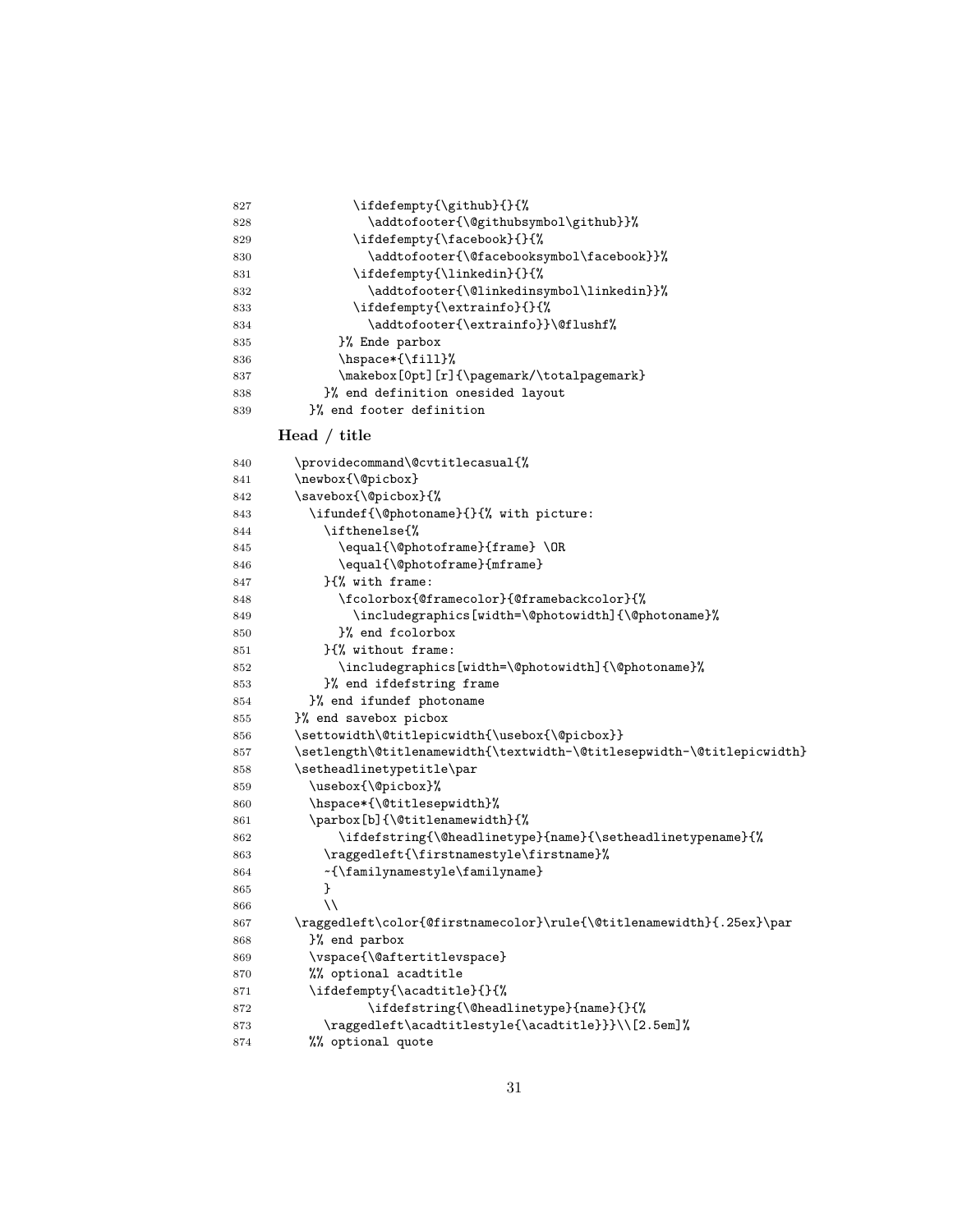```
827            \ifdefempty{\github}{}{%
828              \addtofooter{\@githubsymbol\github}}%
829            \ifdefempty{\facebook}{}{%
830              \addtofooter{\@facebooksymbol\facebook}}%
831            \ifdefempty{\linkedin}{}{%
832              \addtofooter{\@linkedinsymbol\linkedin}}%
833            \ifdefempty{\extrainfo}{}{%
834              \addtofooter{\extrainfo}}\@flushf%
835          }% Ende parbox
836          \hspace*{\fill}%
837          \makebox[0pt][r]{\pagemark/\totalpagemark}
838        }% end definition onesided layout
839      }% end footer definition
```

**Head / title**

```
840      \providecommand\@cvtitlecasual{%
841      \newbox{\@picbox}
842      \savebox{\@picbox}{%
843        \ifundef{\@photoname}{}{% with picture:
844          \ifthenelse{%
845            \equal{\@photoframe}{frame} \OR
846            \equal{\@photoframe}{mframe}
847          }{% with frame:
848            \fcolorbox{@framecolor}{@framebackcolor}{%
849              \includegraphics[width=\@photowidth]{\@photoname}%
850            }% end fcolorbox
851          }{% without frame:
852            \includegraphics[width=\@photowidth]{\@photoname}%
853          }% end ifdefstring frame
854        }% end ifundef photoname
855      }% end savebox picbox
856      \settowidth\@titlepicwidth{\usebox{\@picbox}}
857      \setlength\@titlenamewidth{\textwidth-\@titlesepwidth-\@titlepicwidth}
858      \setheadlinetypetitle\par
859        \usebox{\@picbox}%
860        \hspace*{\@titlesepwidth}%
861        \parbox[b]{\@titlenamewidth}{%
862            \ifdefstring{\@headlinetype}{name}{\setheadlinetypename}{%
863          \raggedleft{\firstnamestyle\firstname}%
864          ~{\familynamestyle\familyname}
865          }
866          \\
867      \raggedleft\color{@firstnamecolor}\rule{\@titlenamewidth}{.25ex}\par
868        }% end parbox
869        \vspace{\@aftertitlevspace}
870        %% optional acadtitle
871        \ifdefempty{\acadtitle}{}{%
872                \ifdefstring{\@headlinetype}{name}{}{%
873          \raggedleft\acadtitlestyle{\acadtitle}}}\\[2.5em]%
874        %% optional quote
```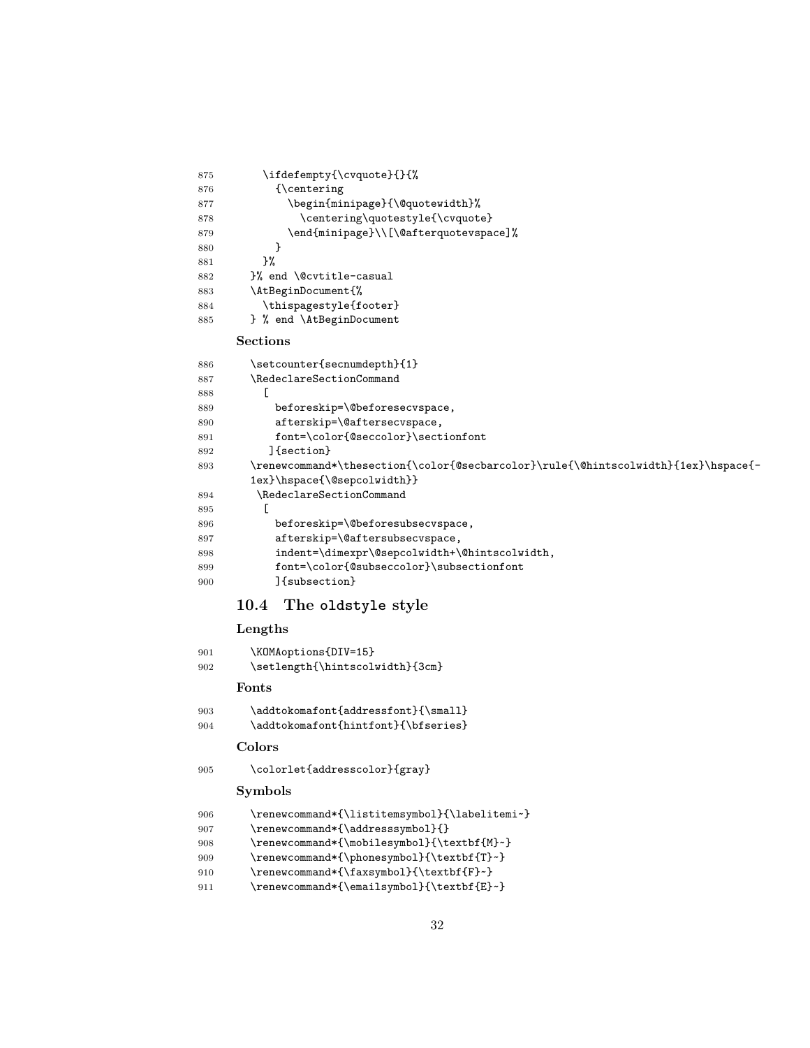```
875      \ifdefempty{\cvquote}{}{%
876        {\centering
877          \begin{minipage}{\@quotewidth}%
878            \centering\quotestyle{\cvquote}
879          \end{minipage}\\[\@afterquotevspace]%
880        }
881      }%
882    }% end \@cvtitle-casual
883    \AtBeginDocument{%
884      \thispagestyle{footer}
885    } % end \AtBeginDocument
```

### Sections

```
886    \setcounter{secnumdepth}{1}
887    \RedeclareSectionCommand
888      [
889        beforeskip=\@beforesecvspace,
890        afterskip=\@aftersecvspace,
891        font=\color{@seccolor}\sectionfont
892       ]{section}
893    \renewcommand*\thesection{\color{@secbarcolor}\rule{\@hintscolwidth}{1ex}\hspace{-
       1ex}\hspace{\@sepcolwidth}}
894     \RedeclareSectionCommand
895      [
896        beforeskip=\@beforesubsecvspace,
897        afterskip=\@aftersubsecvspace,
898        indent=\dimexpr\@sepcolwidth+\@hintscolwidth,
899        font=\color{@subseccolor}\subsectionfont
900        ]{subsection}
```

## 10.4 The oldstyle style

### Lengths

```
901    \KOMAoptions{DIV=15}
902    \setlength{\hintscolwidth}{3cm}
```

### Fonts

```
903    \addtokomafont{addressfont}{\small}
904    \addtokomafont{hintfont}{\bfseries}
```

### Colors

```
905    \colorlet{addresscolor}{gray}
```

### Symbols

```
906    \renewcommand*{\listitemsymbol}{\labelitemi~}
907    \renewcommand*{\addresssymbol}{}
908    \renewcommand*{\mobilesymbol}{\textbf{M}~}
909    \renewcommand*{\phonesymbol}{\textbf{T}~}
910    \renewcommand*{\faxsymbol}{\textbf{F}~}
911    \renewcommand*{\emailsymbol}{\textbf{E}~}
```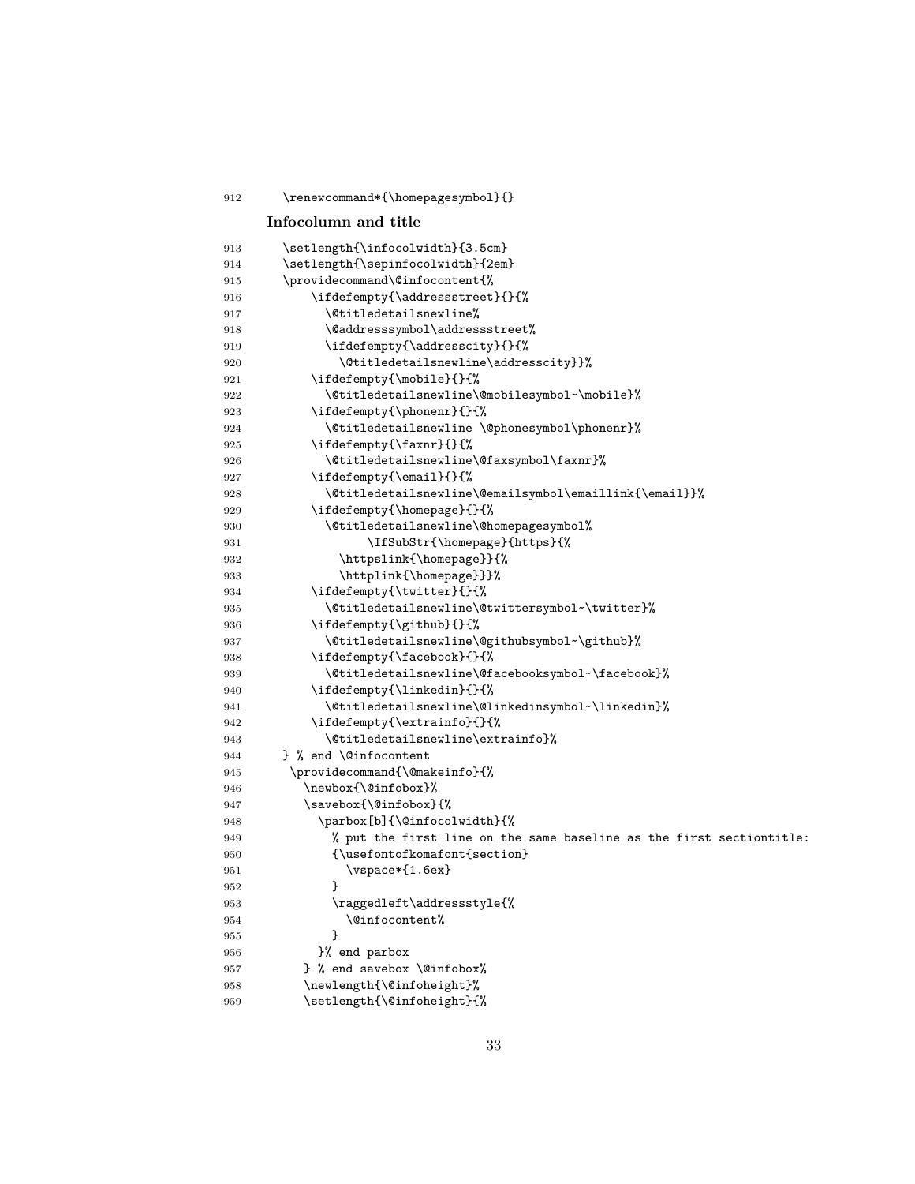```
912     \renewcommand*{\homepagesymbol}{}
```

### Infocolumn and title

```
913     \setlength{\infocolwidth}{3.5cm}
914     \setlength{\sepinfocolwidth}{2em}
915     \providecommand\@infocontent{%
916         \ifdefempty{\addressstreet}{}{%
917           \@titledetailsnewline%
918           \@addresssymbol\addressstreet%
919           \ifdefempty{\addresscity}{}{%
920             \@titledetailsnewline\addresscity}}%
921         \ifdefempty{\mobile}{}{%
922           \@titledetailsnewline\@mobilesymbol~\mobile}%
923         \ifdefempty{\phonenr}{}{%
924           \@titledetailsnewline \@phonesymbol\phonenr}%
925         \ifdefempty{\faxnr}{}{%
926           \@titledetailsnewline\@faxsymbol\faxnr}%
927         \ifdefempty{\email}{}{%
928           \@titledetailsnewline\@emailsymbol\emaillink{\email}}%
929         \ifdefempty{\homepage}{}{%
930           \@titledetailsnewline\@homepagesymbol%
931                 \IfSubStr{\homepage}{https}{%
932             \httpslink{\homepage}}{%
933             \httplink{\homepage}}}%
934         \ifdefempty{\twitter}{}{%
935           \@titledetailsnewline\@twittersymbol~\twitter}%
936         \ifdefempty{\github}{}{%
937           \@titledetailsnewline\@githubsymbol~\github}%
938         \ifdefempty{\facebook}{}{%
939           \@titledetailsnewline\@facebooksymbol~\facebook}%
940         \ifdefempty{\linkedin}{}{%
941           \@titledetailsnewline\@linkedinsymbol~\linkedin}%
942         \ifdefempty{\extrainfo}{}{%
943           \@titledetailsnewline\extrainfo}%
944     } % end \@infocontent
945      \providecommand{\@makeinfo}{%
946        \newbox{\@infobox}%
947        \savebox{\@infobox}{%
948          \parbox[b]{\@infocolwidth}{%
949            % put the first line on the same baseline as the first sectiontitle:
950            {\usefontofkomafont{section}
951              \vspace*{1.6ex}
952            }
953            \raggedleft\addressstyle{%
954              \@infocontent%
955            }
956          }% end parbox
957        } % end savebox \@infobox%
958        \newlength{\@infoheight}%
959        \setlength{\@infoheight}{%
```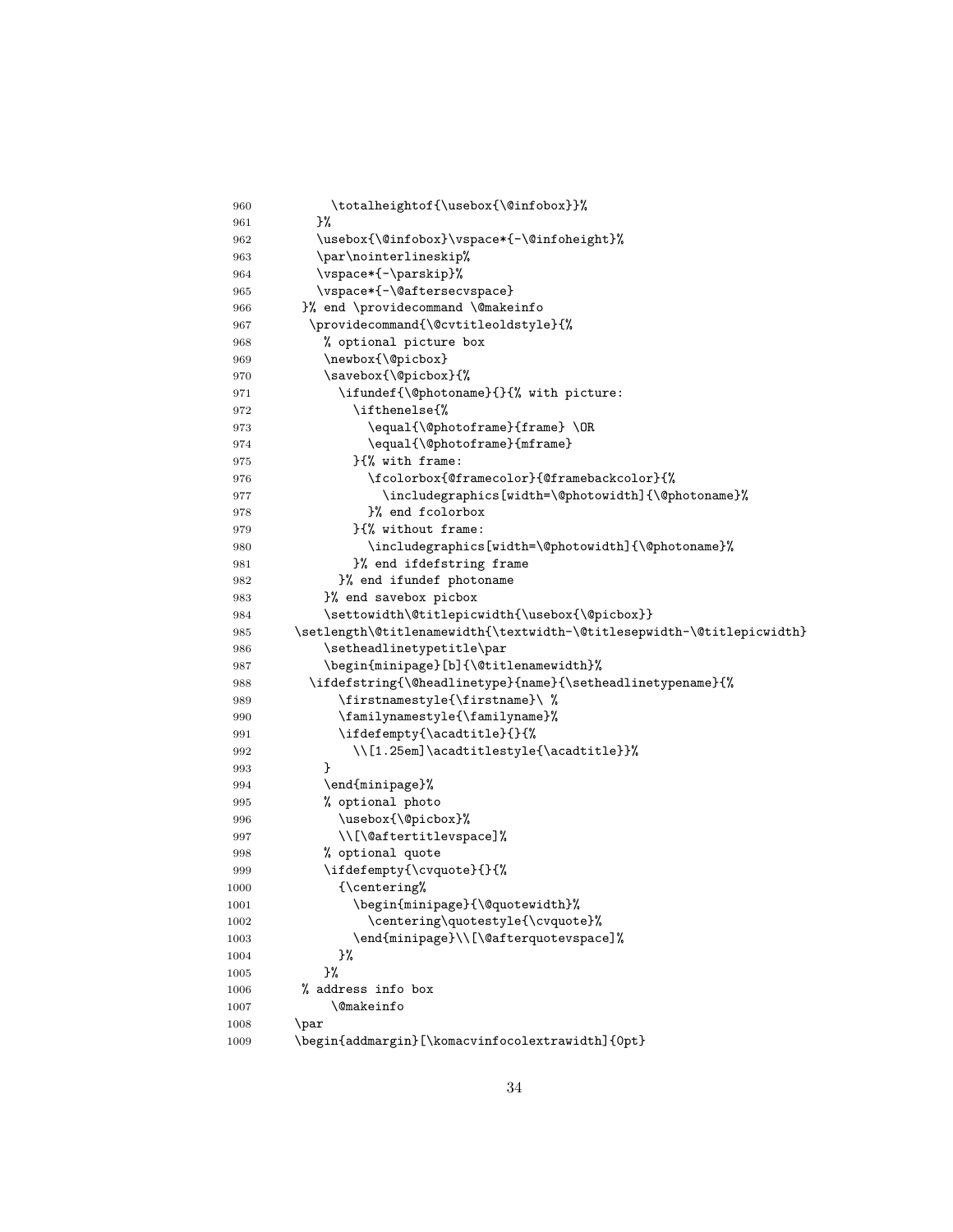```
960           \totalheightof{\usebox{\@infobox}}%
961         }%
962         \usebox{\@infobox}\vspace*{-\@infoheight}%
963         \par\nointerlineskip%
964         \vspace*{-\parskip}%
965         \vspace*{-\@aftersecvspace}
966       }% end \providecommand \@makeinfo
967       \providecommand{\@cvtitleoldstyle}{%
968         % optional picture box
969         \newbox{\@picbox}
970         \savebox{\@picbox}{%
971           \ifundef{\@photoname}{}{% with picture:
972             \ifthenelse{%
973               \equal{\@photoframe}{frame} \OR
974               \equal{\@photoframe}{mframe}
975             }{% with frame:
976               \fcolorbox{@framecolor}{@framebackcolor}{%
977                 \includegraphics[width=\@photowidth]{\@photoname}%
978               }% end fcolorbox
979             }{% without frame:
980               \includegraphics[width=\@photowidth]{\@photoname}%
981             }% end ifdefstring frame
982           }% end ifundef photoname
983         }% end savebox picbox
984         \settowidth\@titlepicwidth{\usebox{\@picbox}}
985       \setlength\@titlenamewidth{\textwidth-\@titlesepwidth-\@titlepicwidth}
986         \setheadlinetypetitle\par
987         \begin{minipage}[b]{\@titlenamewidth}%
988       \ifdefstring{\@headlinetype}{name}{\setheadlinetypename}{%
989           \firstnamestyle{\firstname}\ %
990           \familynamestyle{\familyname}%
991           \ifdefempty{\acadtitle}{}{%
992             \\[1.25em]\acadtitlestyle{\acadtitle}}%
993         }
994         \end{minipage}%
995         % optional photo
996           \usebox{\@picbox}%
997           \\[\@aftertitlevspace]%
998         % optional quote
999         \ifdefempty{\cvquote}{}{%
1000          {\centering%
1001            \begin{minipage}{\@quotewidth}%
1002              \centering\quotestyle{\cvquote}%
1003            \end{minipage}\\[\@afterquotevspace]%
1004          }%
1005        }%
1006      % address info box
1007          \@makeinfo
1008      \par
1009      \begin{addmargin}[\komacvinfocolextrawidth]{0pt}
```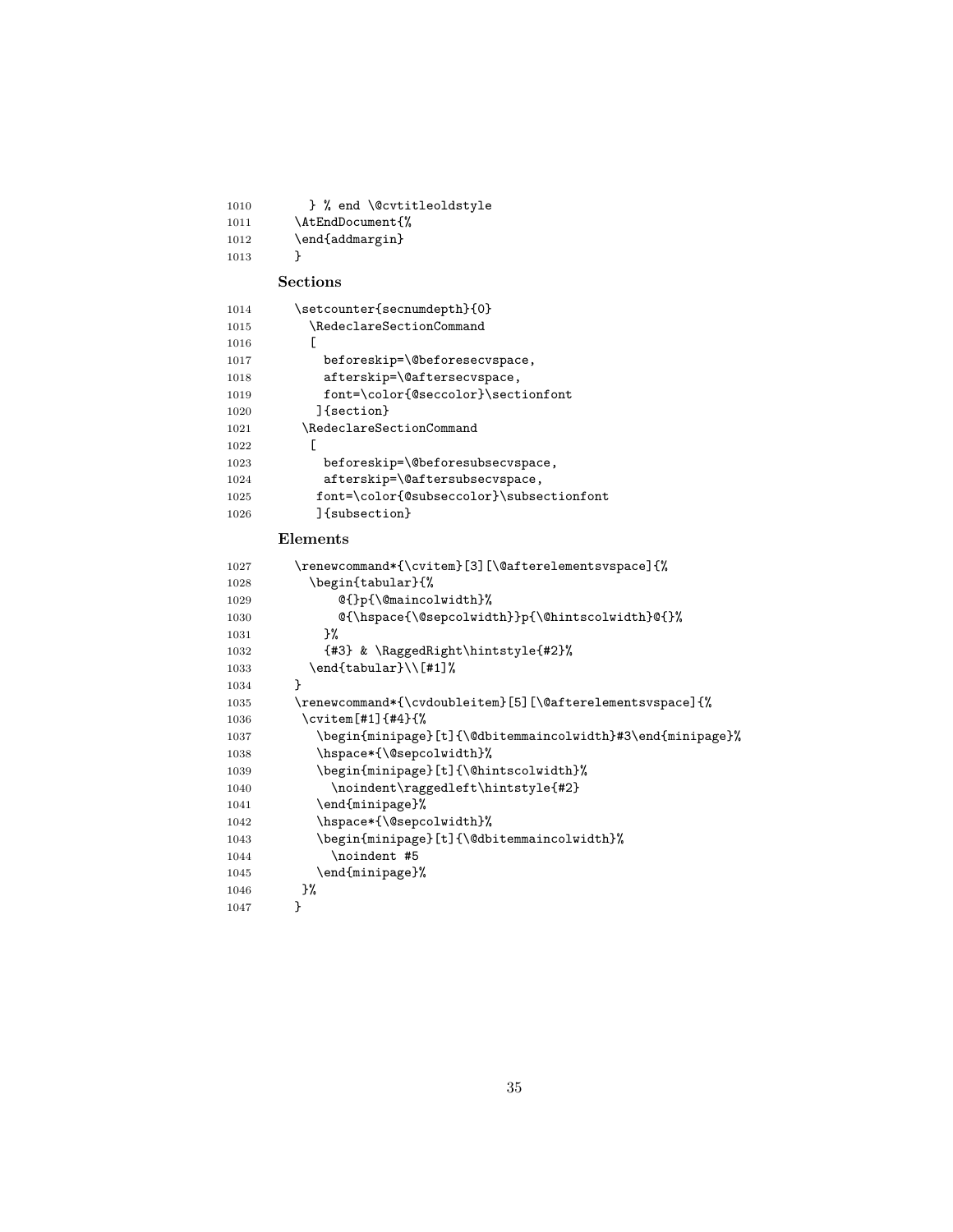```
1010      } % end \@cvtitleoldstyle
1011     \AtEndDocument{%
1012     \end{addmargin}
1013     }
```

**Sections**

```
1014     \setcounter{secnumdepth}{0}
1015       \RedeclareSectionCommand
1016       [
1017         beforeskip=\@beforesecvspace,
1018         afterskip=\@aftersecvspace,
1019         font=\color{@seccolor}\sectionfont
1020        ]{section}
1021      \RedeclareSectionCommand
1022       [
1023         beforeskip=\@beforesubsecvspace,
1024         afterskip=\@aftersubsecvspace,
1025        font=\color{@subseccolor}\subsectionfont
1026        ]{subsection}
```

**Elements**

```
1027     \renewcommand*{\cvitem}[3][\@afterelementsvspace]{%
1028       \begin{tabular}{%
1029           @{}p{\@maincolwidth}%
1030           @{\hspace{\@sepcolwidth}}p{\@hintscolwidth}@{}%
1031         }%
1032         {#3} & \RaggedRight\hintstyle{#2}%
1033       \end{tabular}\\[#1]%
1034     }
1035     \renewcommand*{\cvdoubleitem}[5][\@afterelementsvspace]{%
1036      \cvitem[#1]{#4}{%
1037        \begin{minipage}[t]{\@dbitemmaincolwidth}#3\end{minipage}%
1038        \hspace*{\@sepcolwidth}%
1039        \begin{minipage}[t]{\@hintscolwidth}%
1040          \noindent\raggedleft\hintstyle{#2}
1041        \end{minipage}%
1042        \hspace*{\@sepcolwidth}%
1043        \begin{minipage}[t]{\@dbitemmaincolwidth}%
1044          \noindent #5
1045        \end{minipage}%
1046      }%
1047     }
```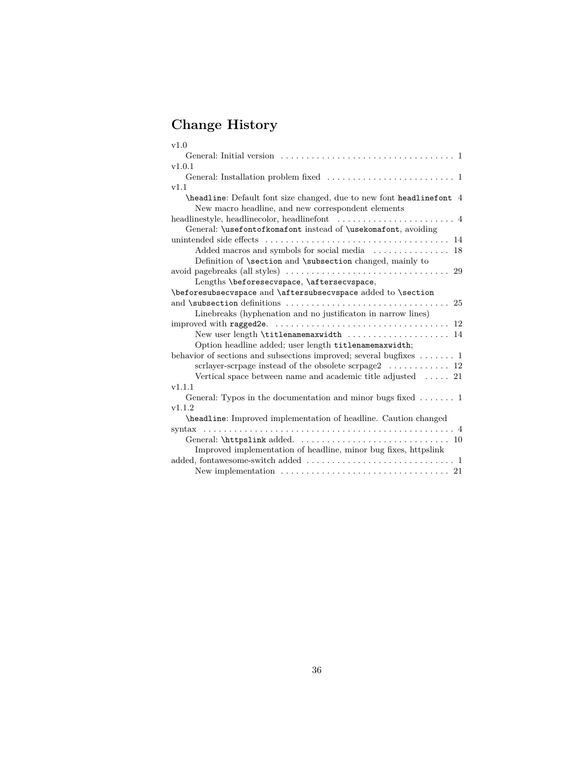# Change History

v1.0

General: Initial version . . . . . . . . . . . . . . . . . . . . . . . . . . . . . . . . . . 1

v1.0.1

General: Installation problem fixed . . . . . . . . . . . . . . . . . . . . . . . . . 1

v1.1

`\headline`: Default font size changed, due to new font `headlinefont` 4

New macro headline, and new correspondent elements headlinestyle, headlinecolor, headlinefont . . . . . . . . . . . . . . . . . . . . . . . 4

General: `\usefontofkomafont` instead of `\usekomafont`, avoiding unintended side effects . . . . . . . . . . . . . . . . . . . . . . . . . . . . . . . . . . . . 14

Added macros and symbols for social media . . . . . . . . . . . . . . . 18

Definition of `\section` and `\subsection` changed, mainly to avoid pagebreaks (all styles) . . . . . . . . . . . . . . . . . . . . . . . . . . . . . . . . 29

Lengths `\beforesecvspace`, `\aftersecvspace`, `\beforesubsecvspace` and `\aftersubsecvspace` added to `\section` and `\subsection` definitions . . . . . . . . . . . . . . . . . . . . . . . . . . . . . . . . 25

Linebreaks (hyphenation and no justificaton in narrow lines) improved with `ragged2e`. . . . . . . . . . . . . . . . . . . . . . . . . . . . . . . . . . 12

New user length `\titlenamemaxwidth` . . . . . . . . . . . . . . . . . . . . 14

Option headline added; user length `titlenamemaxwidth`; behavior of sections and subsections improved; several bugfixes . . . . . . . 1

scrlayer-scrpage instead of the obsolete scrpage2 . . . . . . . . . . . . 12

Vertical space between name and academic title adjusted . . . . . 21

v1.1.1

General: Typos in the documentation and minor bugs fixed . . . . . . . 1

v1.1.2

`\headline`: Improved implementation of headline. Caution changed syntax . . . . . . . . . . . . . . . . . . . . . . . . . . . . . . . . . . . . . . . . . . . . . . . . . 4

General: `\httpslink` added. . . . . . . . . . . . . . . . . . . . . . . . . . . . . . 10

Improved implementation of headline, minor bug fixes, httpslink added, fontawesome-switch added . . . . . . . . . . . . . . . . . . . . . . . . . . . . . 1

New implementation . . . . . . . . . . . . . . . . . . . . . . . . . . . . . . . . . 21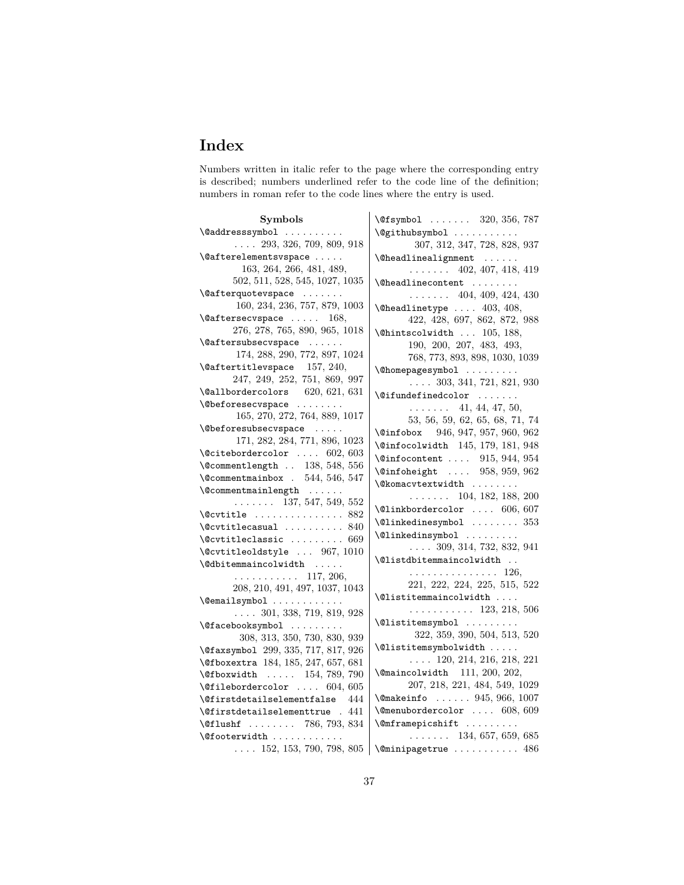# Index

Numbers written in italic refer to the page where the corresponding entry is described; numbers underlined refer to the code line of the definition; numbers in roman refer to the code lines where the entry is used.

**Symbols**

`\@addresssymbol` . . . . 293, 326, 709, 809, 918
`\@afterelementsvspace` . . . . . 163, 264, 266, 481, 489, 502, 511, 528, 545, 1027, 1035
`\@afterquotevspace` . . . . . . . 160, 234, 236, 757, 879, 1003
`\@aftersecvspace` . . . . . 168, 276, 278, 765, 890, 965, 1018
`\@aftersubsecvspace` . . . . . . 174, 288, 290, 772, 897, 1024
`\@aftertitlevspace` 157, 240, 247, 249, 252, 751, 869, 997
`\@allbordercolors` 620, 621, 631
`\@beforesecvspace` . . . . . . . . 165, 270, 272, 764, 889, 1017
`\@beforesubsecvspace` . . . . . 171, 282, 284, 771, 896, 1023
`\@citebordercolor` . . . . 602, 603
`\@commentlength` . . 138, 548, 556
`\@commentmainbox` . 544, 546, 547
`\@commentmainlength` . . . . . . . . . . . . . 137, 547, 549, 552
`\@cvtitle` . . . . . . . . . . . . . . 882
`\@cvtitlecasual` . . . . . . . . . . 840
`\@cvtitleclassic` . . . . . . . . . 669
`\@cvtitleoldstyle` . . . 967, 1010
`\@dbitemmaincolwidth` . . . . . . . . . . . . . . . . 117, 206, 208, 210, 491, 497, 1037, 1043
`\@emailsymbol` . . . . 301, 338, 719, 819, 928
`\@facebooksymbol` . . . . . . . . . 308, 313, 350, 730, 830, 939
`\@faxsymbol` 299, 335, 717, 817, 926
`\@fboxextra` 184, 185, 247, 657, 681
`\@fboxwidth` . . . . . 154, 789, 790
`\@filebordercolor` . . . . 604, 605
`\@firstdetailselementfalse` 444
`\@firstdetailselementtrue` . 441
`\@flushf` . . . . . . . . 786, 793, 834
`\@footerwidth` . . . . 152, 153, 790, 798, 805
`\@fsymbol` . . . . . . . 320, 356, 787
`\@githubsymbol` . . . . . . . . . . . 307, 312, 347, 728, 828, 937
`\@headlinealignment` . . . . . . . . . . . . . 402, 407, 418, 419
`\@headlinecontent` . . . . . . . . . . . . . . . 404, 409, 424, 430
`\@headlinetype` . . . . 403, 408, 422, 428, 697, 862, 872, 988
`\@hintscolwidth` . . . 105, 188, 190, 200, 207, 483, 493, 768, 773, 893, 898, 1030, 1039
`\@homepagesymbol` . . . . 303, 341, 721, 821, 930
`\@ifundefinedcolor` . . . . . . . . . . . . . 41, 44, 47, 50, 53, 56, 59, 62, 65, 68, 71, 74
`\@infobox` 946, 947, 957, 960, 962
`\@infocolwidth` 145, 179, 181, 948
`\@infocontent` . . . . 915, 944, 954
`\@infoheight` . . . . 958, 959, 962
`\@komacvtextwidth` . . . . . . . . . . . . . . . 104, 182, 188, 200
`\@linkbordercolor` . . . . 606, 607
`\@linkedinesymbol` . . . . . . . . 353
`\@linkedinsymbol` . . . . 309, 314, 732, 832, 941
`\@listdbitemmaincolwidth` . . . . . . . . . . . . . . . . . 126, 221, 222, 224, 225, 515, 522
`\@listitemmaincolwidth` . . . . . . . . . . . . . . . 123, 218, 506
`\@listitemsymbol` . . . . . . . . . 322, 359, 390, 504, 513, 520
`\@listitemsymbolwidth` . . . . 120, 214, 216, 218, 221
`\@maincolwidth` 111, 200, 202, 207, 218, 221, 484, 549, 1029
`\@makeinfo` . . . . . . 945, 966, 1007
`\@menubordercolor` . . . . 608, 609
`\@mframepicshift` . . . . . . . . . . . . . . . 134, 657, 659, 685
`\@minipagetrue` . . . . . . . . . . . 486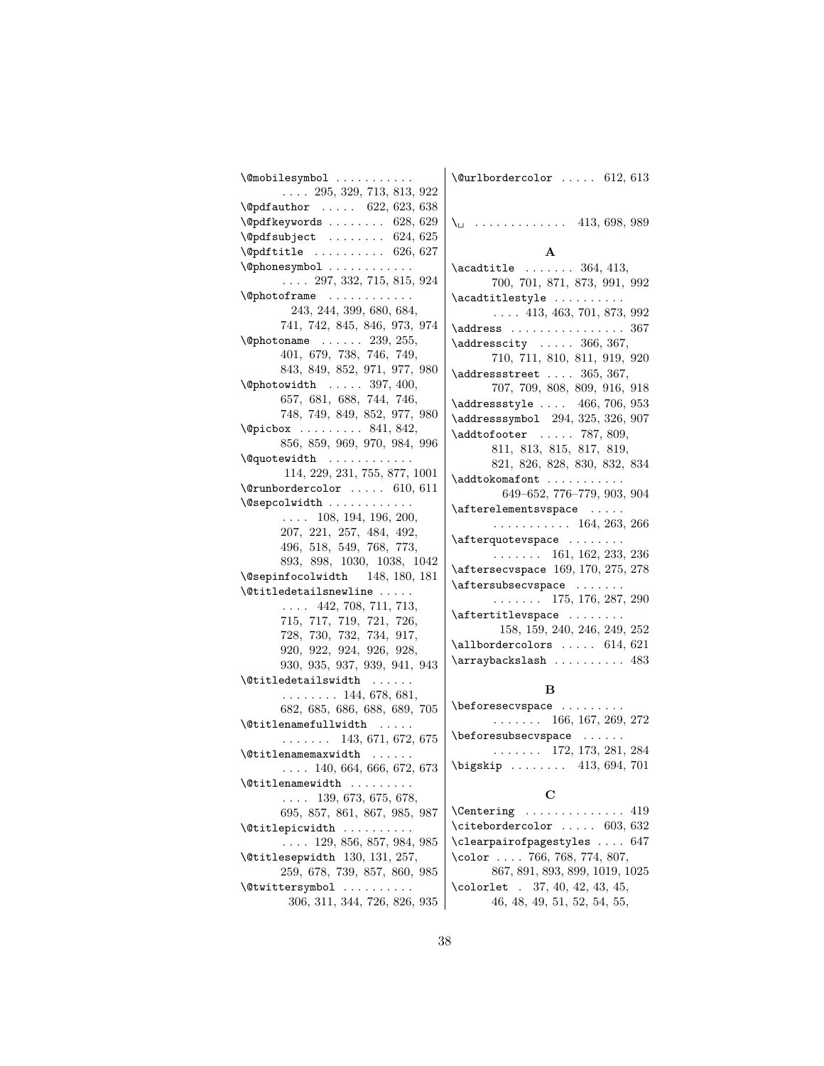\@mobilesymbol . . . . . . . . . . . 295, 329, 713, 813, 922
\@pdfauthor . . . . . 622, 623, 638
\@pdfkeywords . . . . . . . . 628, 629
\@pdfsubject . . . . . . . . 624, 625
\@pdftitle . . . . . . . . . . 626, 627
\@phonesymbol . . . . . . . . . . . 297, 332, 715, 815, 924
\@photoframe . . . . . . . . . . . 243, 244, 399, 680, 684, 741, 742, 845, 846, 973, 974
\@photoname . . . . . . 239, 255, 401, 679, 738, 746, 749, 843, 849, 852, 971, 977, 980
\@photowidth . . . . . 397, 400, 657, 681, 688, 744, 746, 748, 749, 849, 852, 977, 980
\@picbox . . . . . . . . . 841, 842, 856, 859, 969, 970, 984, 996
\@quotewidth . . . . . . . . . . . 114, 229, 231, 755, 877, 1001
\@runbordercolor . . . . . 610, 611
\@sepcolwidth . . . . . . . . . . . . . . . 108, 194, 196, 200, 207, 221, 257, 484, 492, 496, 518, 549, 768, 773, 893, 898, 1030, 1038, 1042
\@sepinfocolwidth 148, 180, 181
\@titledetailsnewline . . . . . . . . . 442, 708, 711, 713, 715, 717, 719, 721, 726, 728, 730, 732, 734, 917, 920, 922, 924, 926, 928, 930, 935, 937, 939, 941, 943
\@titledetailswidth . . . . . . . . . . . . . . 144, 678, 681, 682, 685, 686, 688, 689, 705
\@titlenamefullwidth . . . . . . . . . . . . 143, 671, 672, 675
\@titlenamemaxwidth . . . . . . . . . . 140, 664, 666, 672, 673
\@titlenamewidth . . . . . . . . . . . . . 139, 673, 675, 678, 695, 857, 861, 867, 985, 987
\@titlepicwidth . . . . . . . . . . . . . . 129, 856, 857, 984, 985
\@titlesepwidth 130, 131, 257, 259, 678, 739, 857, 860, 985
\@twittersymbol . . . . . . . . . 306, 311, 344, 726, 826, 935
\@urlbordercolor . . . . . 612, 613

\␣ . . . . . . . . . . . . . 413, 698, 989

**A**

\acadtitle . . . . . . . 364, 413, 700, 701, 871, 873, 991, 992
\acadtitlestyle . . . . . . . . . . . . . . 413, 463, 701, 873, 992
\address . . . . . . . . . . . . . . . . 367
\addresscity . . . . . 366, 367, 710, 711, 810, 811, 919, 920
\addressstreet . . . . 365, 367, 707, 709, 808, 809, 916, 918
\addressstyle . . . . 466, 706, 953
\addresssymbol 294, 325, 326, 907
\addtofooter . . . . . 787, 809, 811, 813, 815, 817, 819, 821, 826, 828, 830, 832, 834
\addtokomafont . . . . . . . . . . . 649–652, 776–779, 903, 904
\afterelementsvspace . . . . . . . . . . . . . . . . 164, 263, 266
\afterquotevspace . . . . . . . . . . . . . . . 161, 162, 233, 236
\aftersecvspace 169, 170, 275, 278
\aftersubsecvspace . . . . . . . . . . . . . . 175, 176, 287, 290
\aftertitlevspace . . . . . . . . 158, 159, 240, 246, 249, 252
\allbordercolors . . . . . 614, 621
\arraybackslash . . . . . . . . . . 483

**B**

\beforesecvspace . . . . . . . . . . . . . . . . 166, 167, 269, 272
\beforesubsecvspace . . . . . . . . . . . . . 172, 173, 281, 284
\bigskip . . . . . . . . 413, 694, 701

**C**

\Centering . . . . . . . . . . . . . . 419
\citebordercolor . . . . . 603, 632
\clearpairofpagestyles . . . . 647
\color . . . . 766, 768, 774, 807, 867, 891, 893, 899, 1019, 1025
\colorlet . 37, 40, 42, 43, 45, 46, 48, 49, 51, 52, 54, 55,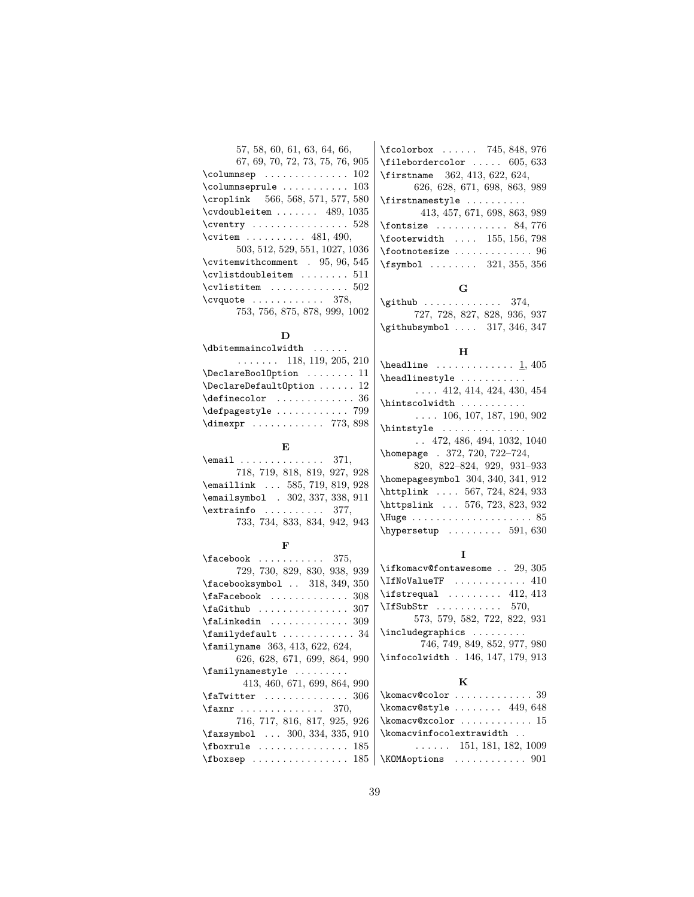57, 58, 60, 61, 63, 64, 66, 67, 69, 70, 72, 73, 75, 76, 905
\columnsep . . . . . . . . . . . . . . 102
\columnseprule . . . . . . . . . . . 103
\croplink 566, 568, 571, 577, 580
\cvdoubleitem . . . . . . . 489, 1035
\cventry . . . . . . . . . . . . . . . . 528
\cvitem . . . . . . . . . . 481, 490, 503, 512, 529, 551, 1027, 1036
\cvitemwithcomment . 95, 96, 545
\cvlistdoubleitem . . . . . . . . 511
\cvlistitem . . . . . . . . . . . . . 502
\cvquote . . . . . . . . . . . . 378, 753, 756, 875, 878, 999, 1002

**D**

\dbitemmaincolwidth . . . . . . . . . . . . . 118, 119, 205, 210
\DeclareBoolOption . . . . . . . . 11
\DeclareDefaultOption . . . . . . 12
\definecolor . . . . . . . . . . . . . 36
\defpagestyle . . . . . . . . . . . . 799
\dimexpr . . . . . . . . . . . . 773, 898

**E**

\email . . . . . . . . . . . . . . 371, 718, 719, 818, 819, 927, 928
\emaillink . . . 585, 719, 819, 928
\emailsymbol . 302, 337, 338, 911
\extrainfo . . . . . . . . . . 377, 733, 734, 833, 834, 942, 943

**F**

\facebook . . . . . . . . . . . 375, 729, 730, 829, 830, 938, 939
\facebooksymbol . . 318, 349, 350
\faFacebook . . . . . . . . . . . . . 308
\faGithub . . . . . . . . . . . . . . . 307
\faLinkedin . . . . . . . . . . . . . 309
\familydefault . . . . . . . . . . . . 34
\familyname 363, 413, 622, 624, 626, 628, 671, 699, 864, 990
\familynamestyle . . . . . . . . . 413, 460, 671, 699, 864, 990
\faTwitter . . . . . . . . . . . . . . 306
\faxnr . . . . . . . . . . . . . . 370, 716, 717, 816, 817, 925, 926
\faxsymbol . . . 300, 334, 335, 910
\fboxrule . . . . . . . . . . . . . . . 185
\fboxsep . . . . . . . . . . . . . . . . 185
\fcolorbox . . . . . . 745, 848, 976
\filebordercolor . . . . . 605, 633
\firstname 362, 413, 622, 624, 626, 628, 671, 698, 863, 989
\firstnamestyle . . . . . . . . . . 413, 457, 671, 698, 863, 989
\fontsize . . . . . . . . . . . . 84, 776
\footerwidth . . . . 155, 156, 798
\footnotesize . . . . . . . . . . . . . 96
\fsymbol . . . . . . . . 321, 355, 356

**G**

\github . . . . . . . . . . . . . 374, 727, 728, 827, 828, 936, 937
\githubsymbol . . . . 317, 346, 347

**H**

\headline . . . . . . . . . . . . . 1, 405
\headlinestyle . . . . . . . . . . . . . . . 412, 414, 424, 430, 454
\hintscolwidth . . . . . . . . . . . . . . 106, 107, 187, 190, 902
\hintstyle . . . . . . . . . . . . . . . . 472, 486, 494, 1032, 1040
\homepage . 372, 720, 722–724, 820, 822–824, 929, 931–933
\homepagesymbol 304, 340, 341, 912
\httplink . . . . 567, 724, 824, 933
\httpslink . . . 576, 723, 823, 932
\Huge . . . . . . . . . . . . . . . . . . . . 85
\hypersetup . . . . . . . . . 591, 630

**I**

\ifkomacv@fontawesome . . 29, 305
\IfNoValueTF . . . . . . . . . . . . 410
\ifstrequal . . . . . . . . . 412, 413
\IfSubStr . . . . . . . . . . . 570, 573, 579, 582, 722, 822, 931
\includegraphics . . . . . . . . . 746, 749, 849, 852, 977, 980
\infocolwidth . 146, 147, 179, 913

**K**

\komacv@color . . . . . . . . . . . . . 39
\komacv@style . . . . . . . . 449, 648
\komacv@xcolor . . . . . . . . . . . . 15
\komacvinfocolextrawidth . . . . . . . . 151, 181, 182, 1009
\KOMAoptions . . . . . . . . . . . . 901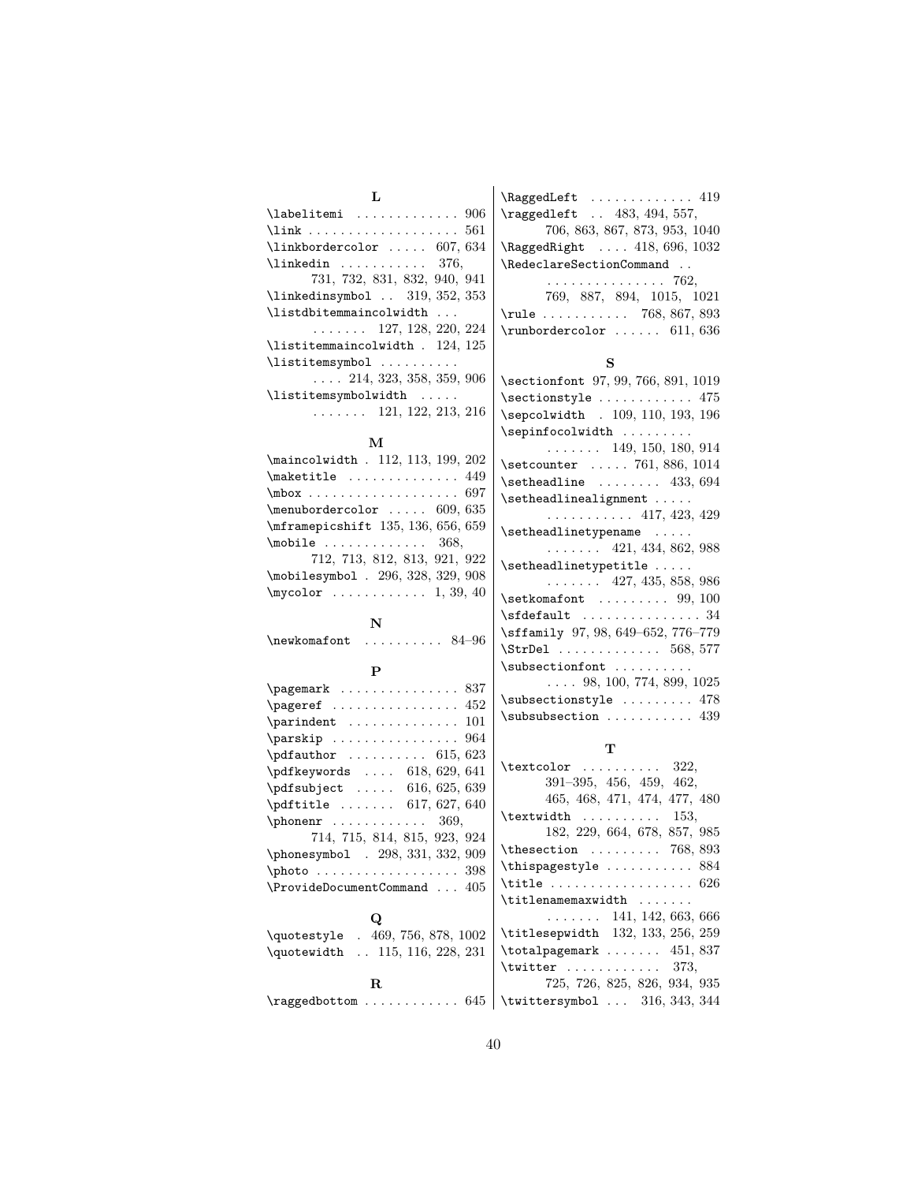**L**

\labelitemi . . . . . . . . . . . . . 906
\link . . . . . . . . . . . . . . . . . . 561
\linkbordercolor . . . . . 607, 634
\linkedin . . . . . . . . . . . 376, 731, 732, 831, 832, 940, 941
\linkedinsymbol . . 319, 352, 353
\listdbitemmaincolwidth . . . . . . . . . . 127, 128, 220, 224
\listitemmaincolwidth . 124, 125
\listitemsymbol . . . . . . . . . . . . . . 214, 323, 358, 359, 906
\listitemsymbolwidth . . . . . . . . . . . . 121, 122, 213, 216

**M**

\maincolwidth . 112, 113, 199, 202
\maketitle . . . . . . . . . . . . . . 449
\mbox . . . . . . . . . . . . . . . . . . 697
\menubordercolor . . . . . 609, 635
\mframepicshift 135, 136, 656, 659
\mobile . . . . . . . . . . . . . 368, 712, 713, 812, 813, 921, 922
\mobilesymbol . 296, 328, 329, 908
\mycolor . . . . . . . . . . . . 1, 39, 40

**N**

\newkomafont . . . . . . . . . . 84–96

**P**

\pagemark . . . . . . . . . . . . . . . 837
\pageref . . . . . . . . . . . . . . . . 452
\parindent . . . . . . . . . . . . . . 101
\parskip . . . . . . . . . . . . . . . . 964
\pdfauthor . . . . . . . . . . 615, 623
\pdfkeywords . . . . 618, 629, 641
\pdfsubject . . . . . 616, 625, 639
\pdftitle . . . . . . . 617, 627, 640
\phonenr . . . . . . . . . . . . 369, 714, 715, 814, 815, 923, 924
\phonesymbol . 298, 331, 332, 909
\photo . . . . . . . . . . . . . . . . . . 398
\ProvideDocumentCommand . . . 405

**Q**

\quotestyle . 469, 756, 878, 1002
\quotewidth . . 115, 116, 228, 231

**R**

\raggedbottom . . . . . . . . . . . 645
\RaggedLeft . . . . . . . . . . . . . 419
\raggedleft . . 483, 494, 557, 706, 863, 867, 873, 953, 1040
\RaggedRight . . . . 418, 696, 1032
\RedeclareSectionCommand . . . . . . . . . . . . . . . . . 762, 769, 887, 894, 1015, 1021
\rule . . . . . . . . . . . 768, 867, 893
\runbordercolor . . . . . . 611, 636

**S**

\sectionfont 97, 99, 766, 891, 1019
\sectionstyle . . . . . . . . . . . . 475
\sepcolwidth . 109, 110, 193, 196
\sepinfocolwidth . . . . . . . . . . . . . . . . 149, 150, 180, 914
\setcounter . . . . . 761, 886, 1014
\setheadline . . . . . . . . 433, 694
\setheadlinealignment . . . . . . . . . . . . . . . . 417, 423, 429
\setheadlinetypename . . . . . . . . . . . . 421, 434, 862, 988
\setheadlinetypetitle . . . . . . . . . . . . 427, 435, 858, 986
\setkomafont . . . . . . . . . 99, 100
\sfdefault . . . . . . . . . . . . . . . 34
\sffamily 97, 98, 649–652, 776–779
\StrDel . . . . . . . . . . . . . 568, 577
\subsectionfont . . . . . . . . . . . . . . 98, 100, 774, 899, 1025
\subsectionstyle . . . . . . . . . 478
\subsubsection . . . . . . . . . . . 439

**T**

\textcolor . . . . . . . . . . 322, 391–395, 456, 459, 462, 465, 468, 471, 474, 477, 480
\textwidth . . . . . . . . . . 153, 182, 229, 664, 678, 857, 985
\thesection . . . . . . . . . 768, 893
\thispagestyle . . . . . . . . . . . 884
\title . . . . . . . . . . . . . . . . . . 626
\titlenamemaxwidth . . . . . . . . . . . . . 141, 142, 663, 666
\titlesepwidth 132, 133, 256, 259
\totalpagemark . . . . . . . 451, 837
\twitter . . . . . . . . . . . . 373, 725, 726, 825, 826, 934, 935
\twittersymbol . . . 316, 343, 344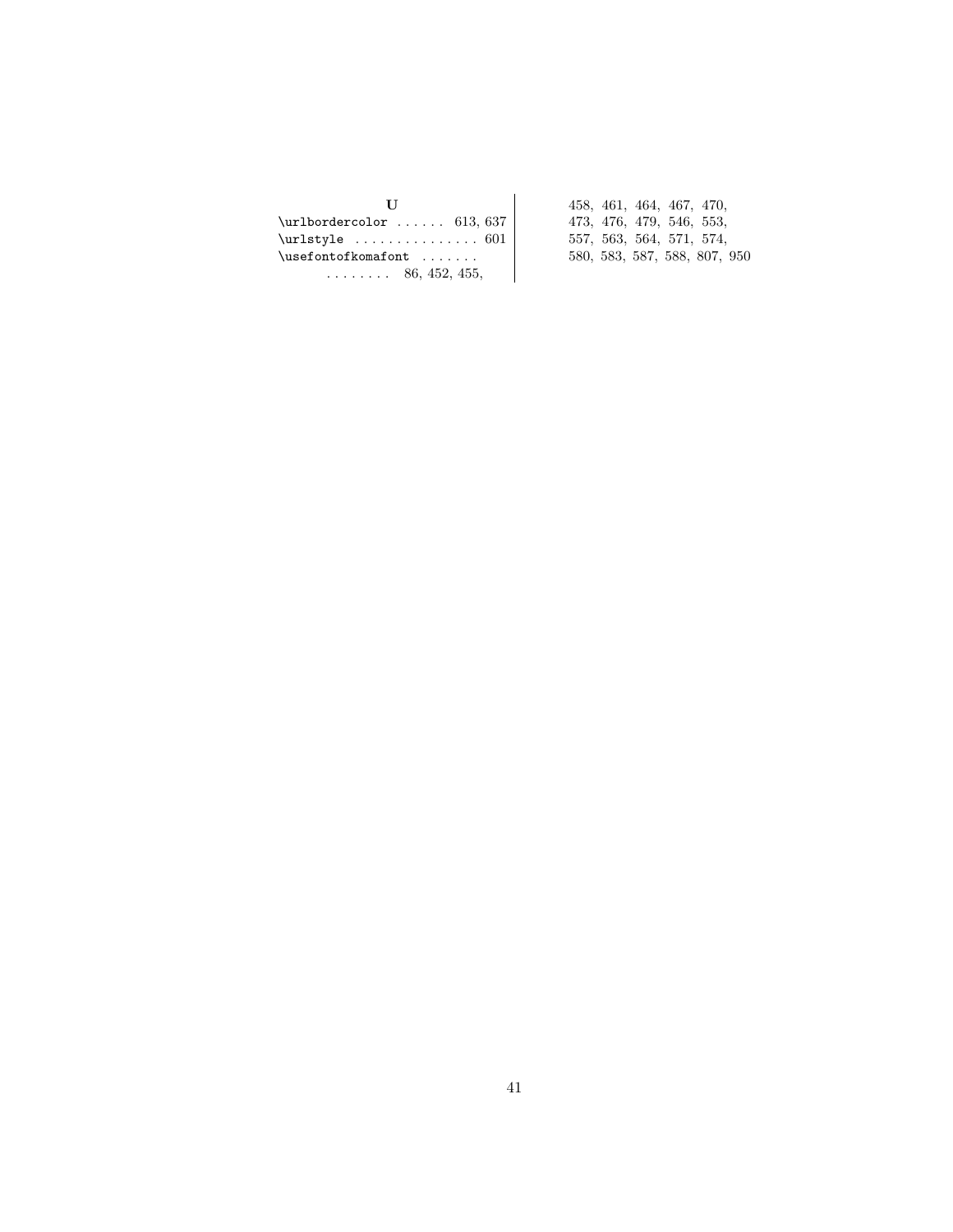**U**

\urlbordercolor . . . . . . 613, 637

\urlstyle . . . . . . . . . . . . . . . 601

\usefontofkomafont . . . . . . .
. . . . . . . . 86, 452, 455,
458, 461, 464, 467, 470,
473, 476, 479, 546, 553,
557, 563, 564, 571, 574,
580, 583, 587, 588, 807, 950